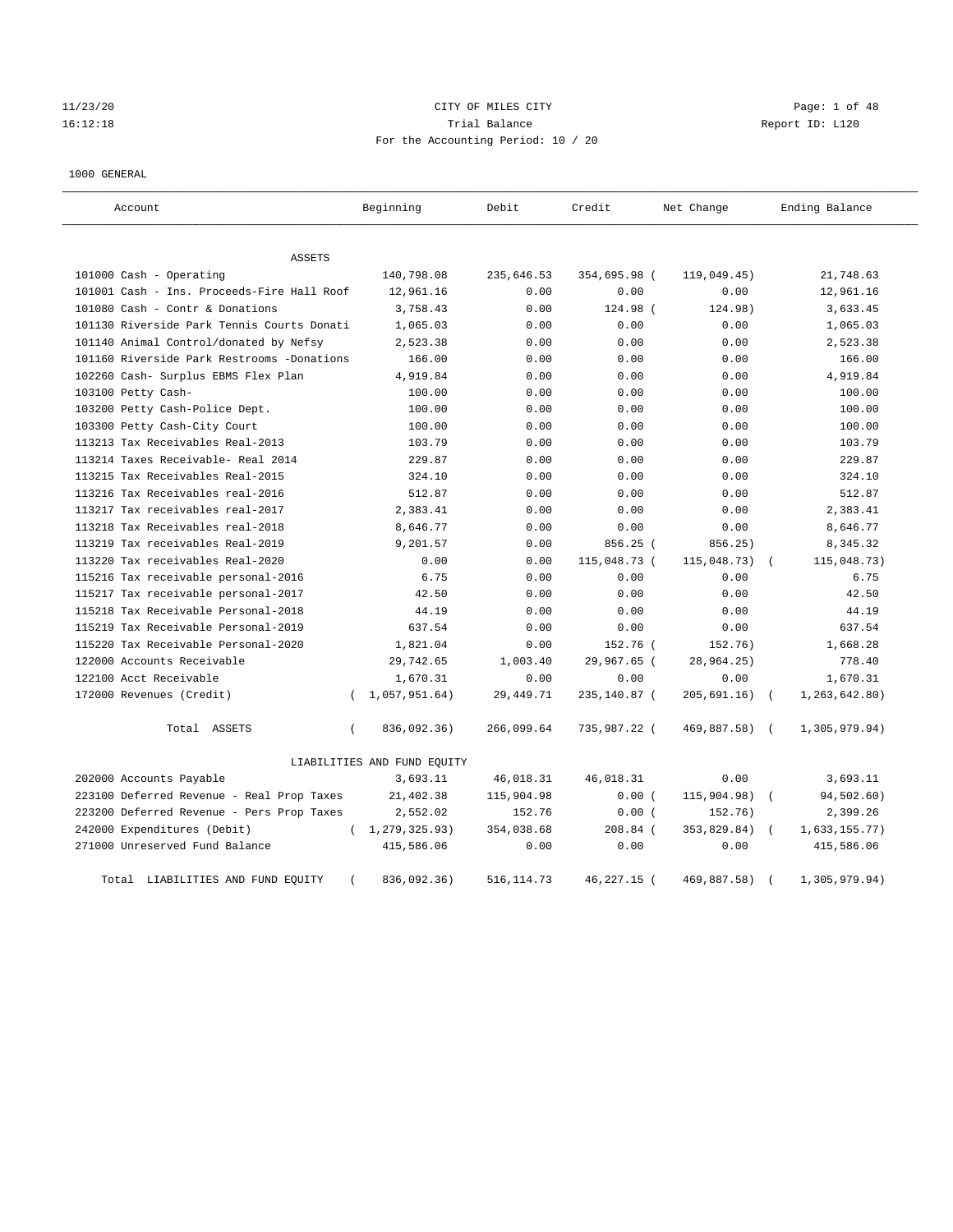11/23/20 CITY OF MILES CITY
16:12:18 Trial Balance Report ID: L120
For the Accounting Period: 10 / 20

1000 GENERAL

| Account | Beginning | Debit | Credit | Net Change | Ending Balance |
|---|---|---|---|---|---|
| ASSETS | | | | | |
| 101000 Cash - Operating | 140,798.08 | 235,646.53 | 354,695.98 | ( 119,049.45) | 21,748.63 |
| 101001 Cash - Ins. Proceeds-Fire Hall Roof | 12,961.16 | 0.00 | 0.00 | 0.00 | 12,961.16 |
| 101080 Cash - Contr & Donations | 3,758.43 | 0.00 | 124.98 | ( 124.98) | 3,633.45 |
| 101130 Riverside Park Tennis Courts Donati | 1,065.03 | 0.00 | 0.00 | 0.00 | 1,065.03 |
| 101140 Animal Control/donated by Nefsy | 2,523.38 | 0.00 | 0.00 | 0.00 | 2,523.38 |
| 101160 Riverside Park Restrooms -Donations | 166.00 | 0.00 | 0.00 | 0.00 | 166.00 |
| 102260 Cash- Surplus EBMS Flex Plan | 4,919.84 | 0.00 | 0.00 | 0.00 | 4,919.84 |
| 103100 Petty Cash- | 100.00 | 0.00 | 0.00 | 0.00 | 100.00 |
| 103200 Petty Cash-Police Dept. | 100.00 | 0.00 | 0.00 | 0.00 | 100.00 |
| 103300 Petty Cash-City Court | 100.00 | 0.00 | 0.00 | 0.00 | 100.00 |
| 113213 Tax Receivables Real-2013 | 103.79 | 0.00 | 0.00 | 0.00 | 103.79 |
| 113214 Taxes Receivable- Real 2014 | 229.87 | 0.00 | 0.00 | 0.00 | 229.87 |
| 113215 Tax Receivables Real-2015 | 324.10 | 0.00 | 0.00 | 0.00 | 324.10 |
| 113216 Tax Receivables real-2016 | 512.87 | 0.00 | 0.00 | 0.00 | 512.87 |
| 113217 Tax receivables real-2017 | 2,383.41 | 0.00 | 0.00 | 0.00 | 2,383.41 |
| 113218 Tax Receivables real-2018 | 8,646.77 | 0.00 | 0.00 | 0.00 | 8,646.77 |
| 113219 Tax receivables Real-2019 | 9,201.57 | 0.00 | 856.25 | ( 856.25) | 8,345.32 |
| 113220 Tax receivables Real-2020 | 0.00 | 0.00 | 115,048.73 | ( 115,048.73) | ( 115,048.73) |
| 115216 Tax receivable personal-2016 | 6.75 | 0.00 | 0.00 | 0.00 | 6.75 |
| 115217 Tax receivable personal-2017 | 42.50 | 0.00 | 0.00 | 0.00 | 42.50 |
| 115218 Tax Receivable Personal-2018 | 44.19 | 0.00 | 0.00 | 0.00 | 44.19 |
| 115219 Tax Receivable Personal-2019 | 637.54 | 0.00 | 0.00 | 0.00 | 637.54 |
| 115220 Tax Receivable Personal-2020 | 1,821.04 | 0.00 | 152.76 | ( 152.76) | 1,668.28 |
| 122000 Accounts Receivable | 29,742.65 | 1,003.40 | 29,967.65 | ( 28,964.25) | 778.40 |
| 122100 Acct Receivable | 1,670.31 | 0.00 | 0.00 | 0.00 | 1,670.31 |
| 172000 Revenues (Credit) | ( 1,057,951.64) | 29,449.71 | 235,140.87 | ( 205,691.16) | ( 1,263,642.80) |
| Total ASSETS | ( 836,092.36) | 266,099.64 | 735,987.22 | ( 469,887.58) | ( 1,305,979.94) |
| LIABILITIES AND FUND EQUITY | | | | | |
| 202000 Accounts Payable | 3,693.11 | 46,018.31 | 46,018.31 | 0.00 | 3,693.11 |
| 223100 Deferred Revenue - Real Prop Taxes | 21,402.38 | 115,904.98 | 0.00 | ( 115,904.98) | ( 94,502.60) |
| 223200 Deferred Revenue - Pers Prop Taxes | 2,552.02 | 152.76 | 0.00 | ( 152.76) | 2,399.26 |
| 242000 Expenditures (Debit) | ( 1,279,325.93) | 354,038.68 | 208.84 | ( 353,829.84) | ( 1,633,155.77) |
| 271000 Unreserved Fund Balance | 415,586.06 | 0.00 | 0.00 | 0.00 | 415,586.06 |
| Total LIABILITIES AND FUND EQUITY | ( 836,092.36) | 516,114.73 | 46,227.15 | ( 469,887.58) | ( 1,305,979.94) |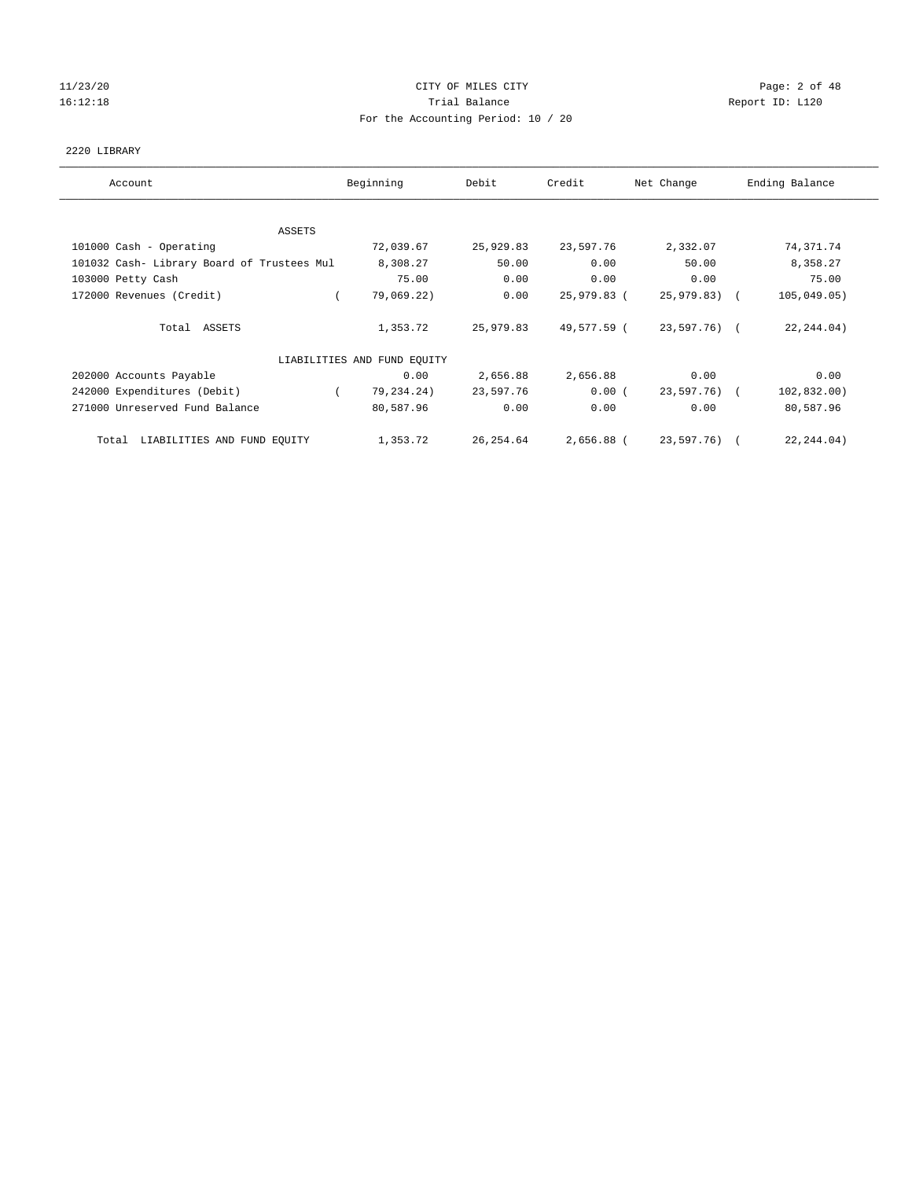11/23/20 CITY OF MILES CITY
16:12:18 Trial Balance Report ID: L120
For the Accounting Period: 10 / 20

2220 LIBRARY

| Account | Beginning | Debit | Credit | Net Change | Ending Balance |
|---|---|---|---|---|---|
| ASSETS | | | | | |
| 101000 Cash - Operating | 72,039.67 | 25,929.83 | 23,597.76 | 2,332.07 | 74,371.74 |
| 101032 Cash- Library Board of Trustees Mul | 8,308.27 | 50.00 | 0.00 | 50.00 | 8,358.27 |
| 103000 Petty Cash | 75.00 | 0.00 | 0.00 | 0.00 | 75.00 |
| 172000 Revenues (Credit) | ( 79,069.22) | 0.00 | 25,979.83 | ( 25,979.83) | ( 105,049.05) |
| Total ASSETS | 1,353.72 | 25,979.83 | 49,577.59 | ( 23,597.76) | ( 22,244.04) |
| LIABILITIES AND FUND EQUITY | | | | | |
| 202000 Accounts Payable | 0.00 | 2,656.88 | 2,656.88 | 0.00 | 0.00 |
| 242000 Expenditures (Debit) | ( 79,234.24) | 23,597.76 | 0.00 | ( 23,597.76) | ( 102,832.00) |
| 271000 Unreserved Fund Balance | 80,587.96 | 0.00 | 0.00 | 0.00 | 80,587.96 |
| Total LIABILITIES AND FUND EQUITY | 1,353.72 | 26,254.64 | 2,656.88 | ( 23,597.76) | ( 22,244.04) |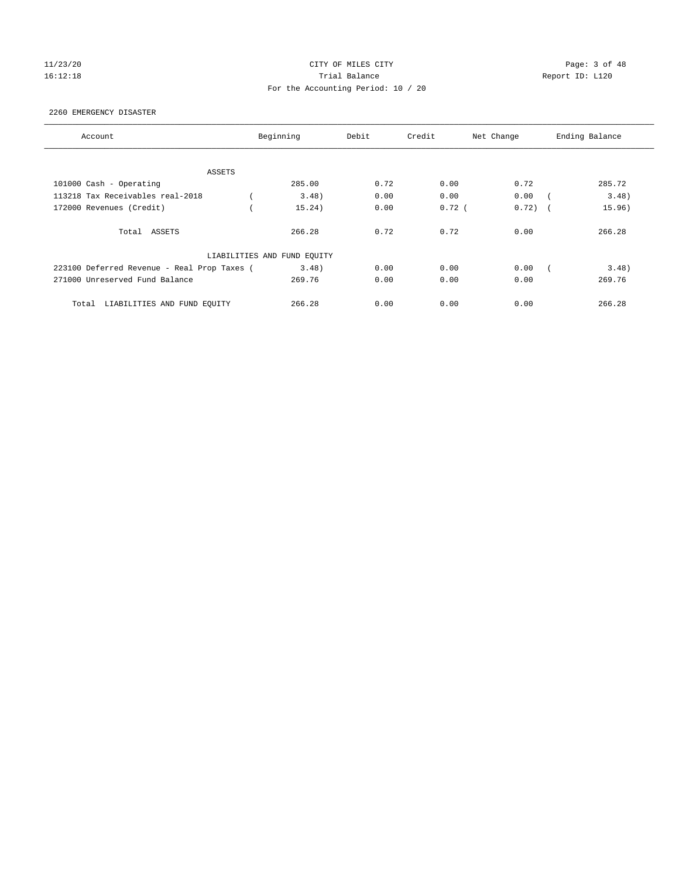CITY OF MILES CITY
Trial Balance
For the Accounting Period: 10 / 20

11/23/20
16:12:18

Report ID: L120

2260 EMERGENCY DISASTER

| Account | Beginning | Debit | Credit | Net Change | Ending Balance |
|---|---|---|---|---|---|
| ASSETS | | | | | |
| 101000 Cash - Operating | 285.00 | 0.72 | 0.00 | 0.72 | 285.72 |
| 113218 Tax Receivables real-2018 | ( 3.48) | 0.00 | 0.00 | 0.00 | ( 3.48) |
| 172000 Revenues (Credit) | ( 15.24) | 0.00 | 0.72 | ( 0.72) | ( 15.96) |
| Total ASSETS | 266.28 | 0.72 | 0.72 | 0.00 | 266.28 |
| LIABILITIES AND FUND EQUITY | | | | | |
| 223100 Deferred Revenue - Real Prop Taxes | ( 3.48) | 0.00 | 0.00 | 0.00 | ( 3.48) |
| 271000 Unreserved Fund Balance | 269.76 | 0.00 | 0.00 | 0.00 | 269.76 |
| Total LIABILITIES AND FUND EQUITY | 266.28 | 0.00 | 0.00 | 0.00 | 266.28 |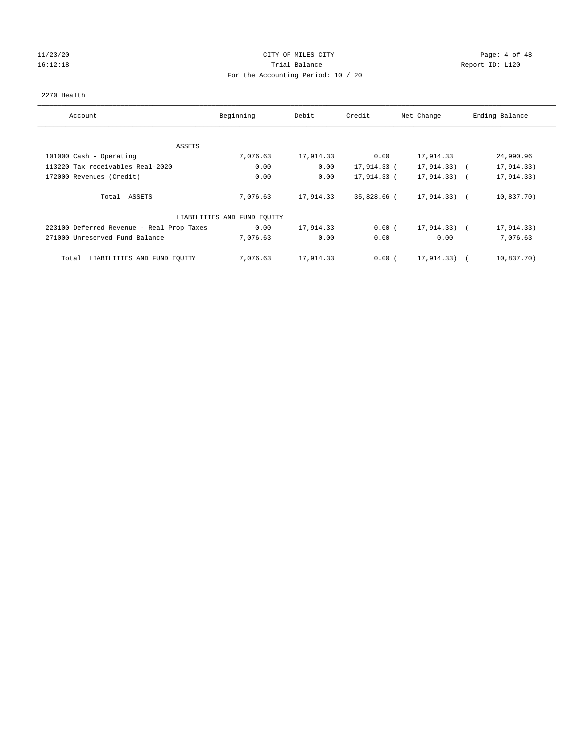CITY OF MILES CITY
Trial Balance
For the Accounting Period: 10 / 20

2270 Health

| Account | Beginning | Debit | Credit | Net Change | Ending Balance |
|---|---|---|---|---|---|
| ASSETS | | | | | |
| 101000 Cash - Operating | 7,076.63 | 17,914.33 | 0.00 | 17,914.33 | 24,990.96 |
| 113220 Tax receivables Real-2020 | 0.00 | 0.00 | 17,914.33 | (17,914.33) | (17,914.33) |
| 172000 Revenues (Credit) | 0.00 | 0.00 | 17,914.33 | (17,914.33) | (17,914.33) |
| Total ASSETS | 7,076.63 | 17,914.33 | 35,828.66 | (17,914.33) | (10,837.70) |
| LIABILITIES AND FUND EQUITY | | | | | |
| 223100 Deferred Revenue - Real Prop Taxes | 0.00 | 17,914.33 | 0.00 | (17,914.33) | (17,914.33) |
| 271000 Unreserved Fund Balance | 7,076.63 | 0.00 | 0.00 | 0.00 | 7,076.63 |
| Total LIABILITIES AND FUND EQUITY | 7,076.63 | 17,914.33 | 0.00 | (17,914.33) | (10,837.70) |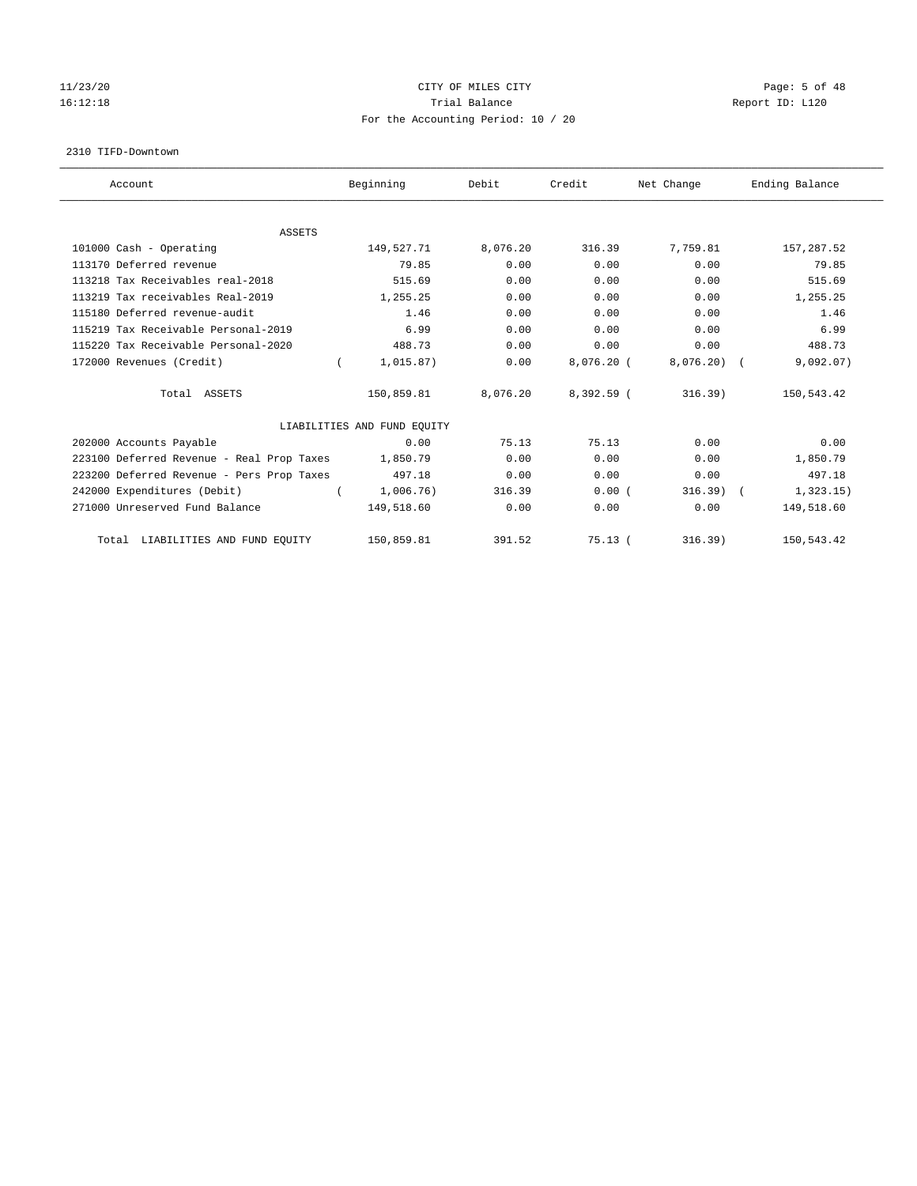11/23/20 CITY OF MILES CITY
16:12:18 Trial Balance Report ID: L120
For the Accounting Period: 10 / 20

2310 TIFD-Downtown

| Account | Beginning | Debit | Credit | Net Change | Ending Balance |
|---|---|---|---|---|---|
| ASSETS | | | | | |
| 101000 Cash - Operating | 149,527.71 | 8,076.20 | 316.39 | 7,759.81 | 157,287.52 |
| 113170 Deferred revenue | 79.85 | 0.00 | 0.00 | 0.00 | 79.85 |
| 113218 Tax Receivables real-2018 | 515.69 | 0.00 | 0.00 | 0.00 | 515.69 |
| 113219 Tax receivables Real-2019 | 1,255.25 | 0.00 | 0.00 | 0.00 | 1,255.25 |
| 115180 Deferred revenue-audit | 1.46 | 0.00 | 0.00 | 0.00 | 1.46 |
| 115219 Tax Receivable Personal-2019 | 6.99 | 0.00 | 0.00 | 0.00 | 6.99 |
| 115220 Tax Receivable Personal-2020 | 488.73 | 0.00 | 0.00 | 0.00 | 488.73 |
| 172000 Revenues (Credit) | ( 1,015.87) | 0.00 | 8,076.20 | ( 8,076.20) | ( 9,092.07) |
| Total ASSETS | 150,859.81 | 8,076.20 | 8,392.59 | ( 316.39) | 150,543.42 |
| LIABILITIES AND FUND EQUITY | | | | | |
| 202000 Accounts Payable | 0.00 | 75.13 | 75.13 | 0.00 | 0.00 |
| 223100 Deferred Revenue - Real Prop Taxes | 1,850.79 | 0.00 | 0.00 | 0.00 | 1,850.79 |
| 223200 Deferred Revenue - Pers Prop Taxes | 497.18 | 0.00 | 0.00 | 0.00 | 497.18 |
| 242000 Expenditures (Debit) | ( 1,006.76) | 316.39 | 0.00 | ( 316.39) | ( 1,323.15) |
| 271000 Unreserved Fund Balance | 149,518.60 | 0.00 | 0.00 | 0.00 | 149,518.60 |
| Total LIABILITIES AND FUND EQUITY | 150,859.81 | 391.52 | 75.13 | ( 316.39) | 150,543.42 |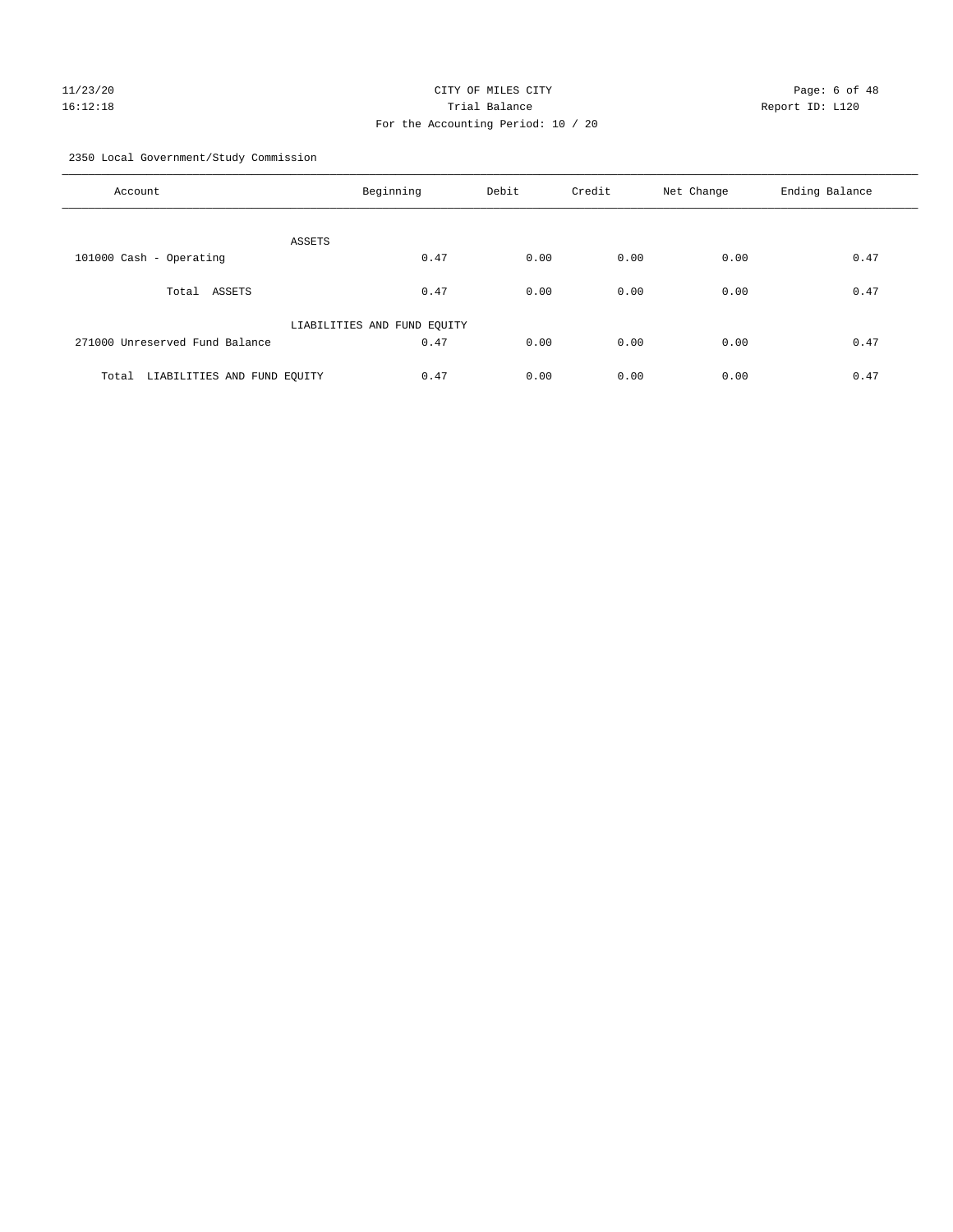CITY OF MILES CITY
Trial Balance
For the Accounting Period: 10 / 20

11/23/20
16:12:18

Report ID: L120

2350 Local Government/Study Commission

| Account | Beginning | Debit | Credit | Net Change | Ending Balance |
|---|---|---|---|---|---|
| ASSETS | | | | | |
| 101000 Cash - Operating | 0.47 | 0.00 | 0.00 | 0.00 | 0.47 |
| Total ASSETS | 0.47 | 0.00 | 0.00 | 0.00 | 0.47 |
| LIABILITIES AND FUND EQUITY | | | | | |
| 271000 Unreserved Fund Balance | 0.47 | 0.00 | 0.00 | 0.00 | 0.47 |
| Total LIABILITIES AND FUND EQUITY | 0.47 | 0.00 | 0.00 | 0.00 | 0.47 |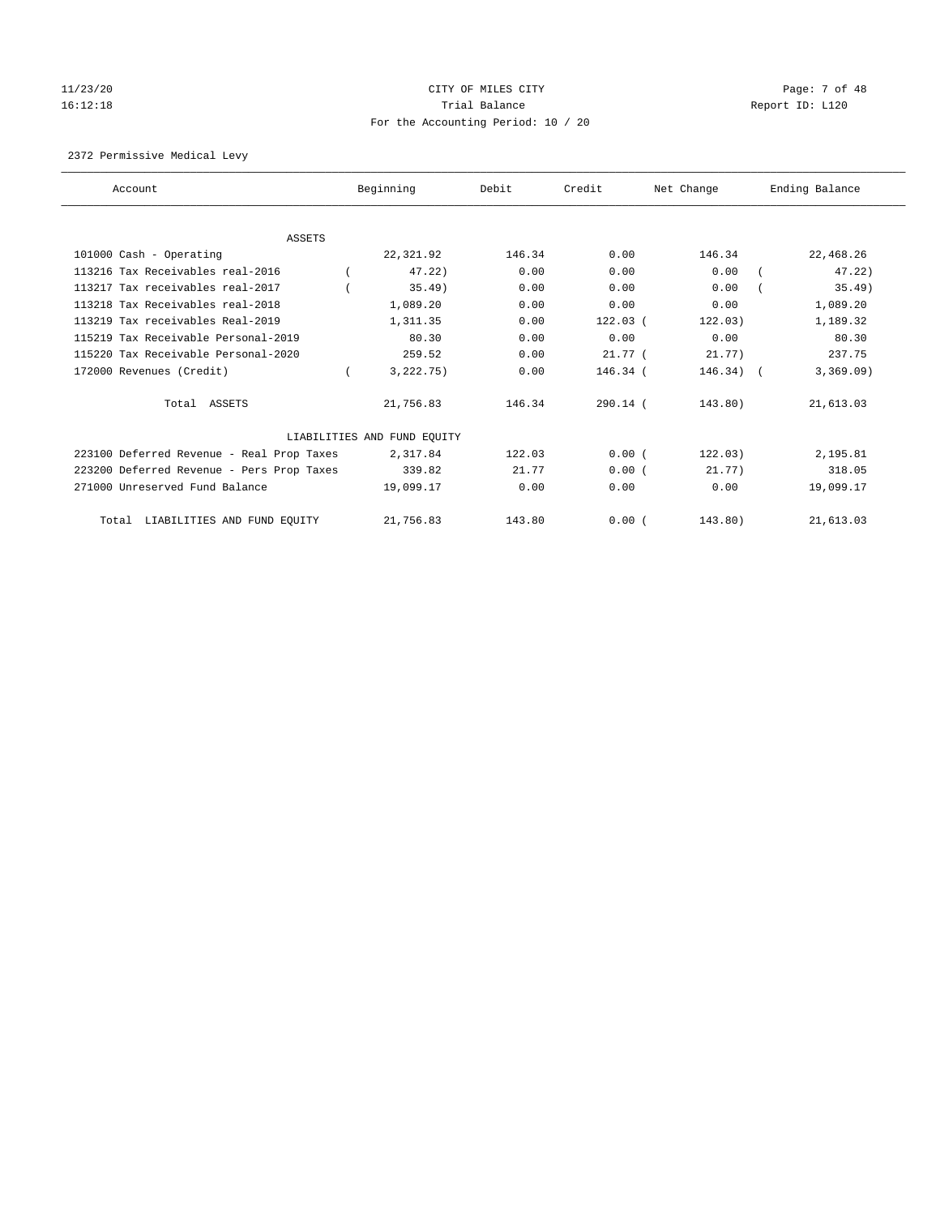CITY OF MILES CITY
Trial Balance
For the Accounting Period: 10 / 20

11/23/20
16:12:18

Report ID: L120

2372 Permissive Medical Levy

| Account | Beginning | Debit | Credit | Net Change | Ending Balance |
|---|---|---|---|---|---|
| **ASSETS** | | | | | |
| 101000 Cash - Operating | 22,321.92 | 146.34 | 0.00 | 146.34 | 22,468.26 |
| 113216 Tax Receivables real-2016 | (47.22) | 0.00 | 0.00 | 0.00 | (47.22) |
| 113217 Tax receivables real-2017 | (35.49) | 0.00 | 0.00 | 0.00 | (35.49) |
| 113218 Tax Receivables real-2018 | 1,089.20 | 0.00 | 0.00 | 0.00 | 1,089.20 |
| 113219 Tax receivables Real-2019 | 1,311.35 | 0.00 | 122.03 | (122.03) | 1,189.32 |
| 115219 Tax Receivable Personal-2019 | 80.30 | 0.00 | 0.00 | 0.00 | 80.30 |
| 115220 Tax Receivable Personal-2020 | 259.52 | 0.00 | 21.77 | (21.77) | 237.75 |
| 172000 Revenues (Credit) | (3,222.75) | 0.00 | 146.34 | (146.34) | (3,369.09) |
| Total ASSETS | 21,756.83 | 146.34 | 290.14 | (143.80) | 21,613.03 |
| **LIABILITIES AND FUND EQUITY** | | | | | |
| 223100 Deferred Revenue - Real Prop Taxes | 2,317.84 | 122.03 | 0.00 | (122.03) | 2,195.81 |
| 223200 Deferred Revenue - Pers Prop Taxes | 339.82 | 21.77 | 0.00 | (21.77) | 318.05 |
| 271000 Unreserved Fund Balance | 19,099.17 | 0.00 | 0.00 | 0.00 | 19,099.17 |
| Total LIABILITIES AND FUND EQUITY | 21,756.83 | 143.80 | 0.00 | (143.80) | 21,613.03 |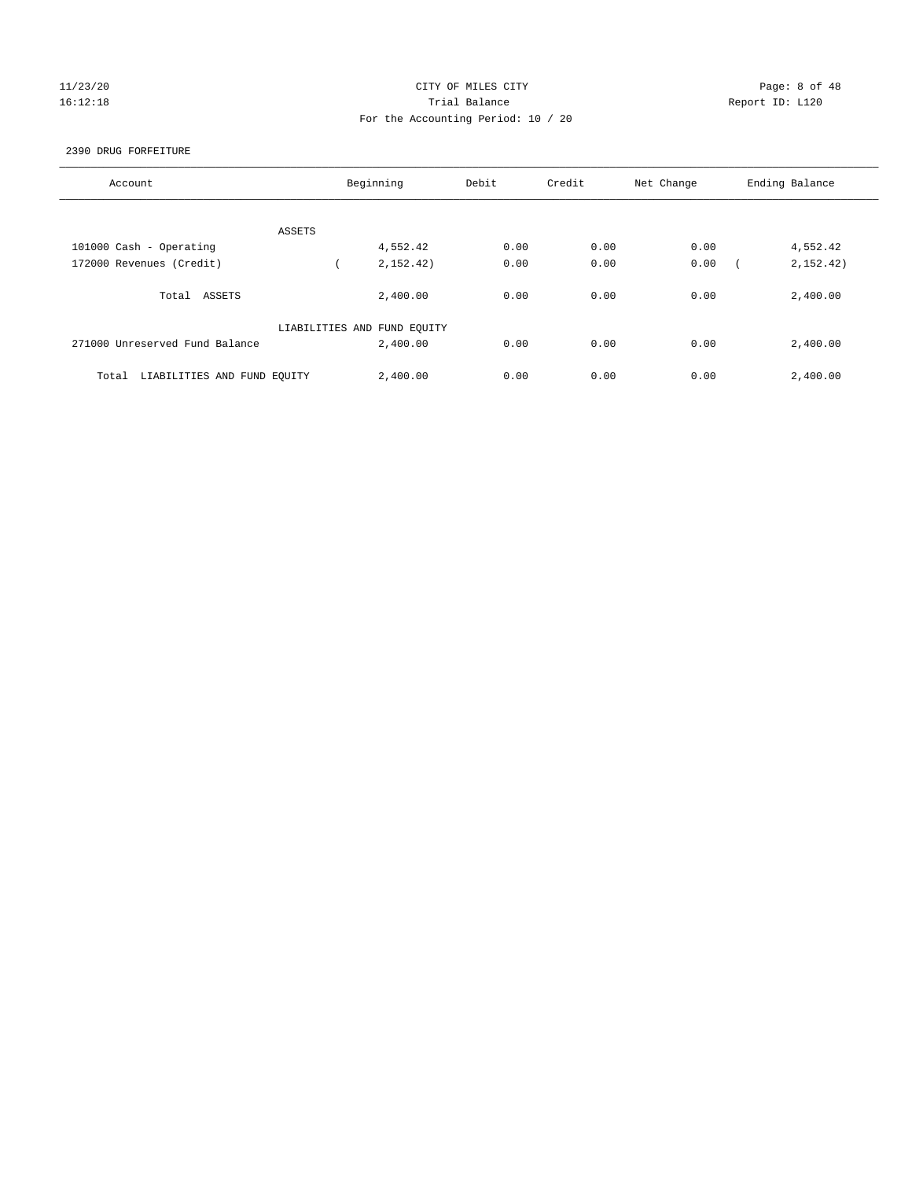CITY OF MILES CITY
Trial Balance
For the Accounting Period: 10 / 20

11/23/20
16:12:18

Report ID: L120

2390 DRUG FORFEITURE

| Account | Beginning | Debit | Credit | Net Change | Ending Balance |
|---|---|---|---|---|---|
| ASSETS | | | | | |
| 101000 Cash - Operating | 4,552.42 | 0.00 | 0.00 | 0.00 | 4,552.42 |
| 172000 Revenues (Credit) | ( 2,152.42) | 0.00 | 0.00 | 0.00 | ( 2,152.42) |
| Total ASSETS | 2,400.00 | 0.00 | 0.00 | 0.00 | 2,400.00 |
| LIABILITIES AND FUND EQUITY | | | | | |
| 271000 Unreserved Fund Balance | 2,400.00 | 0.00 | 0.00 | 0.00 | 2,400.00 |
| Total LIABILITIES AND FUND EQUITY | 2,400.00 | 0.00 | 0.00 | 0.00 | 2,400.00 |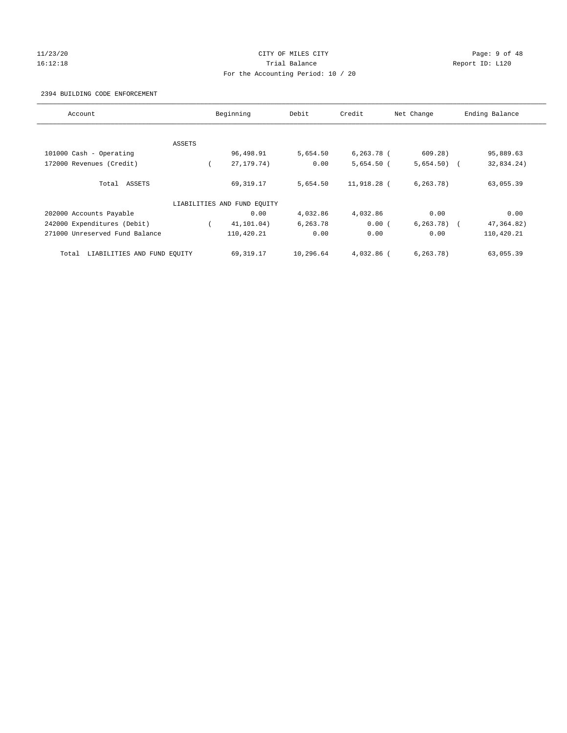CITY OF MILES CITY
Trial Balance
For the Accounting Period: 10 / 20

2394 BUILDING CODE ENFORCEMENT

| Account | Beginning | Debit | Credit | Net Change | Ending Balance |
|---|---|---|---|---|---|
| ASSETS | | | | | |
| 101000 Cash - Operating | 96,498.91 | 5,654.50 | 6,263.78 | ( 609.28) | 95,889.63 |
| 172000 Revenues (Credit) | ( 27,179.74) | 0.00 | 5,654.50 | ( 5,654.50) | ( 32,834.24) |
| Total ASSETS | 69,319.17 | 5,654.50 | 11,918.28 | ( 6,263.78) | 63,055.39 |
| LIABILITIES AND FUND EQUITY | | | | | |
| 202000 Accounts Payable | 0.00 | 4,032.86 | 4,032.86 | 0.00 | 0.00 |
| 242000 Expenditures (Debit) | ( 41,101.04) | 6,263.78 | 0.00 | ( 6,263.78) | ( 47,364.82) |
| 271000 Unreserved Fund Balance | 110,420.21 | 0.00 | 0.00 | 0.00 | 110,420.21 |
| Total LIABILITIES AND FUND EQUITY | 69,319.17 | 10,296.64 | 4,032.86 | ( 6,263.78) | 63,055.39 |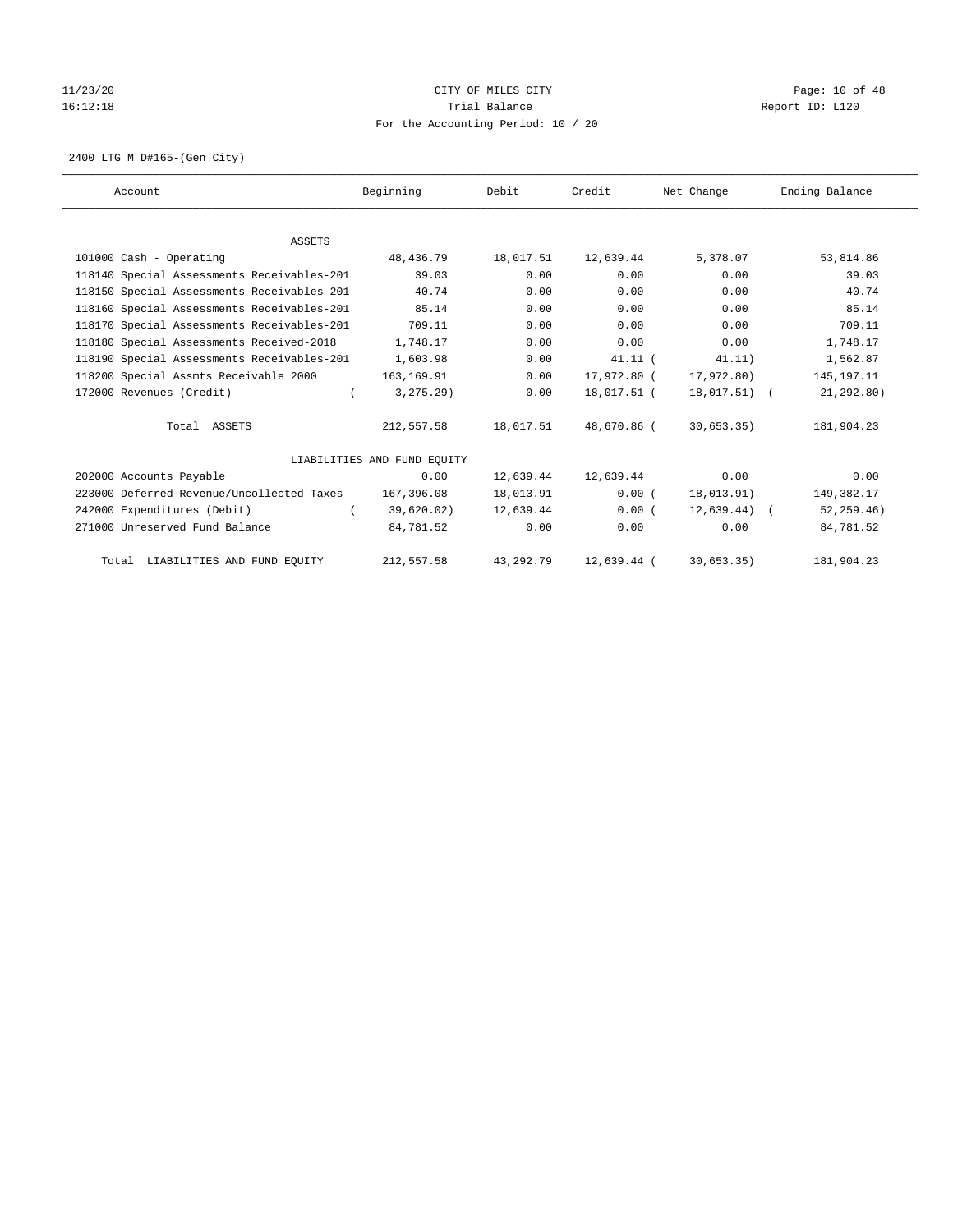CITY OF MILES CITY
Trial Balance
For the Accounting Period: 10 / 20

2400 LTG M D#165-(Gen City)

| Account | Beginning | Debit | Credit | Net Change | Ending Balance |
|---|---|---|---|---|---|
| ASSETS | | | | | |
| 101000 Cash - Operating | 48,436.79 | 18,017.51 | 12,639.44 | 5,378.07 | 53,814.86 |
| 118140 Special Assessments Receivables-201 | 39.03 | 0.00 | 0.00 | 0.00 | 39.03 |
| 118150 Special Assessments Receivables-201 | 40.74 | 0.00 | 0.00 | 0.00 | 40.74 |
| 118160 Special Assessments Receivables-201 | 85.14 | 0.00 | 0.00 | 0.00 | 85.14 |
| 118170 Special Assessments Receivables-201 | 709.11 | 0.00 | 0.00 | 0.00 | 709.11 |
| 118180 Special Assessments Received-2018 | 1,748.17 | 0.00 | 0.00 | 0.00 | 1,748.17 |
| 118190 Special Assessments Receivables-201 | 1,603.98 | 0.00 | 41.11 | (41.11) | 1,562.87 |
| 118200 Special Assmts Receivable 2000 | 163,169.91 | 0.00 | 17,972.80 | (17,972.80) | 145,197.11 |
| 172000 Revenues (Credit) | (3,275.29) | 0.00 | 18,017.51 | (18,017.51) | (21,292.80) |
| Total ASSETS | 212,557.58 | 18,017.51 | 48,670.86 | (30,653.35) | 181,904.23 |
| LIABILITIES AND FUND EQUITY | | | | | |
| 202000 Accounts Payable | 0.00 | 12,639.44 | 12,639.44 | 0.00 | 0.00 |
| 223000 Deferred Revenue/Uncollected Taxes | 167,396.08 | 18,013.91 | 0.00 | (18,013.91) | 149,382.17 |
| 242000 Expenditures (Debit) | (39,620.02) | 12,639.44 | 0.00 | (12,639.44) | (52,259.46) |
| 271000 Unreserved Fund Balance | 84,781.52 | 0.00 | 0.00 | 0.00 | 84,781.52 |
| Total LIABILITIES AND FUND EQUITY | 212,557.58 | 43,292.79 | 12,639.44 | (30,653.35) | 181,904.23 |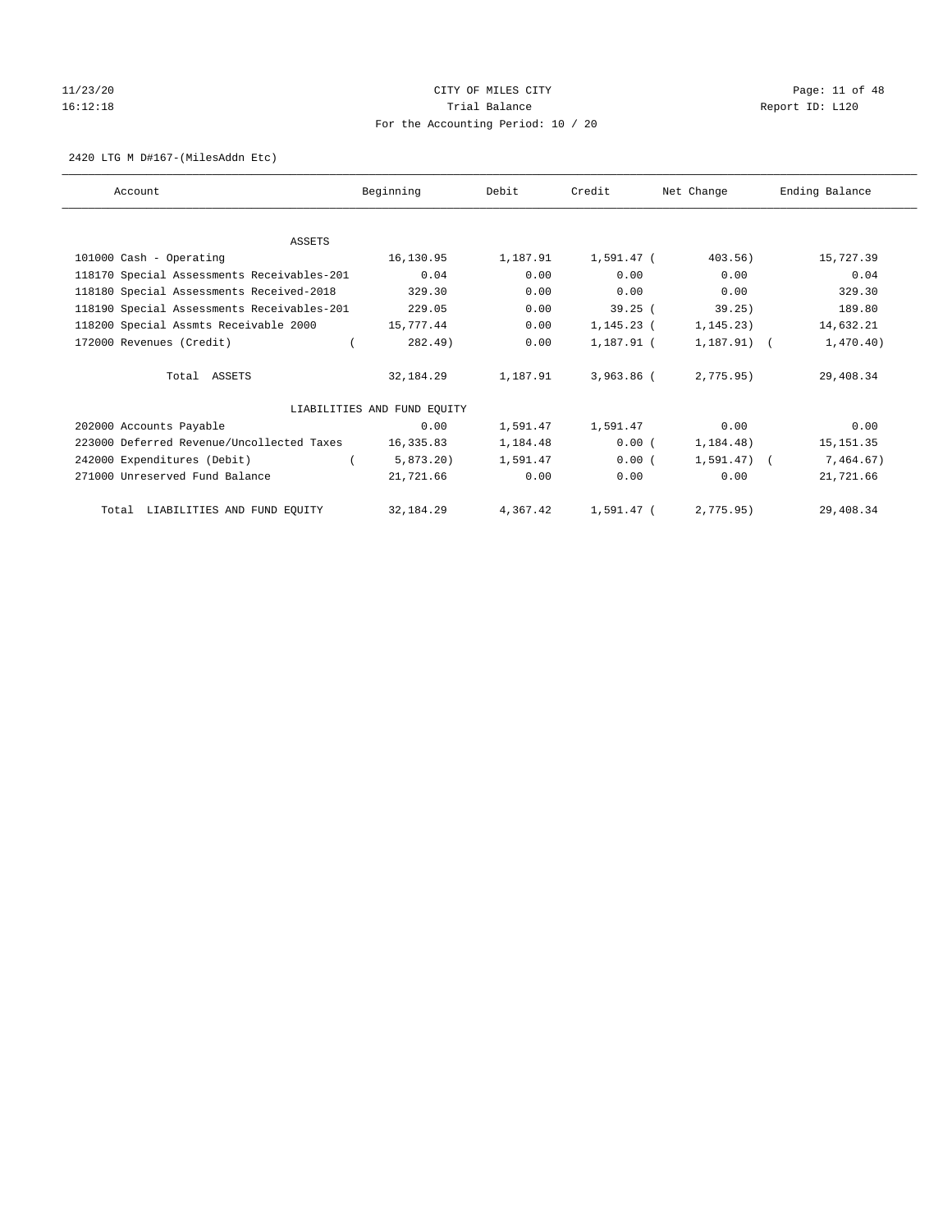CITY OF MILES CITY
Trial Balance
For the Accounting Period: 10 / 20

11/23/20
16:12:18

Report ID: L120

2420 LTG M D#167-(MilesAddn Etc)

| Account | Beginning | Debit | Credit | Net Change | Ending Balance |
|---|---|---|---|---|---|
| ASSETS | | | | | |
| 101000 Cash - Operating | 16,130.95 | 1,187.91 | 1,591.47 | ( 403.56) | 15,727.39 |
| 118170 Special Assessments Receivables-201 | 0.04 | 0.00 | 0.00 | 0.00 | 0.04 |
| 118180 Special Assessments Received-2018 | 329.30 | 0.00 | 0.00 | 0.00 | 329.30 |
| 118190 Special Assessments Receivables-201 | 229.05 | 0.00 | 39.25 | ( 39.25) | 189.80 |
| 118200 Special Assmts Receivable 2000 | 15,777.44 | 0.00 | 1,145.23 | ( 1,145.23) | 14,632.21 |
| 172000 Revenues (Credit) | ( 282.49) | 0.00 | 1,187.91 | ( 1,187.91) | ( 1,470.40) |
| Total ASSETS | 32,184.29 | 1,187.91 | 3,963.86 | ( 2,775.95) | 29,408.34 |
| LIABILITIES AND FUND EQUITY | | | | | |
| 202000 Accounts Payable | 0.00 | 1,591.47 | 1,591.47 | 0.00 | 0.00 |
| 223000 Deferred Revenue/Uncollected Taxes | 16,335.83 | 1,184.48 | 0.00 | ( 1,184.48) | 15,151.35 |
| 242000 Expenditures (Debit) | ( 5,873.20) | 1,591.47 | 0.00 | ( 1,591.47) | ( 7,464.67) |
| 271000 Unreserved Fund Balance | 21,721.66 | 0.00 | 0.00 | 0.00 | 21,721.66 |
| Total LIABILITIES AND FUND EQUITY | 32,184.29 | 4,367.42 | 1,591.47 | ( 2,775.95) | 29,408.34 |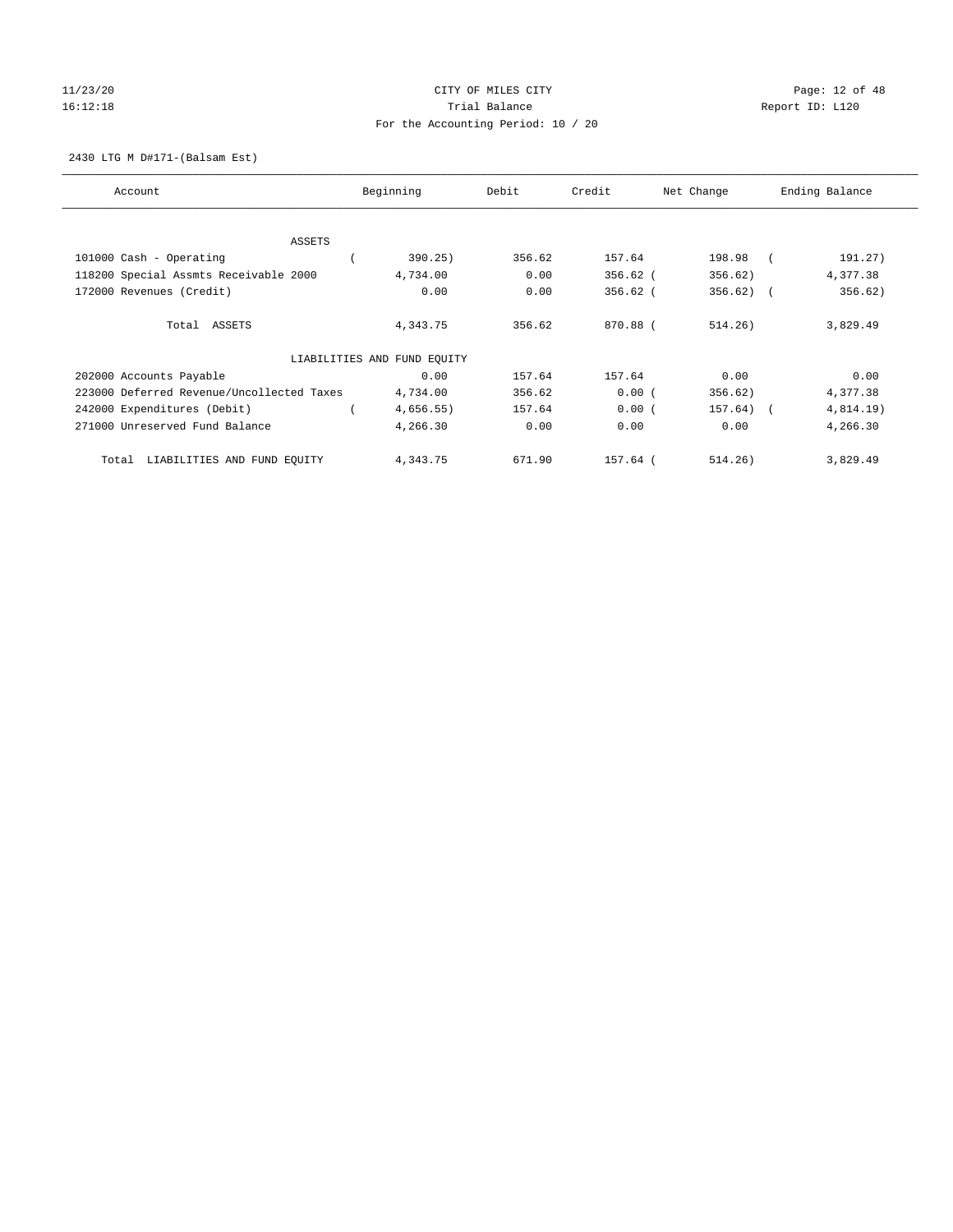CITY OF MILES CITY

Trial Balance

For the Accounting Period: 10 / 20

2430 LTG M D#171-(Balsam Est)

| Account | Beginning | Debit | Credit | Net Change | Ending Balance |
|---|---|---|---|---|---|
| ASSETS | | | | | |
| 101000 Cash - Operating | ( 390.25) | 356.62 | 157.64 | 198.98 | ( 191.27) |
| 118200 Special Assmts Receivable 2000 | 4,734.00 | 0.00 | 356.62 | ( 356.62) | 4,377.38 |
| 172000 Revenues (Credit) | 0.00 | 0.00 | 356.62 | ( 356.62) | ( 356.62) |
| Total ASSETS | 4,343.75 | 356.62 | 870.88 | ( 514.26) | 3,829.49 |
| LIABILITIES AND FUND EQUITY | | | | | |
| 202000 Accounts Payable | 0.00 | 157.64 | 157.64 | 0.00 | 0.00 |
| 223000 Deferred Revenue/Uncollected Taxes | 4,734.00 | 356.62 | 0.00 | ( 356.62) | 4,377.38 |
| 242000 Expenditures (Debit) | ( 4,656.55) | 157.64 | 0.00 | ( 157.64) | ( 4,814.19) |
| 271000 Unreserved Fund Balance | 4,266.30 | 0.00 | 0.00 | 0.00 | 4,266.30 |
| Total LIABILITIES AND FUND EQUITY | 4,343.75 | 671.90 | 157.64 | ( 514.26) | 3,829.49 |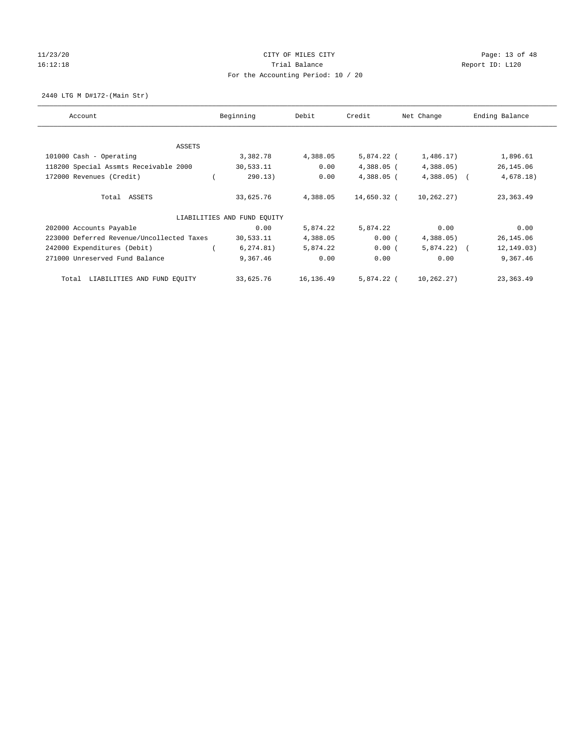CITY OF MILES CITY
Trial Balance
For the Accounting Period: 10 / 20

11/23/20
16:12:18

Report ID: L120

2440 LTG M D#172-(Main Str)

| Account | Beginning | Debit | Credit | Net Change | Ending Balance |
|---|---|---|---|---|---|
| ASSETS | | | | | |
| 101000 Cash - Operating | 3,382.78 | 4,388.05 | 5,874.22 | (1,486.17) | 1,896.61 |
| 118200 Special Assmts Receivable 2000 | 30,533.11 | 0.00 | 4,388.05 | (4,388.05) | 26,145.06 |
| 172000 Revenues (Credit) | (290.13) | 0.00 | 4,388.05 | (4,388.05) | (4,678.18) |
| Total ASSETS | 33,625.76 | 4,388.05 | 14,650.32 | (10,262.27) | 23,363.49 |
| LIABILITIES AND FUND EQUITY | | | | | |
| 202000 Accounts Payable | 0.00 | 5,874.22 | 5,874.22 | 0.00 | 0.00 |
| 223000 Deferred Revenue/Uncollected Taxes | 30,533.11 | 4,388.05 | 0.00 | (4,388.05) | 26,145.06 |
| 242000 Expenditures (Debit) | (6,274.81) | 5,874.22 | 0.00 | (5,874.22) | (12,149.03) |
| 271000 Unreserved Fund Balance | 9,367.46 | 0.00 | 0.00 | 0.00 | 9,367.46 |
| Total LIABILITIES AND FUND EQUITY | 33,625.76 | 16,136.49 | 5,874.22 | (10,262.27) | 23,363.49 |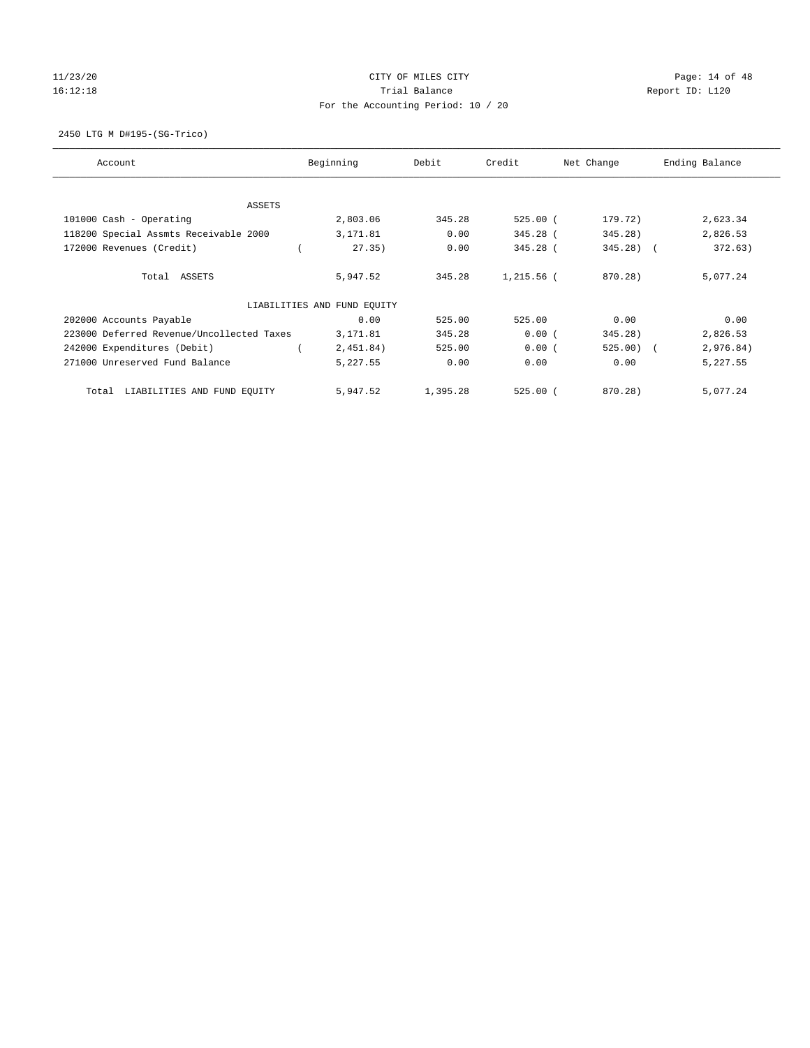# CITY OF MILES CITY

## Trial Balance

### For the Accounting Period: 10 / 20

11/23/20
16:12:18

Report ID: L120

2450 LTG M D#195-(SG-Trico)

| Account | Beginning | Debit | Credit | Net Change | Ending Balance |
|---|---|---|---|---|---|
| ASSETS | | | | | |
| 101000 Cash - Operating | 2,803.06 | 345.28 | 525.00 | ( 179.72) | 2,623.34 |
| 118200 Special Assmts Receivable 2000 | 3,171.81 | 0.00 | 345.28 | ( 345.28) | 2,826.53 |
| 172000 Revenues (Credit) | ( 27.35) | 0.00 | 345.28 | ( 345.28) | ( 372.63) |
| Total ASSETS | 5,947.52 | 345.28 | 1,215.56 | ( 870.28) | 5,077.24 |
| LIABILITIES AND FUND EQUITY | | | | | |
| 202000 Accounts Payable | 0.00 | 525.00 | 525.00 | 0.00 | 0.00 |
| 223000 Deferred Revenue/Uncollected Taxes | 3,171.81 | 345.28 | 0.00 | ( 345.28) | 2,826.53 |
| 242000 Expenditures (Debit) | ( 2,451.84) | 525.00 | 0.00 | ( 525.00) | ( 2,976.84) |
| 271000 Unreserved Fund Balance | 5,227.55 | 0.00 | 0.00 | 0.00 | 5,227.55 |
| Total LIABILITIES AND FUND EQUITY | 5,947.52 | 1,395.28 | 525.00 | ( 870.28) | 5,077.24 |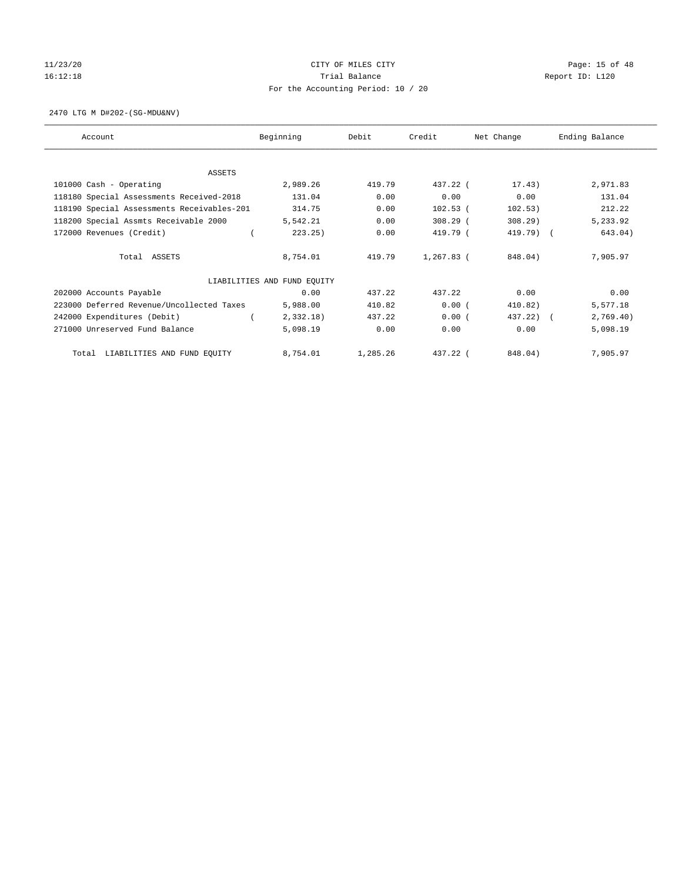# CITY OF MILES CITY

Trial Balance

For the Accounting Period: 10 / 20

11/23/20 16:12:18 — Report ID: L120

2470 LTG M D#202-(SG-MDU&NV)

| Account | Beginning | Debit | Credit | Net Change | Ending Balance |
|---|---|---|---|---|---|
| ASSETS | | | | | |
| 101000 Cash - Operating | 2,989.26 | 419.79 | 437.22 | ( 17.43) | 2,971.83 |
| 118180 Special Assessments Received-2018 | 131.04 | 0.00 | 0.00 | 0.00 | 131.04 |
| 118190 Special Assessments Receivables-201 | 314.75 | 0.00 | 102.53 | ( 102.53) | 212.22 |
| 118200 Special Assmts Receivable 2000 | 5,542.21 | 0.00 | 308.29 | ( 308.29) | 5,233.92 |
| 172000 Revenues (Credit) | ( 223.25) | 0.00 | 419.79 | ( 419.79) | ( 643.04) |
| Total ASSETS | 8,754.01 | 419.79 | 1,267.83 | ( 848.04) | 7,905.97 |
| LIABILITIES AND FUND EQUITY | | | | | |
| 202000 Accounts Payable | 0.00 | 437.22 | 437.22 | 0.00 | 0.00 |
| 223000 Deferred Revenue/Uncollected Taxes | 5,988.00 | 410.82 | 0.00 | ( 410.82) | 5,577.18 |
| 242000 Expenditures (Debit) | ( 2,332.18) | 437.22 | 0.00 | ( 437.22) | ( 2,769.40) |
| 271000 Unreserved Fund Balance | 5,098.19 | 0.00 | 0.00 | 0.00 | 5,098.19 |
| Total LIABILITIES AND FUND EQUITY | 8,754.01 | 1,285.26 | 437.22 | ( 848.04) | 7,905.97 |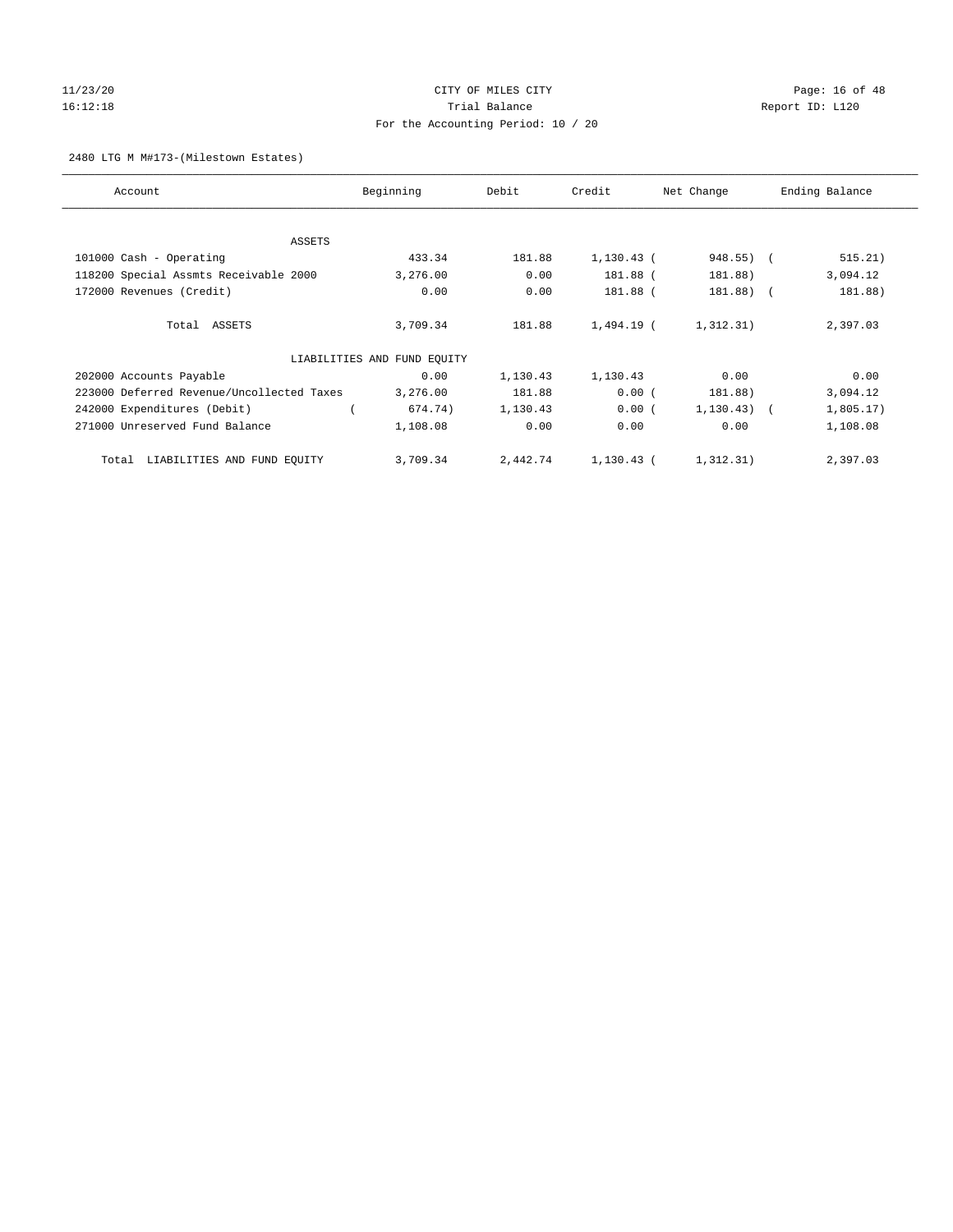CITY OF MILES CITY

Trial Balance

For the Accounting Period: 10 / 20

2480 LTG M M#173-(Milestown Estates)

| Account | Beginning | Debit | Credit | Net Change | Ending Balance |
|---|---|---|---|---|---|
| ASSETS | | | | | |
| 101000 Cash - Operating | 433.34 | 181.88 | 1,130.43 | ( 948.55) | ( 515.21) |
| 118200 Special Assmts Receivable 2000 | 3,276.00 | 0.00 | 181.88 | ( 181.88) | 3,094.12 |
| 172000 Revenues (Credit) | 0.00 | 0.00 | 181.88 | ( 181.88) | ( 181.88) |
| Total ASSETS | 3,709.34 | 181.88 | 1,494.19 | ( 1,312.31) | 2,397.03 |
| LIABILITIES AND FUND EQUITY | | | | | |
| 202000 Accounts Payable | 0.00 | 1,130.43 | 1,130.43 | 0.00 | 0.00 |
| 223000 Deferred Revenue/Uncollected Taxes | 3,276.00 | 181.88 | 0.00 | ( 181.88) | 3,094.12 |
| 242000 Expenditures (Debit) | ( 674.74) | 1,130.43 | 0.00 | ( 1,130.43) | ( 1,805.17) |
| 271000 Unreserved Fund Balance | 1,108.08 | 0.00 | 0.00 | 0.00 | 1,108.08 |
| Total LIABILITIES AND FUND EQUITY | 3,709.34 | 2,442.74 | 1,130.43 | ( 1,312.31) | 2,397.03 |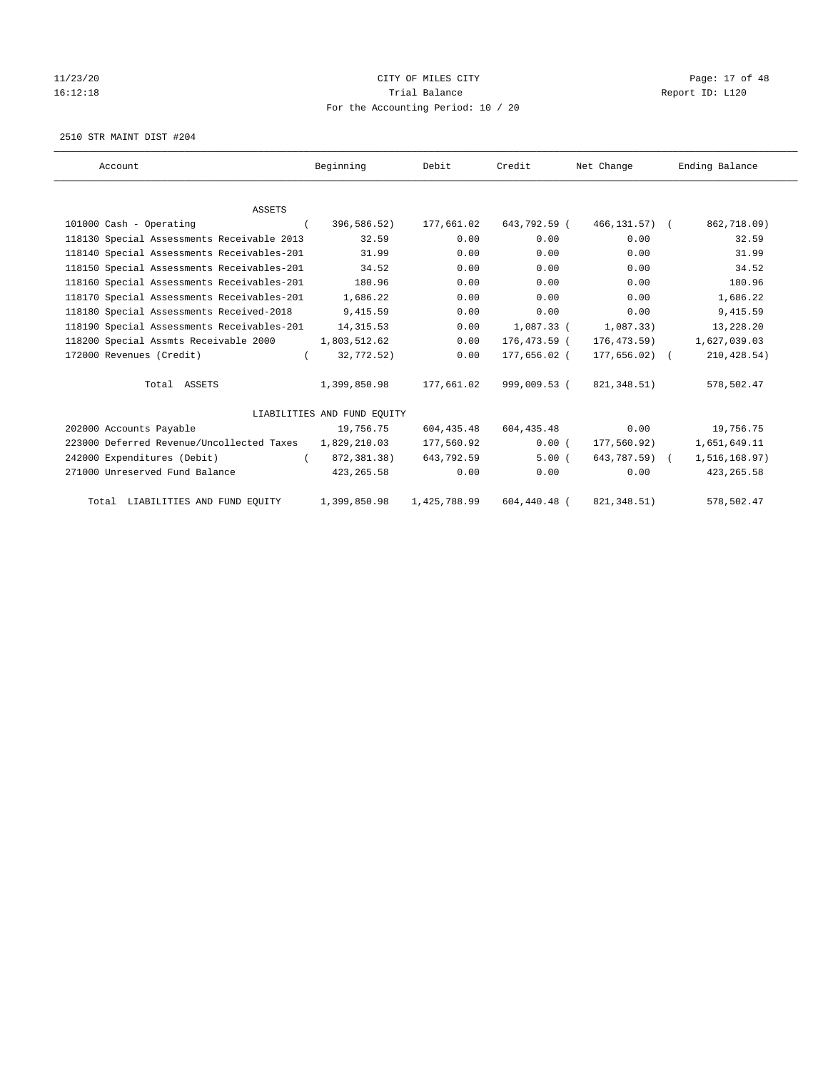CITY OF MILES CITY
Trial Balance
For the Accounting Period: 10 / 20

11/23/20 16:12:18 — Report ID: L120

2510 STR MAINT DIST #204

| Account | Beginning | Debit | Credit | Net Change | Ending Balance |
|---|---|---|---|---|---|
| **ASSETS** | | | | | |
| 101000 Cash - Operating | (396,586.52) | 177,661.02 | 643,792.59 | (466,131.57) | (862,718.09) |
| 118130 Special Assessments Receivable 2013 | 32.59 | 0.00 | 0.00 | 0.00 | 32.59 |
| 118140 Special Assessments Receivables-201 | 31.99 | 0.00 | 0.00 | 0.00 | 31.99 |
| 118150 Special Assessments Receivables-201 | 34.52 | 0.00 | 0.00 | 0.00 | 34.52 |
| 118160 Special Assessments Receivables-201 | 180.96 | 0.00 | 0.00 | 0.00 | 180.96 |
| 118170 Special Assessments Receivables-201 | 1,686.22 | 0.00 | 0.00 | 0.00 | 1,686.22 |
| 118180 Special Assessments Received-2018 | 9,415.59 | 0.00 | 0.00 | 0.00 | 9,415.59 |
| 118190 Special Assessments Receivables-201 | 14,315.53 | 0.00 | 1,087.33 | (1,087.33) | 13,228.20 |
| 118200 Special Assmts Receivable 2000 | 1,803,512.62 | 0.00 | 176,473.59 | (176,473.59) | 1,627,039.03 |
| 172000 Revenues (Credit) | (32,772.52) | 0.00 | 177,656.02 | (177,656.02) | (210,428.54) |
| Total ASSETS | 1,399,850.98 | 177,661.02 | 999,009.53 | (821,348.51) | 578,502.47 |
| **LIABILITIES AND FUND EQUITY** | | | | | |
| 202000 Accounts Payable | 19,756.75 | 604,435.48 | 604,435.48 | 0.00 | 19,756.75 |
| 223000 Deferred Revenue/Uncollected Taxes | 1,829,210.03 | 177,560.92 | 0.00 | (177,560.92) | 1,651,649.11 |
| 242000 Expenditures (Debit) | (872,381.38) | 643,792.59 | 5.00 | (643,787.59) | (1,516,168.97) |
| 271000 Unreserved Fund Balance | 423,265.58 | 0.00 | 0.00 | 0.00 | 423,265.58 |
| Total LIABILITIES AND FUND EQUITY | 1,399,850.98 | 1,425,788.99 | 604,440.48 | (821,348.51) | 578,502.47 |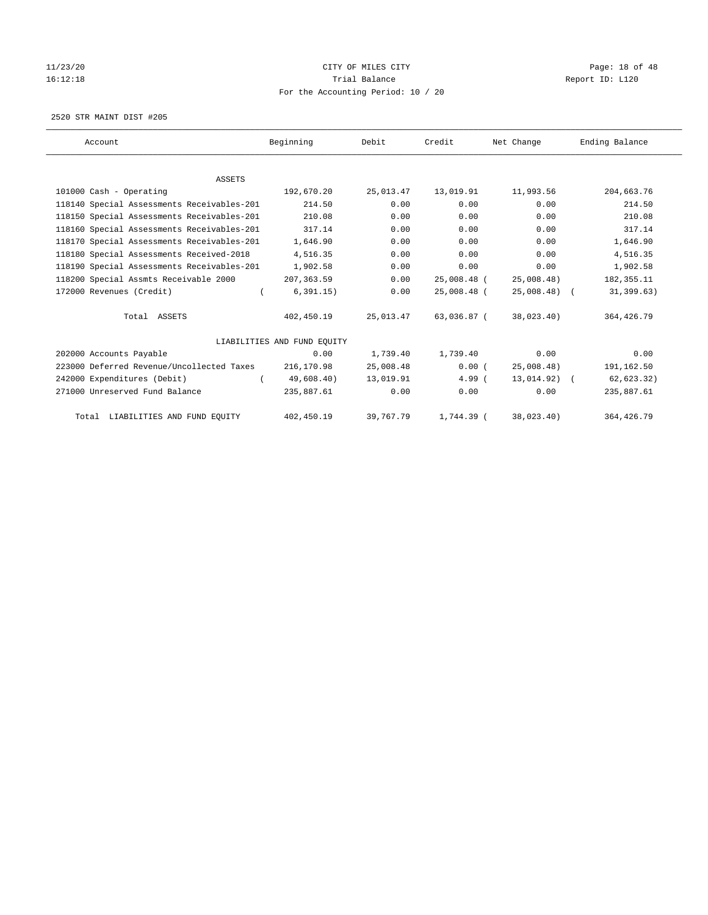CITY OF MILES CITY
Trial Balance
For the Accounting Period: 10 / 20

2520 STR MAINT DIST #205

| Account | Beginning | Debit | Credit | Net Change | Ending Balance |
|---|---|---|---|---|---|
| ASSETS | | | | | |
| 101000 Cash - Operating | 192,670.20 | 25,013.47 | 13,019.91 | 11,993.56 | 204,663.76 |
| 118140 Special Assessments Receivables-201 | 214.50 | 0.00 | 0.00 | 0.00 | 214.50 |
| 118150 Special Assessments Receivables-201 | 210.08 | 0.00 | 0.00 | 0.00 | 210.08 |
| 118160 Special Assessments Receivables-201 | 317.14 | 0.00 | 0.00 | 0.00 | 317.14 |
| 118170 Special Assessments Receivables-201 | 1,646.90 | 0.00 | 0.00 | 0.00 | 1,646.90 |
| 118180 Special Assessments Received-2018 | 4,516.35 | 0.00 | 0.00 | 0.00 | 4,516.35 |
| 118190 Special Assessments Receivables-201 | 1,902.58 | 0.00 | 0.00 | 0.00 | 1,902.58 |
| 118200 Special Assmts Receivable 2000 | 207,363.59 | 0.00 | 25,008.48 | ( 25,008.48) | 182,355.11 |
| 172000 Revenues (Credit) | ( 6,391.15) | 0.00 | 25,008.48 | ( 25,008.48) | ( 31,399.63) |
| Total ASSETS | 402,450.19 | 25,013.47 | 63,036.87 | ( 38,023.40) | 364,426.79 |
| LIABILITIES AND FUND EQUITY | | | | | |
| 202000 Accounts Payable | 0.00 | 1,739.40 | 1,739.40 | 0.00 | 0.00 |
| 223000 Deferred Revenue/Uncollected Taxes | 216,170.98 | 25,008.48 | 0.00 | ( 25,008.48) | 191,162.50 |
| 242000 Expenditures (Debit) | ( 49,608.40) | 13,019.91 | 4.99 | ( 13,014.92) | ( 62,623.32) |
| 271000 Unreserved Fund Balance | 235,887.61 | 0.00 | 0.00 | 0.00 | 235,887.61 |
| Total LIABILITIES AND FUND EQUITY | 402,450.19 | 39,767.79 | 1,744.39 | ( 38,023.40) | 364,426.79 |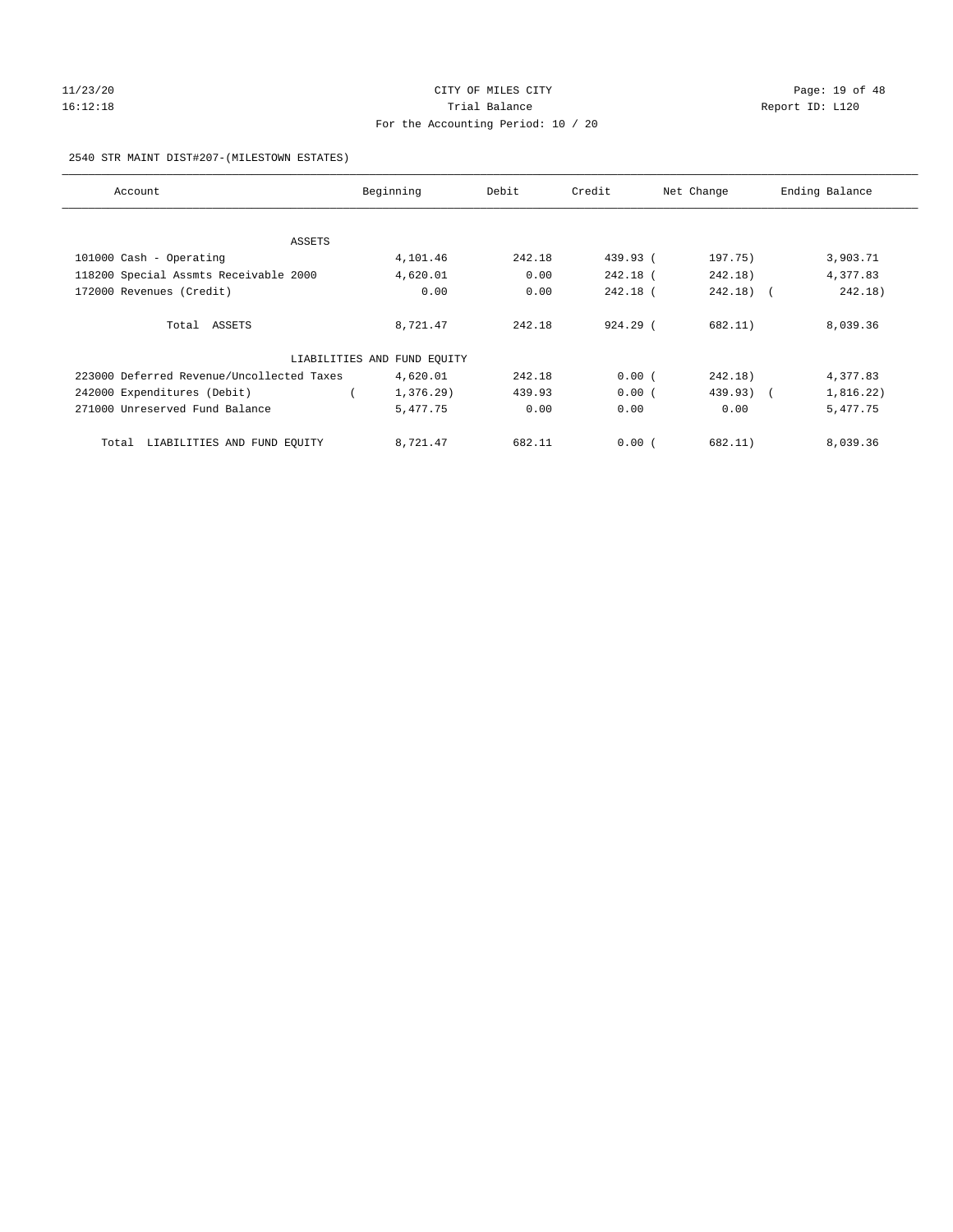CITY OF MILES CITY

Trial Balance

For the Accounting Period: 10 / 20

11/23/20 16:12:18 — Report ID: L120

2540 STR MAINT DIST#207-(MILESTOWN ESTATES)

| Account | Beginning | Debit | Credit | Net Change | Ending Balance |
|---|---|---|---|---|---|
| ASSETS | | | | | |
| 101000 Cash - Operating | 4,101.46 | 242.18 | 439.93 | ( 197.75) | 3,903.71 |
| 118200 Special Assmts Receivable 2000 | 4,620.01 | 0.00 | 242.18 | ( 242.18) | 4,377.83 |
| 172000 Revenues (Credit) | 0.00 | 0.00 | 242.18 | ( 242.18) | ( 242.18) |
| Total ASSETS | 8,721.47 | 242.18 | 924.29 | ( 682.11) | 8,039.36 |
| LIABILITIES AND FUND EQUITY | | | | | |
| 223000 Deferred Revenue/Uncollected Taxes | 4,620.01 | 242.18 | 0.00 | ( 242.18) | 4,377.83 |
| 242000 Expenditures (Debit) | ( 1,376.29) | 439.93 | 0.00 | ( 439.93) | ( 1,816.22) |
| 271000 Unreserved Fund Balance | 5,477.75 | 0.00 | 0.00 | 0.00 | 5,477.75 |
| Total LIABILITIES AND FUND EQUITY | 8,721.47 | 682.11 | 0.00 | ( 682.11) | 8,039.36 |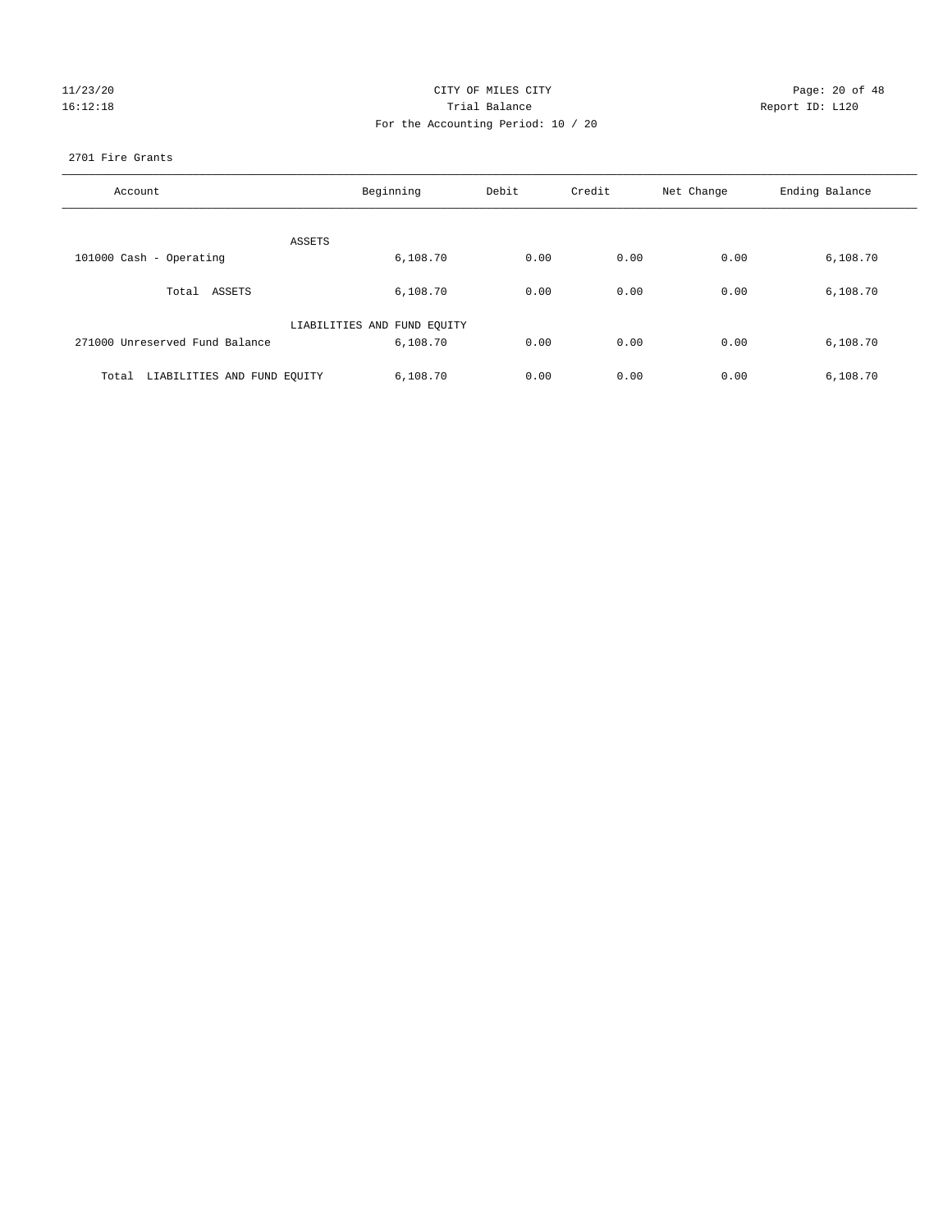CITY OF MILES CITY

Trial Balance

For the Accounting Period: 10 / 20

2701 Fire Grants

| Account | Beginning | Debit | Credit | Net Change | Ending Balance |
|---|---|---|---|---|---|
| ASSETS | | | | | |
| 101000 Cash - Operating | 6,108.70 | 0.00 | 0.00 | 0.00 | 6,108.70 |
| Total ASSETS | 6,108.70 | 0.00 | 0.00 | 0.00 | 6,108.70 |
| LIABILITIES AND FUND EQUITY | | | | | |
| 271000 Unreserved Fund Balance | 6,108.70 | 0.00 | 0.00 | 0.00 | 6,108.70 |
| Total LIABILITIES AND FUND EQUITY | 6,108.70 | 0.00 | 0.00 | 0.00 | 6,108.70 |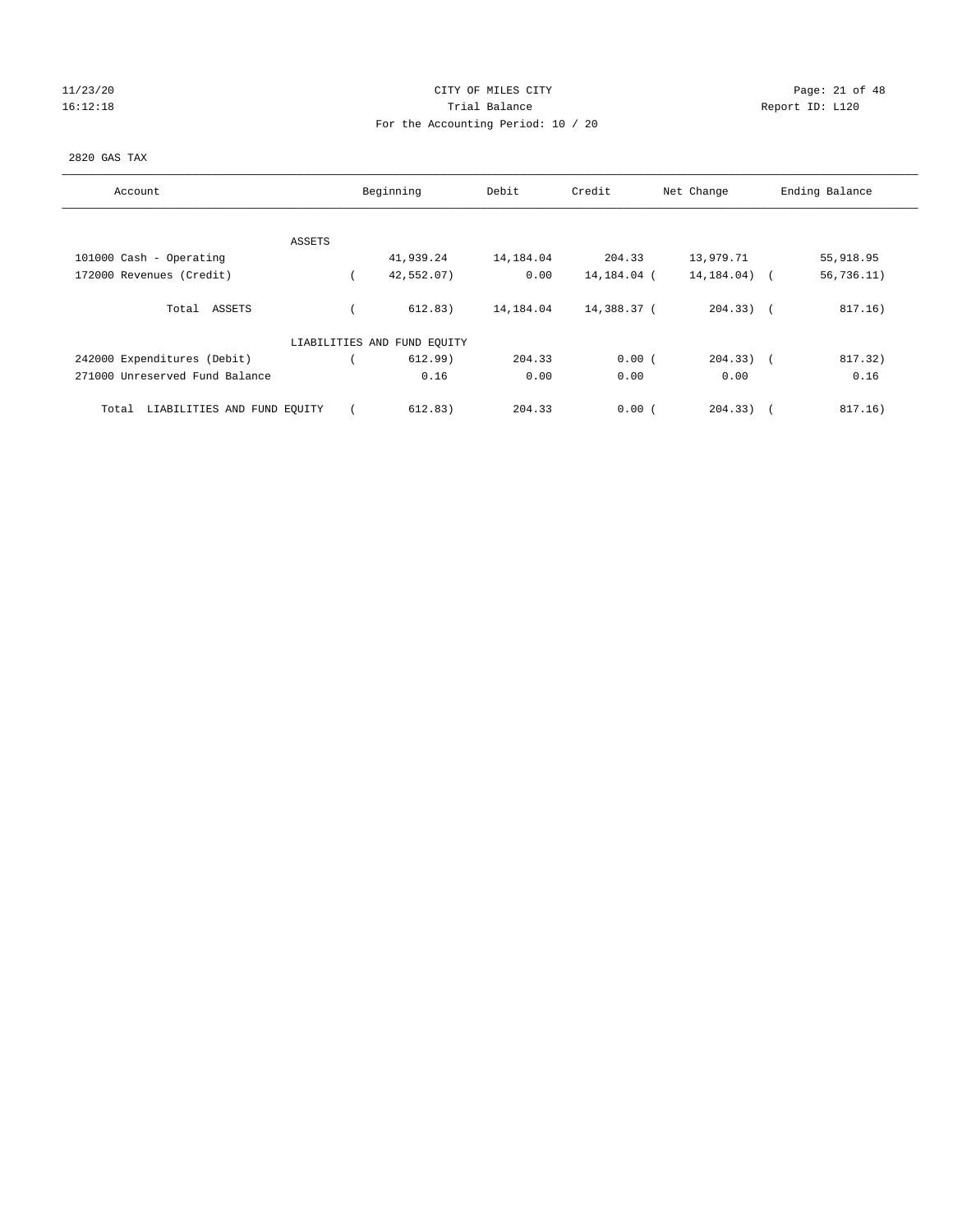CITY OF MILES CITY

Trial Balance

For the Accounting Period: 10 / 20

2820 GAS TAX

| Account | Beginning | Debit | Credit | Net Change | Ending Balance |
|---|---|---|---|---|---|
| ASSETS | | | | | |
| 101000 Cash - Operating | 41,939.24 | 14,184.04 | 204.33 | 13,979.71 | 55,918.95 |
| 172000 Revenues (Credit) | ( 42,552.07) | 0.00 | 14,184.04 | ( 14,184.04) | ( 56,736.11) |
| Total ASSETS | ( 612.83) | 14,184.04 | 14,388.37 | ( 204.33) | ( 817.16) |
| LIABILITIES AND FUND EQUITY | | | | | |
| 242000 Expenditures (Debit) | ( 612.99) | 204.33 | 0.00 | ( 204.33) | ( 817.32) |
| 271000 Unreserved Fund Balance | 0.16 | 0.00 | 0.00 | 0.00 | 0.16 |
| Total LIABILITIES AND FUND EQUITY | ( 612.83) | 204.33 | 0.00 | ( 204.33) | ( 817.16) |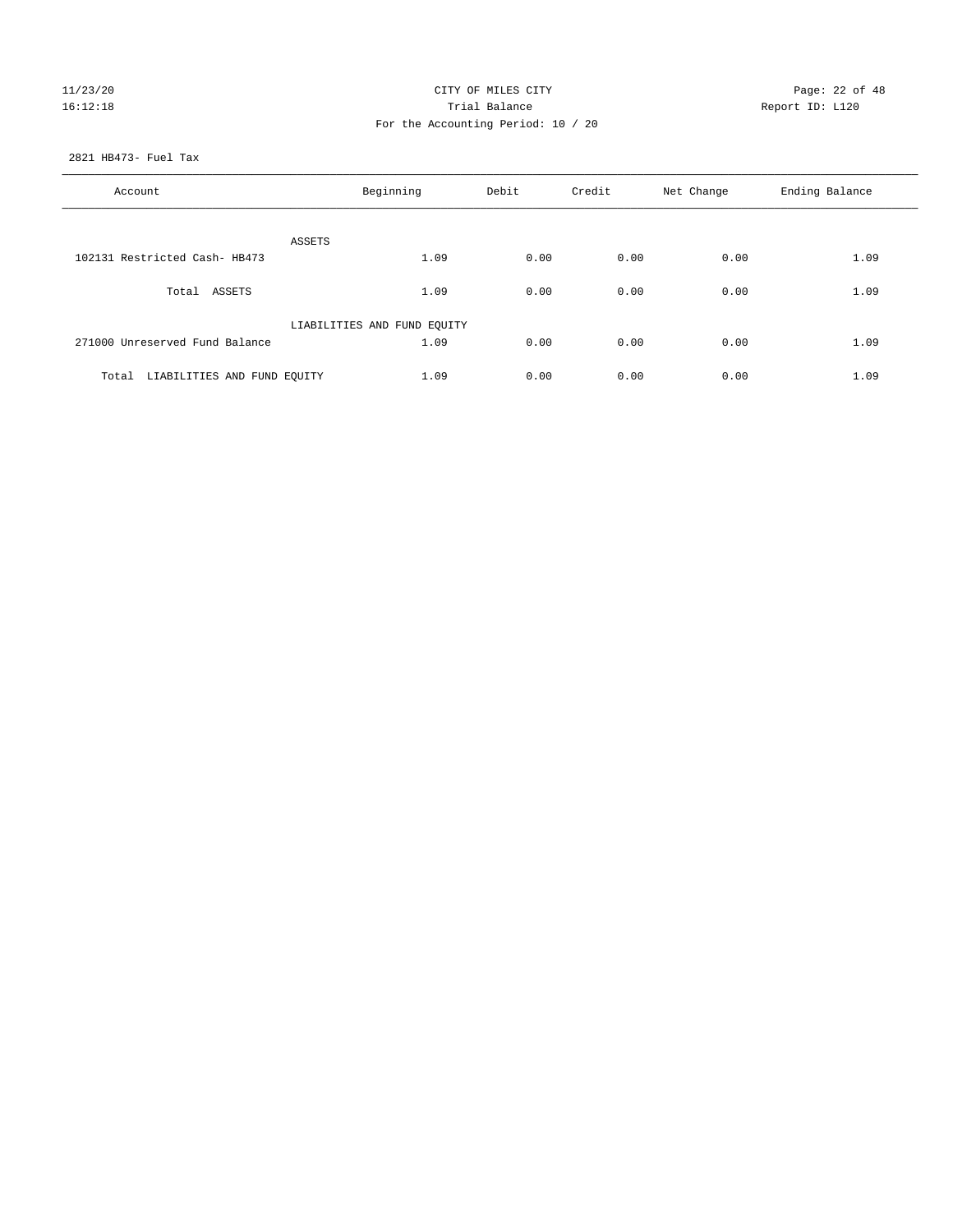CITY OF MILES CITY
Trial Balance
For the Accounting Period: 10 / 20

11/23/20
16:12:18

Report ID: L120

2821 HB473- Fuel Tax

| Account | Beginning | Debit | Credit | Net Change | Ending Balance |
|---|---|---|---|---|---|
| ASSETS | | | | | |
| 102131 Restricted Cash- HB473 | 1.09 | 0.00 | 0.00 | 0.00 | 1.09 |
| Total ASSETS | 1.09 | 0.00 | 0.00 | 0.00 | 1.09 |
| LIABILITIES AND FUND EQUITY | | | | | |
| 271000 Unreserved Fund Balance | 1.09 | 0.00 | 0.00 | 0.00 | 1.09 |
| Total LIABILITIES AND FUND EQUITY | 1.09 | 0.00 | 0.00 | 0.00 | 1.09 |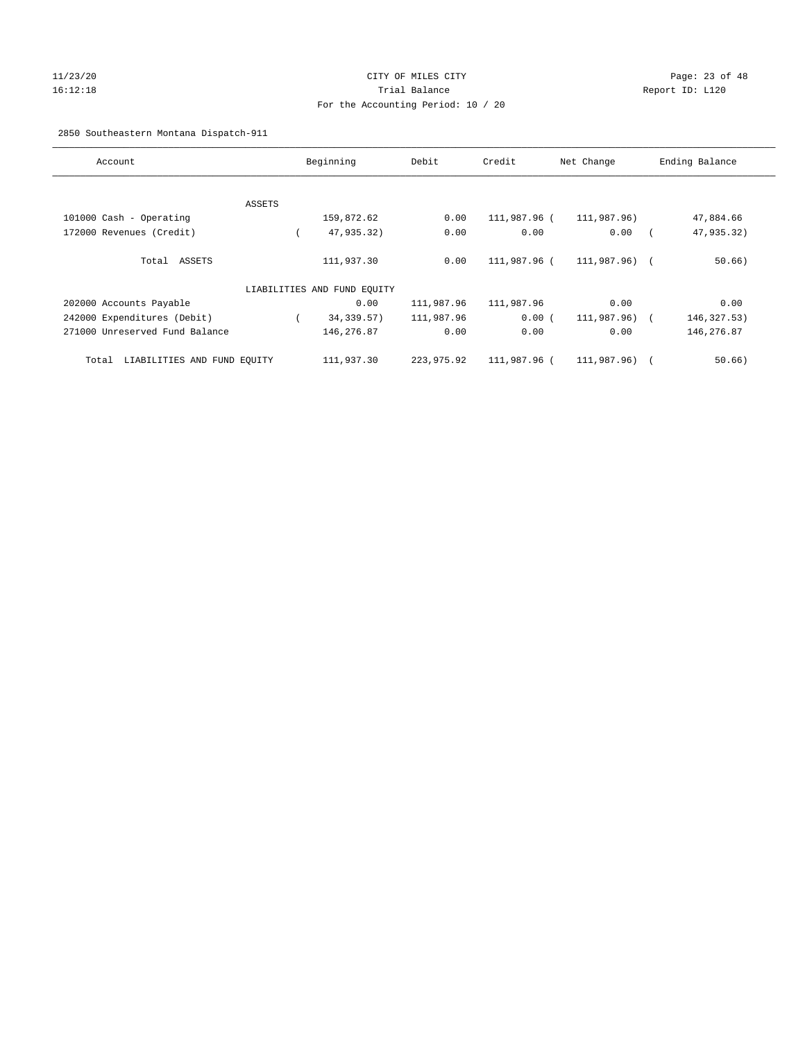CITY OF MILES CITY

Trial Balance

For the Accounting Period: 10 / 20

2850 Southeastern Montana Dispatch-911

| Account | Beginning | Debit | Credit | Net Change | Ending Balance |
|---|---|---|---|---|---|
| ASSETS | | | | | |
| 101000 Cash - Operating | 159,872.62 | 0.00 | 111,987.96 | ( 111,987.96) | 47,884.66 |
| 172000 Revenues (Credit) | ( 47,935.32) | 0.00 | 0.00 | 0.00 | ( 47,935.32) |
| Total ASSETS | 111,937.30 | 0.00 | 111,987.96 | ( 111,987.96) | ( 50.66) |
| LIABILITIES AND FUND EQUITY | | | | | |
| 202000 Accounts Payable | 0.00 | 111,987.96 | 111,987.96 | 0.00 | 0.00 |
| 242000 Expenditures (Debit) | ( 34,339.57) | 111,987.96 | 0.00 | ( 111,987.96) | ( 146,327.53) |
| 271000 Unreserved Fund Balance | 146,276.87 | 0.00 | 0.00 | 0.00 | 146,276.87 |
| Total LIABILITIES AND FUND EQUITY | 111,937.30 | 223,975.92 | 111,987.96 | ( 111,987.96) | ( 50.66) |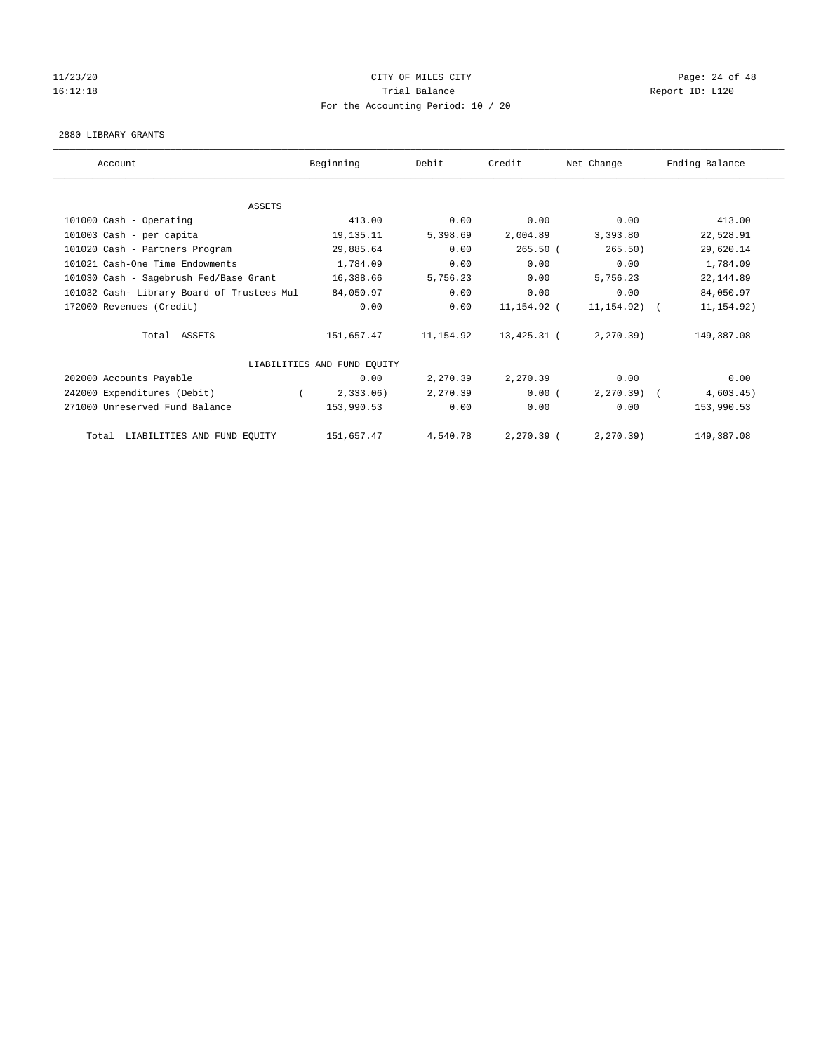CITY OF MILES CITY

Trial Balance

For the Accounting Period: 10 / 20

11/23/20
16:12:18

Report ID: L120

2880 LIBRARY GRANTS

| Account | Beginning | Debit | Credit | Net Change | Ending Balance |
|---|---|---|---|---|---|
| ASSETS | | | | | |
| 101000 Cash - Operating | 413.00 | 0.00 | 0.00 | 0.00 | 413.00 |
| 101003 Cash - per capita | 19,135.11 | 5,398.69 | 2,004.89 | 3,393.80 | 22,528.91 |
| 101020 Cash - Partners Program | 29,885.64 | 0.00 | 265.50 | ( 265.50) | 29,620.14 |
| 101021 Cash-One Time Endowments | 1,784.09 | 0.00 | 0.00 | 0.00 | 1,784.09 |
| 101030 Cash - Sagebrush Fed/Base Grant | 16,388.66 | 5,756.23 | 0.00 | 5,756.23 | 22,144.89 |
| 101032 Cash- Library Board of Trustees Mul | 84,050.97 | 0.00 | 0.00 | 0.00 | 84,050.97 |
| 172000 Revenues (Credit) | 0.00 | 0.00 | 11,154.92 | ( 11,154.92) | ( 11,154.92) |
| Total ASSETS | 151,657.47 | 11,154.92 | 13,425.31 | ( 2,270.39) | 149,387.08 |
| LIABILITIES AND FUND EQUITY | | | | | |
| 202000 Accounts Payable | 0.00 | 2,270.39 | 2,270.39 | 0.00 | 0.00 |
| 242000 Expenditures (Debit) | ( 2,333.06) | 2,270.39 | 0.00 | ( 2,270.39) | ( 4,603.45) |
| 271000 Unreserved Fund Balance | 153,990.53 | 0.00 | 0.00 | 0.00 | 153,990.53 |
| Total LIABILITIES AND FUND EQUITY | 151,657.47 | 4,540.78 | 2,270.39 | ( 2,270.39) | 149,387.08 |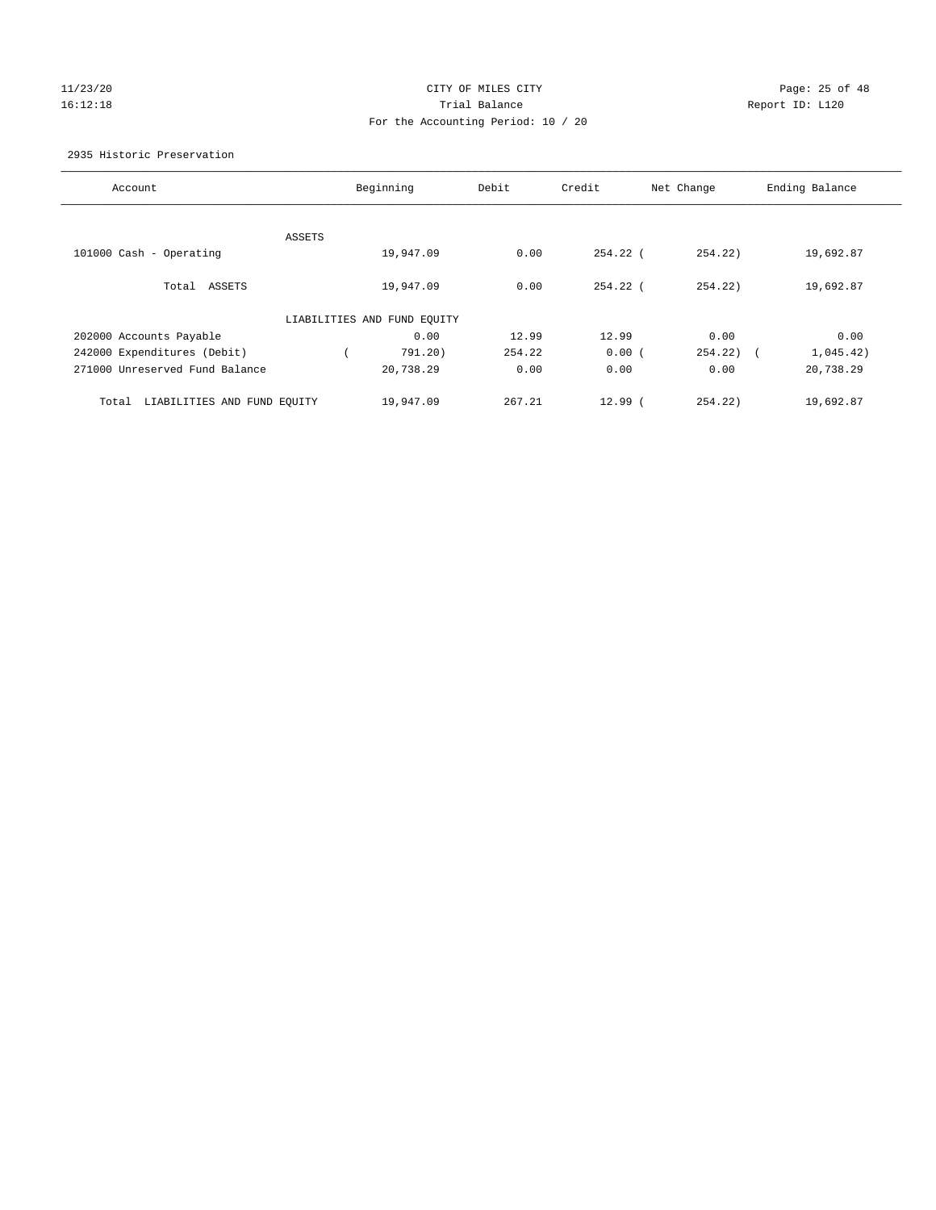CITY OF MILES CITY

Trial Balance

For the Accounting Period: 10 / 20

2935 Historic Preservation

| Account | Beginning | Debit | Credit | Net Change | Ending Balance |
|---|---|---|---|---|---|
| ASSETS | | | | | |
| 101000 Cash - Operating | 19,947.09 | 0.00 | 254.22 | (254.22) | 19,692.87 |
| Total ASSETS | 19,947.09 | 0.00 | 254.22 | (254.22) | 19,692.87 |
| LIABILITIES AND FUND EQUITY | | | | | |
| 202000 Accounts Payable | 0.00 | 12.99 | 12.99 | 0.00 | 0.00 |
| 242000 Expenditures (Debit) | (791.20) | 254.22 | 0.00 | (254.22) | (1,045.42) |
| 271000 Unreserved Fund Balance | 20,738.29 | 0.00 | 0.00 | 0.00 | 20,738.29 |
| Total LIABILITIES AND FUND EQUITY | 19,947.09 | 267.21 | 12.99 | (254.22) | 19,692.87 |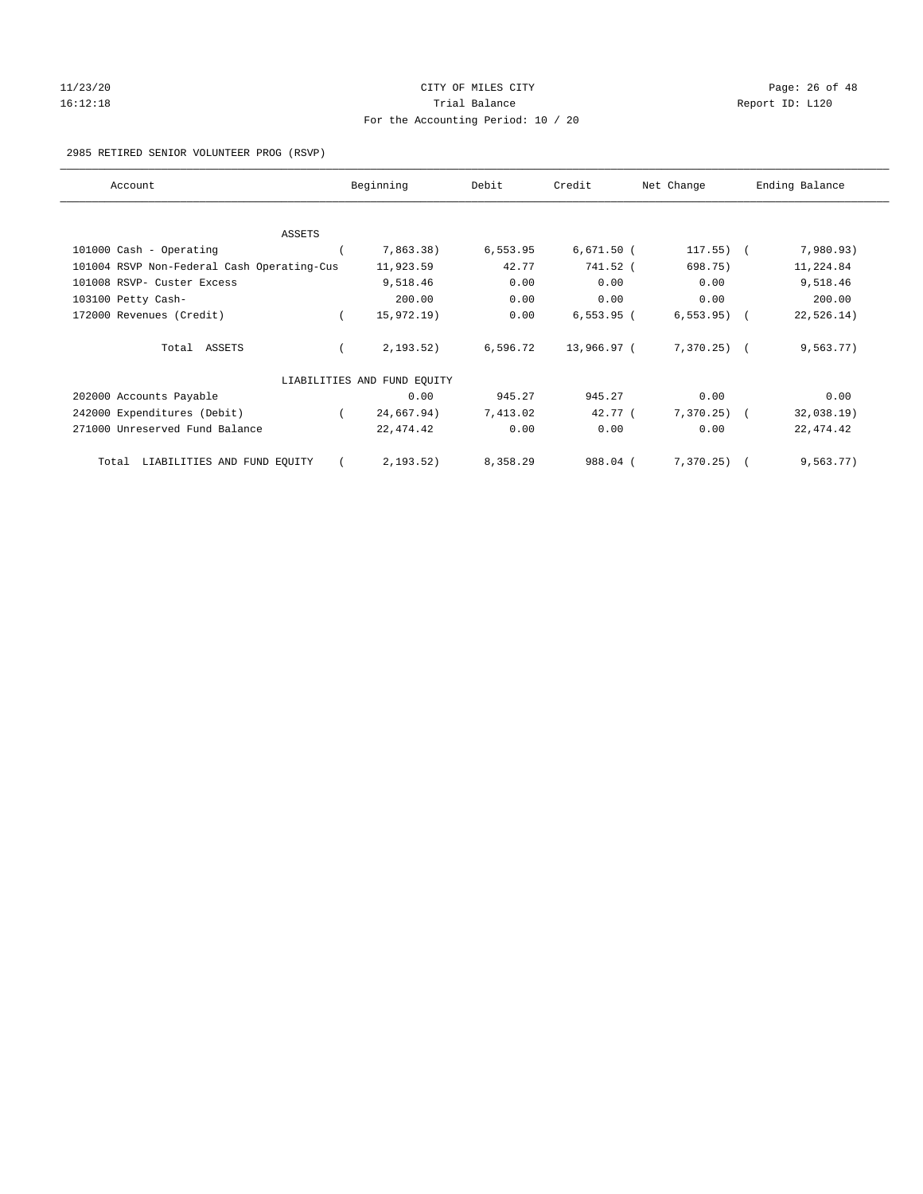CITY OF MILES CITY

Trial Balance

For the Accounting Period: 10 / 20

11/23/20 16:12:18

Report ID: L120

2985 RETIRED SENIOR VOLUNTEER PROG (RSVP)

| Account | Beginning | Debit | Credit | Net Change | Ending Balance |
|---|---|---|---|---|---|
| ASSETS | | | | | |
| 101000 Cash - Operating | ( 7,863.38) | 6,553.95 | 6,671.50 | ( 117.55) | ( 7,980.93) |
| 101004 RSVP Non-Federal Cash Operating-Cus | 11,923.59 | 42.77 | 741.52 | ( 698.75) | 11,224.84 |
| 101008 RSVP- Custer Excess | 9,518.46 | 0.00 | 0.00 | 0.00 | 9,518.46 |
| 103100 Petty Cash- | 200.00 | 0.00 | 0.00 | 0.00 | 200.00 |
| 172000 Revenues (Credit) | ( 15,972.19) | 0.00 | 6,553.95 | ( 6,553.95) | ( 22,526.14) |
| Total ASSETS | ( 2,193.52) | 6,596.72 | 13,966.97 | ( 7,370.25) | ( 9,563.77) |
| LIABILITIES AND FUND EQUITY | | | | | |
| 202000 Accounts Payable | 0.00 | 945.27 | 945.27 | 0.00 | 0.00 |
| 242000 Expenditures (Debit) | ( 24,667.94) | 7,413.02 | 42.77 | ( 7,370.25) | ( 32,038.19) |
| 271000 Unreserved Fund Balance | 22,474.42 | 0.00 | 0.00 | 0.00 | 22,474.42 |
| Total LIABILITIES AND FUND EQUITY | ( 2,193.52) | 8,358.29 | 988.04 | ( 7,370.25) | ( 9,563.77) |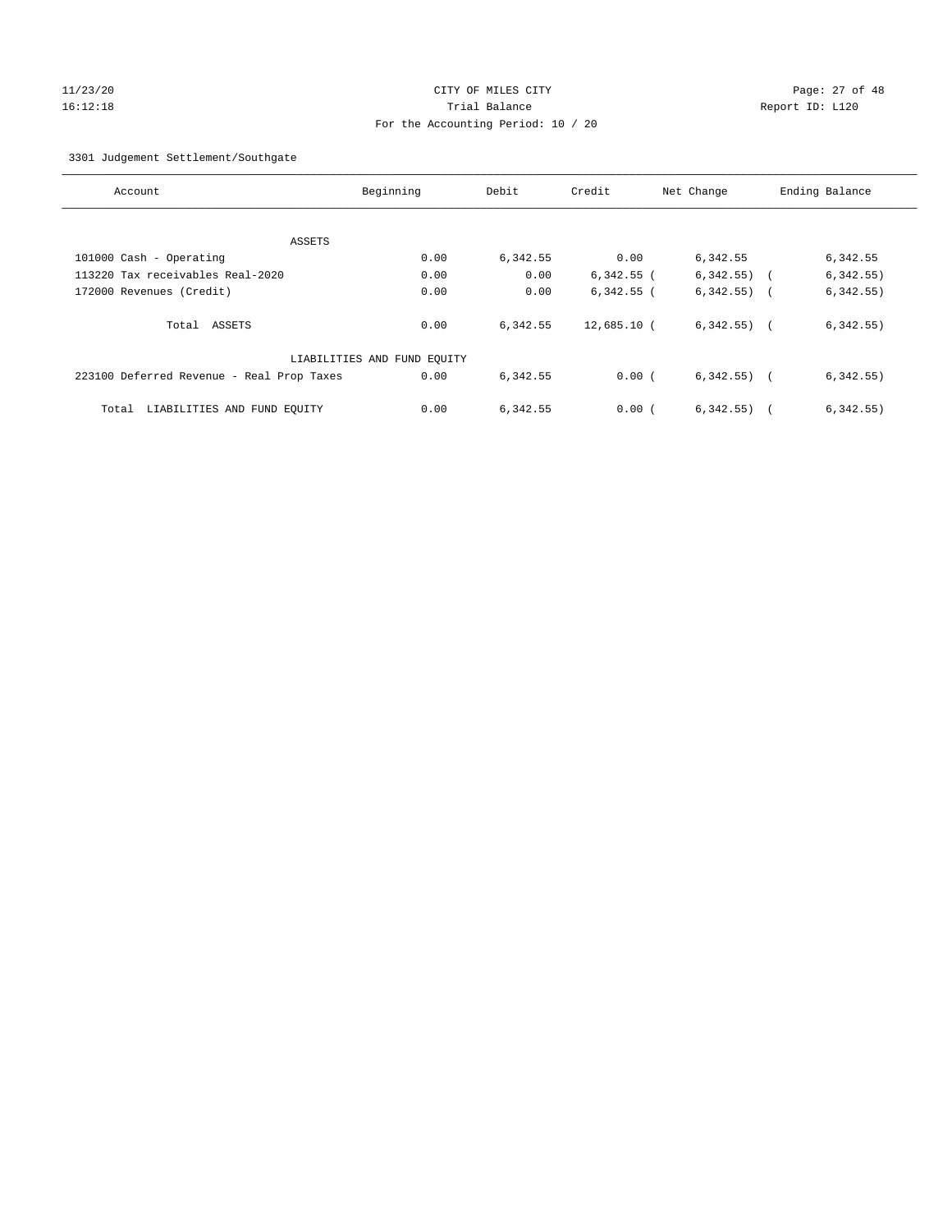CITY OF MILES CITY
Trial Balance
For the Accounting Period: 10 / 20

11/23/20
16:12:18

Report ID: L120

3301 Judgement Settlement/Southgate

| Account | Beginning | Debit | Credit | Net Change | Ending Balance |
|---|---|---|---|---|---|
| ASSETS | | | | | |
| 101000 Cash - Operating | 0.00 | 6,342.55 | 0.00 | 6,342.55 | 6,342.55 |
| 113220 Tax receivables Real-2020 | 0.00 | 0.00 | 6,342.55 | ( 6,342.55) | ( 6,342.55) |
| 172000 Revenues (Credit) | 0.00 | 0.00 | 6,342.55 | ( 6,342.55) | ( 6,342.55) |
| Total ASSETS | 0.00 | 6,342.55 | 12,685.10 | ( 6,342.55) | ( 6,342.55) |
| LIABILITIES AND FUND EQUITY | | | | | |
| 223100 Deferred Revenue - Real Prop Taxes | 0.00 | 6,342.55 | 0.00 | ( 6,342.55) | ( 6,342.55) |
| Total LIABILITIES AND FUND EQUITY | 0.00 | 6,342.55 | 0.00 | ( 6,342.55) | ( 6,342.55) |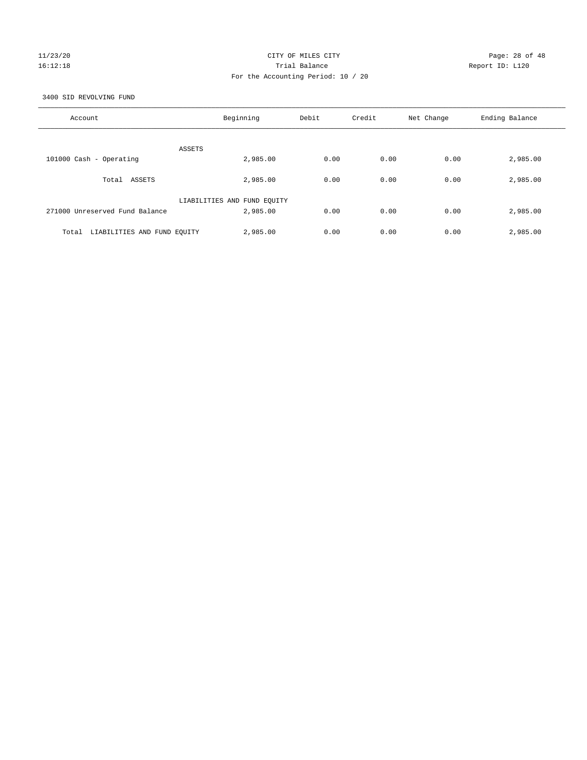CITY OF MILES CITY
Trial Balance
For the Accounting Period: 10 / 20

11/23/20
16:12:18

Report ID: L120

3400 SID REVOLVING FUND

| Account | Beginning | Debit | Credit | Net Change | Ending Balance |
|---|---|---|---|---|---|
| ASSETS | | | | | |
| 101000 Cash - Operating | 2,985.00 | 0.00 | 0.00 | 0.00 | 2,985.00 |
| Total ASSETS | 2,985.00 | 0.00 | 0.00 | 0.00 | 2,985.00 |
| LIABILITIES AND FUND EQUITY | | | | | |
| 271000 Unreserved Fund Balance | 2,985.00 | 0.00 | 0.00 | 0.00 | 2,985.00 |
| Total LIABILITIES AND FUND EQUITY | 2,985.00 | 0.00 | 0.00 | 0.00 | 2,985.00 |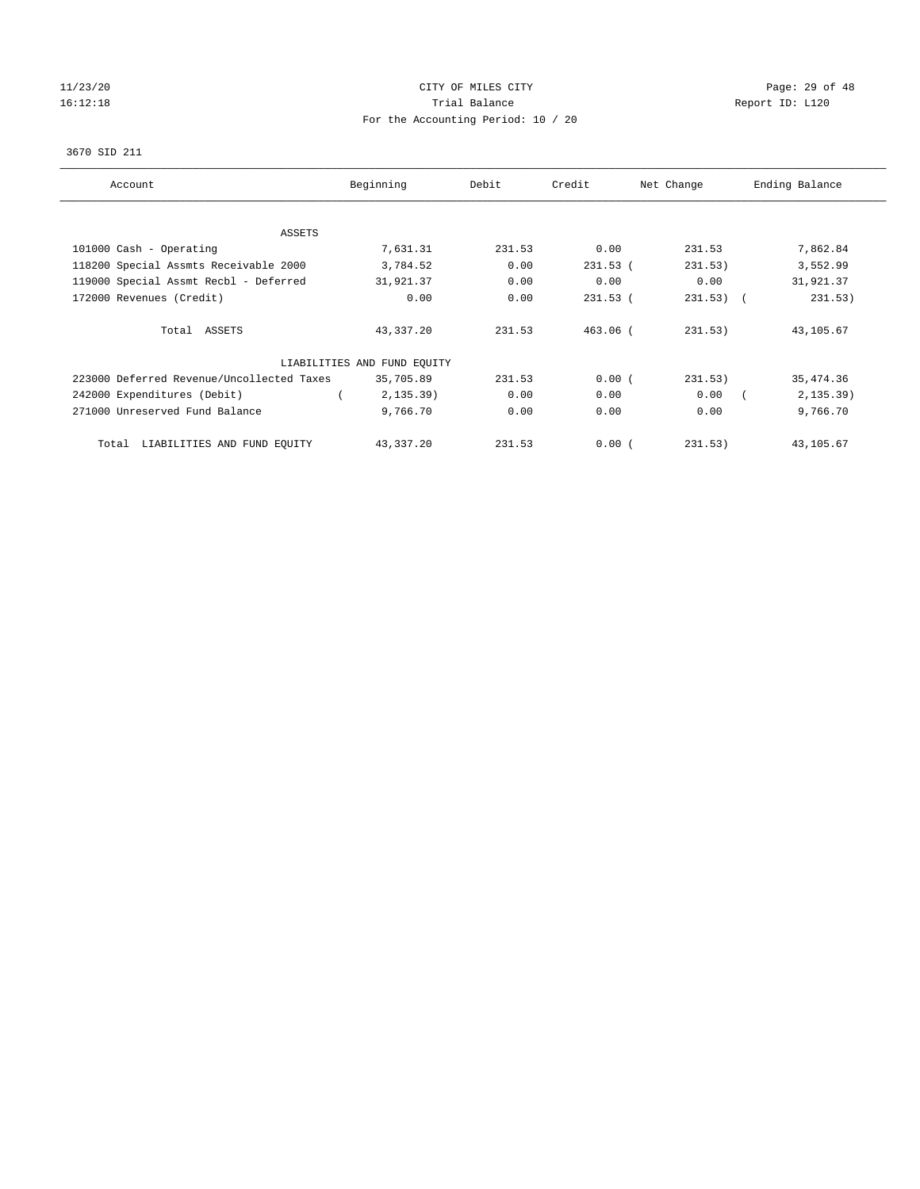CITY OF MILES CITY

Trial Balance

For the Accounting Period: 10 / 20

11/23/20
16:12:18

Report ID: L120

3670 SID 211

| Account | Beginning | Debit | Credit | Net Change | Ending Balance |
|---|---|---|---|---|---|
| ASSETS | | | | | |
| 101000 Cash - Operating | 7,631.31 | 231.53 | 0.00 | 231.53 | 7,862.84 |
| 118200 Special Assmts Receivable 2000 | 3,784.52 | 0.00 | 231.53 | ( 231.53) | 3,552.99 |
| 119000 Special Assmt Recbl - Deferred | 31,921.37 | 0.00 | 0.00 | 0.00 | 31,921.37 |
| 172000 Revenues (Credit) | 0.00 | 0.00 | 231.53 | ( 231.53) | ( 231.53) |
| Total ASSETS | 43,337.20 | 231.53 | 463.06 | ( 231.53) | 43,105.67 |
| LIABILITIES AND FUND EQUITY | | | | | |
| 223000 Deferred Revenue/Uncollected Taxes | 35,705.89 | 231.53 | 0.00 | ( 231.53) | 35,474.36 |
| 242000 Expenditures (Debit) | ( 2,135.39) | 0.00 | 0.00 | 0.00 | ( 2,135.39) |
| 271000 Unreserved Fund Balance | 9,766.70 | 0.00 | 0.00 | 0.00 | 9,766.70 |
| Total LIABILITIES AND FUND EQUITY | 43,337.20 | 231.53 | 0.00 | ( 231.53) | 43,105.67 |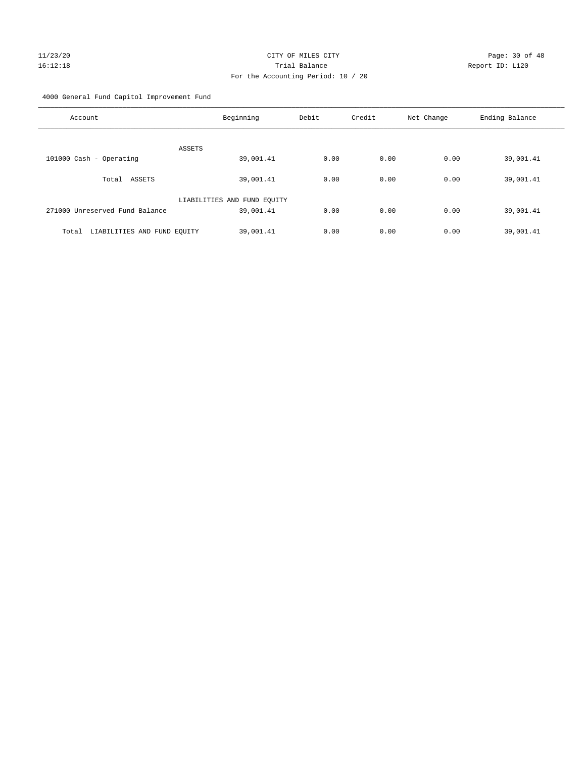# CITY OF MILES CITY

## Trial Balance

### For the Accounting Period: 10 / 20

11/23/20 16:12:18 — Report ID: L120

4000 General Fund Capitol Improvement Fund

| Account | Beginning | Debit | Credit | Net Change | Ending Balance |
|---|---|---|---|---|---|
| ASSETS | | | | | |
| 101000 Cash - Operating | 39,001.41 | 0.00 | 0.00 | 0.00 | 39,001.41 |
| Total ASSETS | 39,001.41 | 0.00 | 0.00 | 0.00 | 39,001.41 |
| LIABILITIES AND FUND EQUITY | | | | | |
| 271000 Unreserved Fund Balance | 39,001.41 | 0.00 | 0.00 | 0.00 | 39,001.41 |
| Total LIABILITIES AND FUND EQUITY | 39,001.41 | 0.00 | 0.00 | 0.00 | 39,001.41 |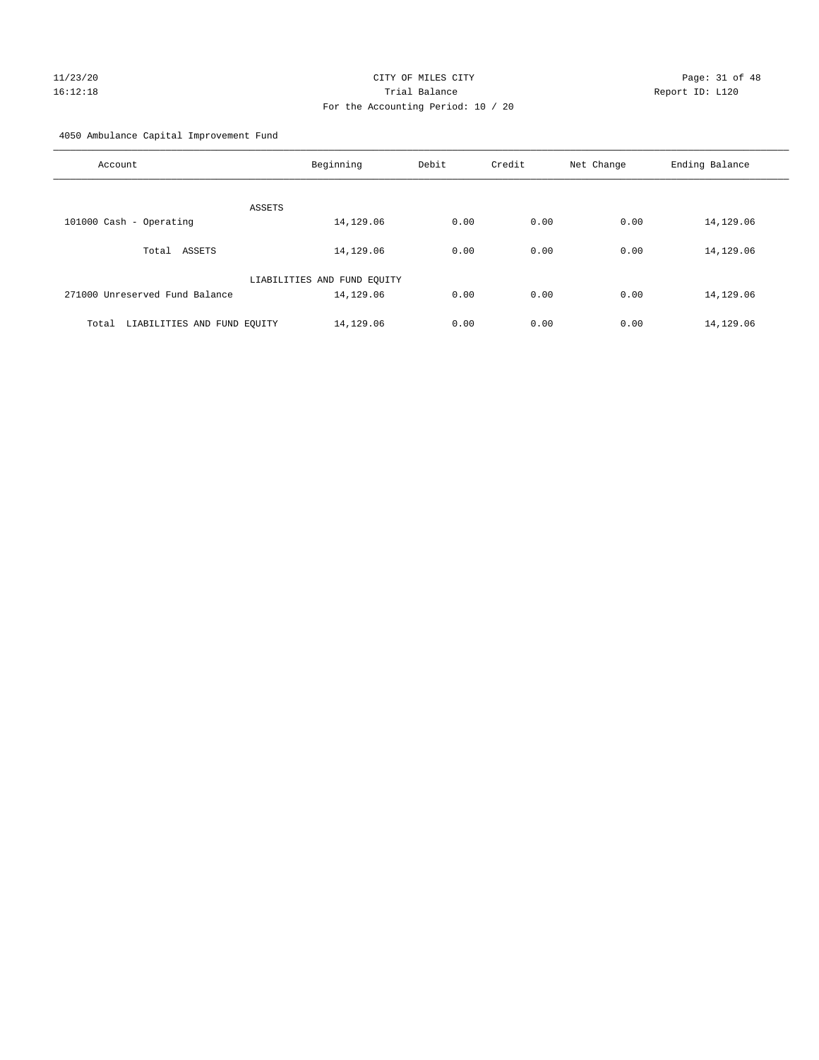CITY OF MILES CITY
Trial Balance
For the Accounting Period: 10 / 20

4050 Ambulance Capital Improvement Fund

| Account | Beginning | Debit | Credit | Net Change | Ending Balance |
|---|---|---|---|---|---|
| ASSETS | | | | | |
| 101000 Cash - Operating | 14,129.06 | 0.00 | 0.00 | 0.00 | 14,129.06 |
| Total ASSETS | 14,129.06 | 0.00 | 0.00 | 0.00 | 14,129.06 |
| LIABILITIES AND FUND EQUITY | | | | | |
| 271000 Unreserved Fund Balance | 14,129.06 | 0.00 | 0.00 | 0.00 | 14,129.06 |
| Total LIABILITIES AND FUND EQUITY | 14,129.06 | 0.00 | 0.00 | 0.00 | 14,129.06 |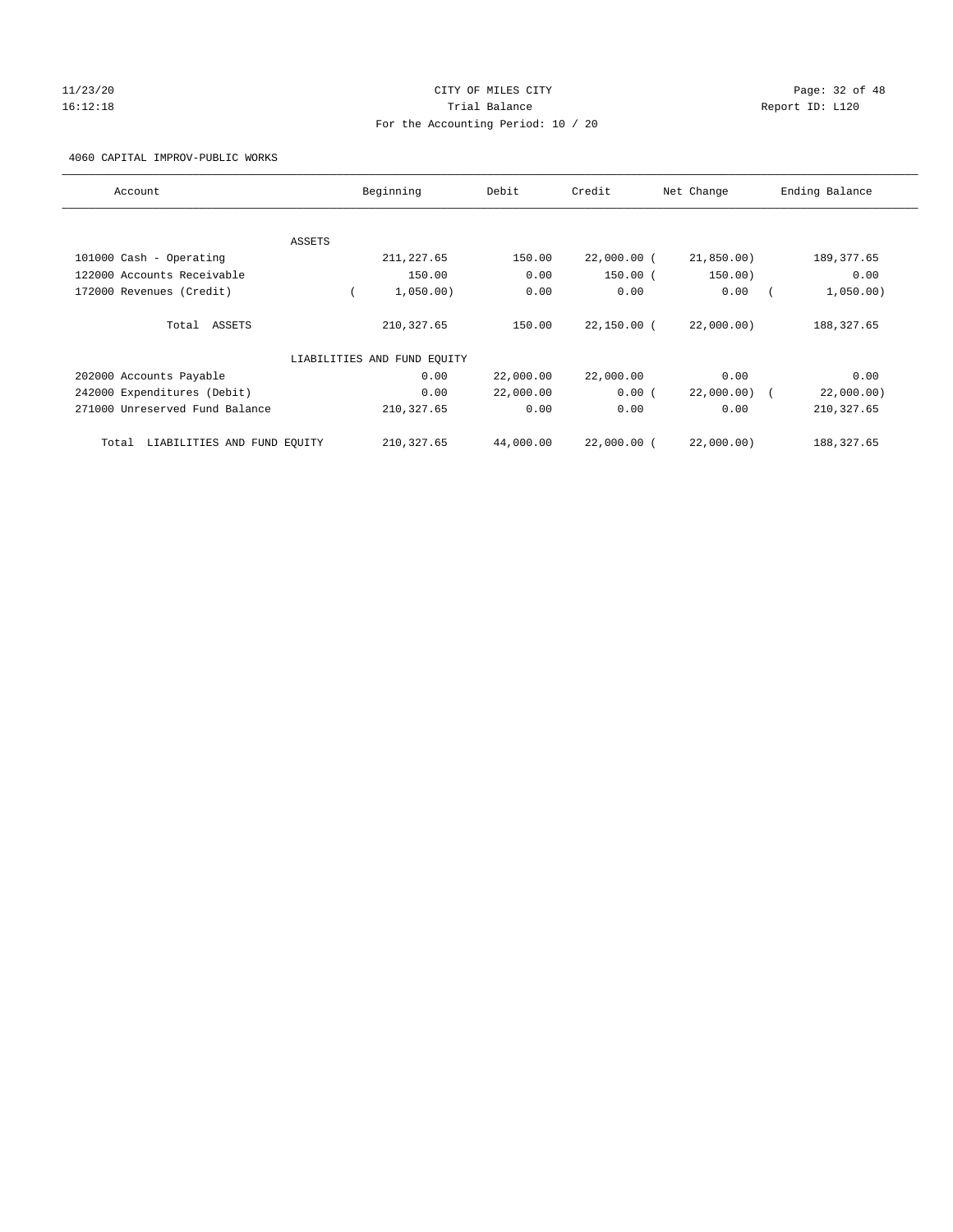CITY OF MILES CITY

Trial Balance

For the Accounting Period: 10 / 20

11/23/20
16:12:18

Report ID: L120

4060 CAPITAL IMPROV-PUBLIC WORKS

| Account | Beginning | Debit | Credit | Net Change | Ending Balance |
|---|---|---|---|---|---|
| ASSETS | | | | | |
| 101000 Cash - Operating | 211,227.65 | 150.00 | 22,000.00 | (21,850.00) | 189,377.65 |
| 122000 Accounts Receivable | 150.00 | 0.00 | 150.00 | (150.00) | 0.00 |
| 172000 Revenues (Credit) | (1,050.00) | 0.00 | 0.00 | 0.00 | (1,050.00) |
| Total ASSETS | 210,327.65 | 150.00 | 22,150.00 | (22,000.00) | 188,327.65 |
| LIABILITIES AND FUND EQUITY | | | | | |
| 202000 Accounts Payable | 0.00 | 22,000.00 | 22,000.00 | 0.00 | 0.00 |
| 242000 Expenditures (Debit) | 0.00 | 22,000.00 | 0.00 | (22,000.00) | (22,000.00) |
| 271000 Unreserved Fund Balance | 210,327.65 | 0.00 | 0.00 | 0.00 | 210,327.65 |
| Total LIABILITIES AND FUND EQUITY | 210,327.65 | 44,000.00 | 22,000.00 | (22,000.00) | 188,327.65 |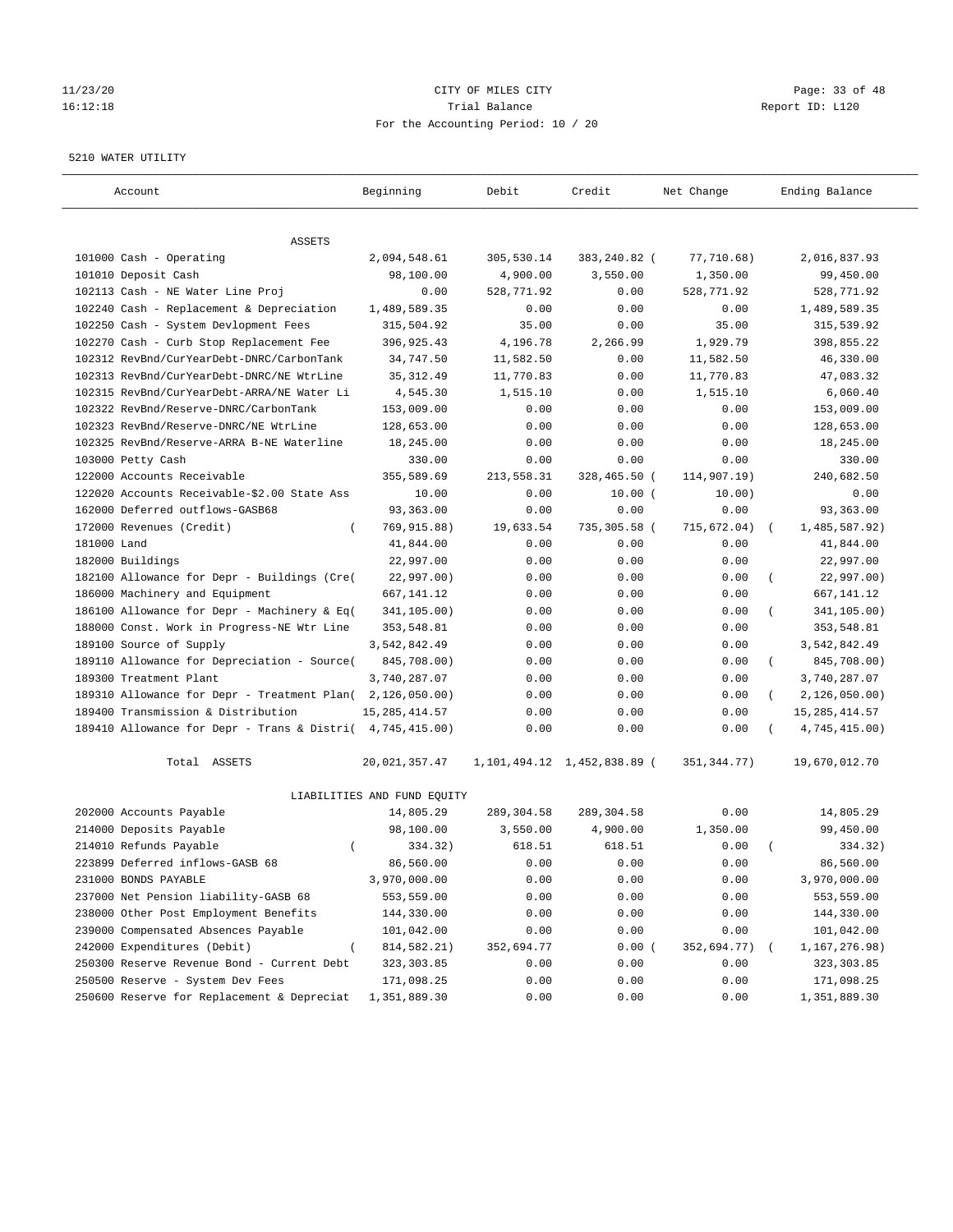CITY OF MILES CITY
Trial Balance
For the Accounting Period: 10 / 20

11/23/20
16:12:18

Report ID: L120

5210 WATER UTILITY

| Account | Beginning | Debit | Credit | Net Change | Ending Balance |
|---|---|---|---|---|---|
| ASSETS | | | | | |
| 101000 Cash - Operating | 2,094,548.61 | 305,530.14 | 383,240.82 | (77,710.68) | 2,016,837.93 |
| 101010 Deposit Cash | 98,100.00 | 4,900.00 | 3,550.00 | 1,350.00 | 99,450.00 |
| 102113 Cash - NE Water Line Proj | 0.00 | 528,771.92 | 0.00 | 528,771.92 | 528,771.92 |
| 102240 Cash - Replacement & Depreciation | 1,489,589.35 | 0.00 | 0.00 | 0.00 | 1,489,589.35 |
| 102250 Cash - System Devlopment Fees | 315,504.92 | 35.00 | 0.00 | 35.00 | 315,539.92 |
| 102270 Cash - Curb Stop Replacement Fee | 396,925.43 | 4,196.78 | 2,266.99 | 1,929.79 | 398,855.22 |
| 102312 RevBnd/CurYearDebt-DNRC/CarbonTank | 34,747.50 | 11,582.50 | 0.00 | 11,582.50 | 46,330.00 |
| 102313 RevBnd/CurYearDebt-DNRC/NE WtrLine | 35,312.49 | 11,770.83 | 0.00 | 11,770.83 | 47,083.32 |
| 102315 RevBnd/CurYearDebt-ARRA/NE Water Li | 4,545.30 | 1,515.10 | 0.00 | 1,515.10 | 6,060.40 |
| 102322 RevBnd/Reserve-DNRC/CarbonTank | 153,009.00 | 0.00 | 0.00 | 0.00 | 153,009.00 |
| 102323 RevBnd/Reserve-DNRC/NE WtrLine | 128,653.00 | 0.00 | 0.00 | 0.00 | 128,653.00 |
| 102325 RevBnd/Reserve-ARRA B-NE Waterline | 18,245.00 | 0.00 | 0.00 | 0.00 | 18,245.00 |
| 103000 Petty Cash | 330.00 | 0.00 | 0.00 | 0.00 | 330.00 |
| 122000 Accounts Receivable | 355,589.69 | 213,558.31 | 328,465.50 | (114,907.19) | 240,682.50 |
| 122020 Accounts Receivable-$2.00 State Ass | 10.00 | 0.00 | 10.00 | (10.00) | 0.00 |
| 162000 Deferred outflows-GASB68 | 93,363.00 | 0.00 | 0.00 | 0.00 | 93,363.00 |
| 172000 Revenues (Credit) | (769,915.88) | 19,633.54 | 735,305.58 | (715,672.04) | (1,485,587.92) |
| 181000 Land | 41,844.00 | 0.00 | 0.00 | 0.00 | 41,844.00 |
| 182000 Buildings | 22,997.00 | 0.00 | 0.00 | 0.00 | 22,997.00 |
| 182100 Allowance for Depr - Buildings (Cre | (22,997.00) | 0.00 | 0.00 | 0.00 | (22,997.00) |
| 186000 Machinery and Equipment | 667,141.12 | 0.00 | 0.00 | 0.00 | 667,141.12 |
| 186100 Allowance for Depr - Machinery & Eq | (341,105.00) | 0.00 | 0.00 | 0.00 | (341,105.00) |
| 188000 Const. Work in Progress-NE Wtr Line | 353,548.81 | 0.00 | 0.00 | 0.00 | 353,548.81 |
| 189100 Source of Supply | 3,542,842.49 | 0.00 | 0.00 | 0.00 | 3,542,842.49 |
| 189110 Allowance for Depreciation - Source | (845,708.00) | 0.00 | 0.00 | 0.00 | (845,708.00) |
| 189300 Treatment Plant | 3,740,287.07 | 0.00 | 0.00 | 0.00 | 3,740,287.07 |
| 189310 Allowance for Depr - Treatment Plan | (2,126,050.00) | 0.00 | 0.00 | 0.00 | (2,126,050.00) |
| 189400 Transmission & Distribution | 15,285,414.57 | 0.00 | 0.00 | 0.00 | 15,285,414.57 |
| 189410 Allowance for Depr - Trans & Distri | (4,745,415.00) | 0.00 | 0.00 | 0.00 | (4,745,415.00) |
| Total ASSETS | 20,021,357.47 | 1,101,494.12 | 1,452,838.89 | (351,344.77) | 19,670,012.70 |
| LIABILITIES AND FUND EQUITY | | | | | |
| 202000 Accounts Payable | 14,805.29 | 289,304.58 | 289,304.58 | 0.00 | 14,805.29 |
| 214000 Deposits Payable | 98,100.00 | 3,550.00 | 4,900.00 | 1,350.00 | 99,450.00 |
| 214010 Refunds Payable | (334.32) | 618.51 | 618.51 | 0.00 | (334.32) |
| 223899 Deferred inflows-GASB 68 | 86,560.00 | 0.00 | 0.00 | 0.00 | 86,560.00 |
| 231000 BONDS PAYABLE | 3,970,000.00 | 0.00 | 0.00 | 0.00 | 3,970,000.00 |
| 237000 Net Pension liability-GASB 68 | 553,559.00 | 0.00 | 0.00 | 0.00 | 553,559.00 |
| 238000 Other Post Employment Benefits | 144,330.00 | 0.00 | 0.00 | 0.00 | 144,330.00 |
| 239000 Compensated Absences Payable | 101,042.00 | 0.00 | 0.00 | 0.00 | 101,042.00 |
| 242000 Expenditures (Debit) | (814,582.21) | 352,694.77 | 0.00 | (352,694.77) | (1,167,276.98) |
| 250300 Reserve Revenue Bond - Current Debt | 323,303.85 | 0.00 | 0.00 | 0.00 | 323,303.85 |
| 250500 Reserve - System Dev Fees | 171,098.25 | 0.00 | 0.00 | 0.00 | 171,098.25 |
| 250600 Reserve for Replacement & Depreciat | 1,351,889.30 | 0.00 | 0.00 | 0.00 | 1,351,889.30 |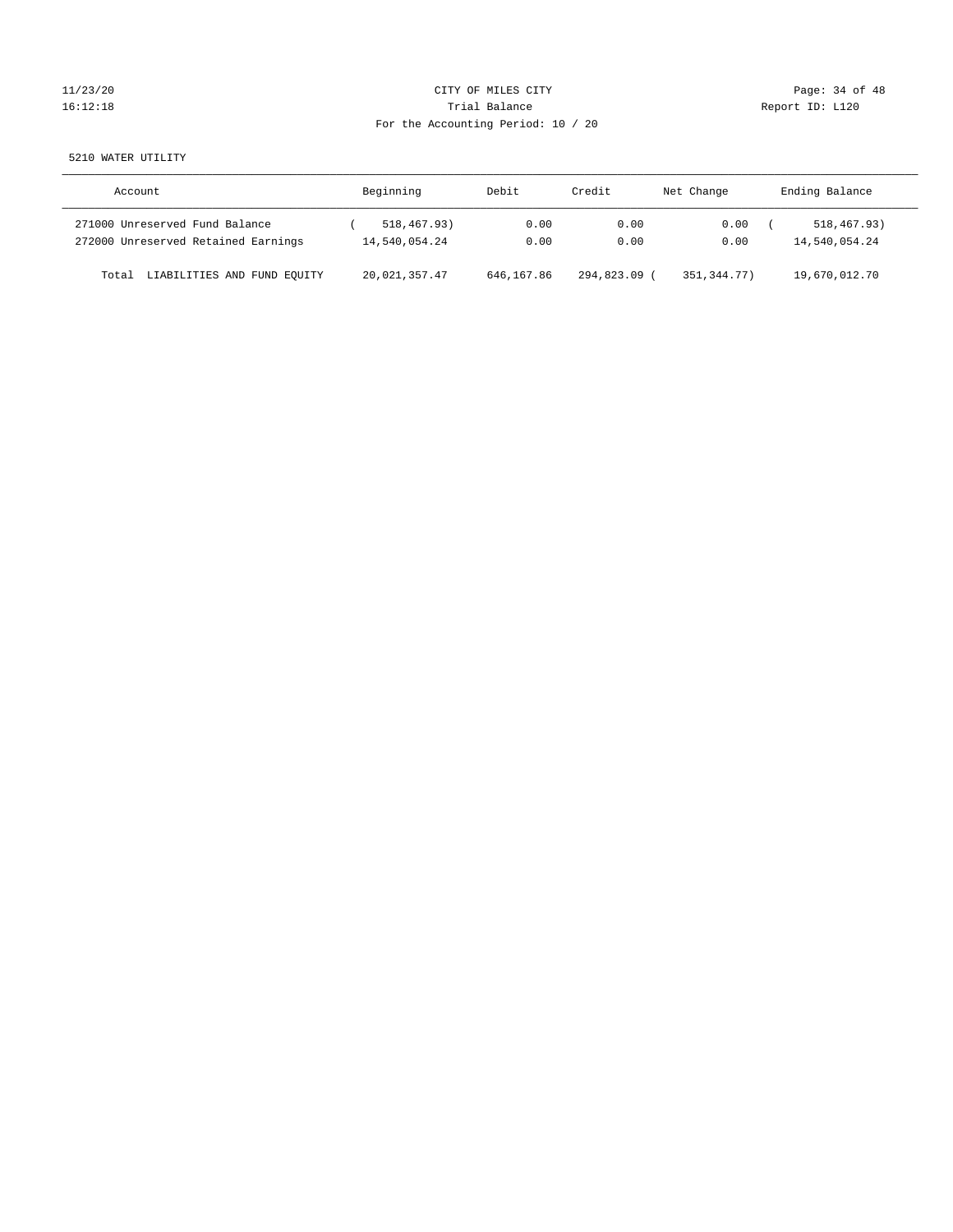CITY OF MILES CITY
Trial Balance
For the Accounting Period: 10 / 20

11/23/20
16:12:18

Report ID: L120

5210 WATER UTILITY

| Account | Beginning | Debit | Credit | Net Change | Ending Balance |
|---|---|---|---|---|---|
| 271000 Unreserved Fund Balance | ( 518,467.93) | 0.00 | 0.00 | 0.00 | ( 518,467.93) |
| 272000 Unreserved Retained Earnings | 14,540,054.24 | 0.00 | 0.00 | 0.00 | 14,540,054.24 |
| Total LIABILITIES AND FUND EQUITY | 20,021,357.47 | 646,167.86 | 294,823.09 | ( 351,344.77) | 19,670,012.70 |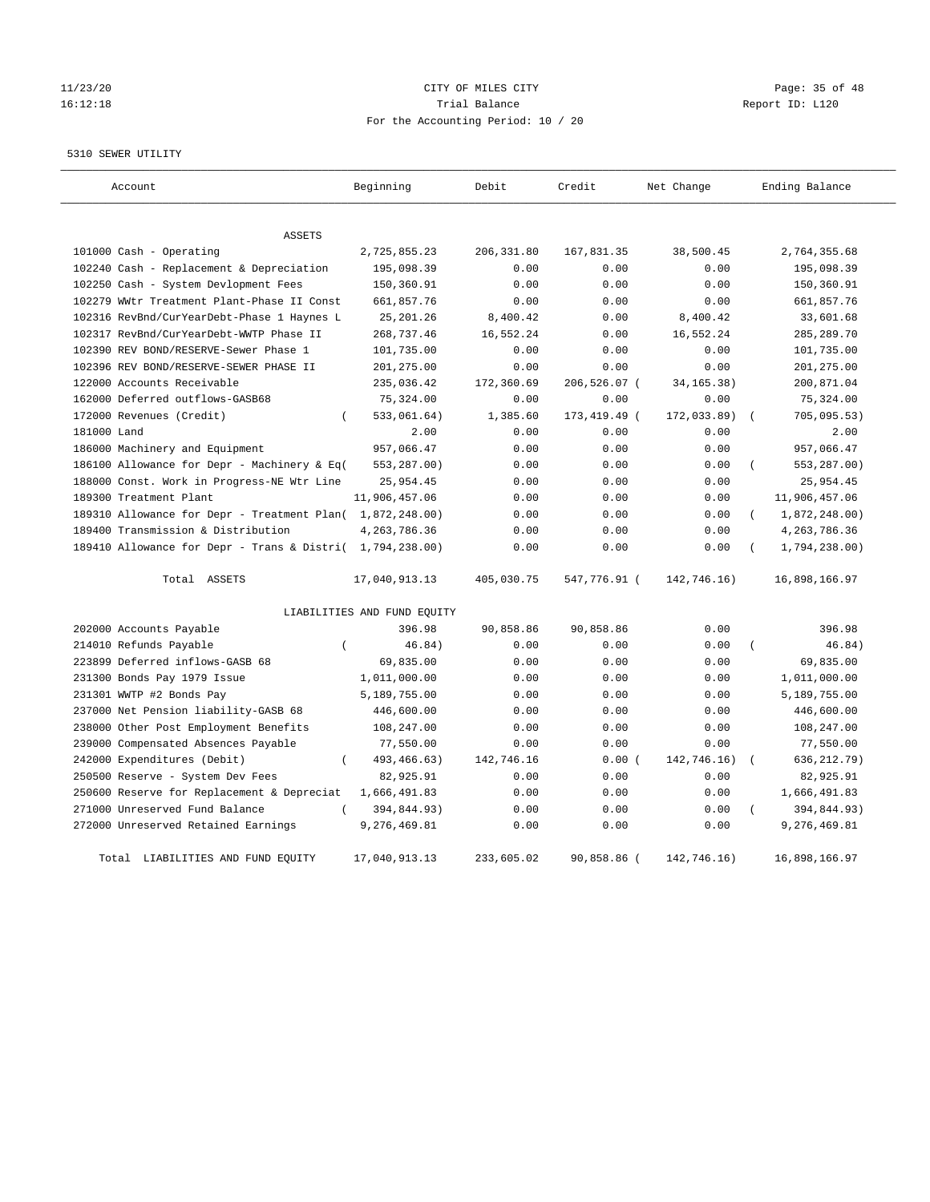CITY OF MILES CITY
Trial Balance
For the Accounting Period: 10 / 20

5310 SEWER UTILITY

| Account | Beginning | Debit | Credit | Net Change | Ending Balance |
|---|---|---|---|---|---|
| ASSETS | | | | | |
| 101000 Cash - Operating | 2,725,855.23 | 206,331.80 | 167,831.35 | 38,500.45 | 2,764,355.68 |
| 102240 Cash - Replacement & Depreciation | 195,098.39 | 0.00 | 0.00 | 0.00 | 195,098.39 |
| 102250 Cash - System Devlopment Fees | 150,360.91 | 0.00 | 0.00 | 0.00 | 150,360.91 |
| 102279 WWtr Treatment Plant-Phase II Const | 661,857.76 | 0.00 | 0.00 | 0.00 | 661,857.76 |
| 102316 RevBnd/CurYearDebt-Phase 1 Haynes L | 25,201.26 | 8,400.42 | 0.00 | 8,400.42 | 33,601.68 |
| 102317 RevBnd/CurYearDebt-WWTP Phase II | 268,737.46 | 16,552.24 | 0.00 | 16,552.24 | 285,289.70 |
| 102390 REV BOND/RESERVE-Sewer Phase 1 | 101,735.00 | 0.00 | 0.00 | 0.00 | 101,735.00 |
| 102396 REV BOND/RESERVE-SEWER PHASE II | 201,275.00 | 0.00 | 0.00 | 0.00 | 201,275.00 |
| 122000 Accounts Receivable | 235,036.42 | 172,360.69 | 206,526.07 | (34,165.38) | 200,871.04 |
| 162000 Deferred outflows-GASB68 | 75,324.00 | 0.00 | 0.00 | 0.00 | 75,324.00 |
| 172000 Revenues (Credit) | (533,061.64) | 1,385.60 | 173,419.49 | (172,033.89) | (705,095.53) |
| 181000 Land | 2.00 | 0.00 | 0.00 | 0.00 | 2.00 |
| 186000 Machinery and Equipment | 957,066.47 | 0.00 | 0.00 | 0.00 | 957,066.47 |
| 186100 Allowance for Depr - Machinery & Eq | (553,287.00) | 0.00 | 0.00 | 0.00 | (553,287.00) |
| 188000 Const. Work in Progress-NE Wtr Line | 25,954.45 | 0.00 | 0.00 | 0.00 | 25,954.45 |
| 189300 Treatment Plant | 11,906,457.06 | 0.00 | 0.00 | 0.00 | 11,906,457.06 |
| 189310 Allowance for Depr - Treatment Plan | (1,872,248.00) | 0.00 | 0.00 | 0.00 | (1,872,248.00) |
| 189400 Transmission & Distribution | 4,263,786.36 | 0.00 | 0.00 | 0.00 | 4,263,786.36 |
| 189410 Allowance for Depr - Trans & Distri | (1,794,238.00) | 0.00 | 0.00 | 0.00 | (1,794,238.00) |
| Total ASSETS | 17,040,913.13 | 405,030.75 | 547,776.91 | (142,746.16) | 16,898,166.97 |
| LIABILITIES AND FUND EQUITY | | | | | |
| 202000 Accounts Payable | 396.98 | 90,858.86 | 90,858.86 | 0.00 | 396.98 |
| 214010 Refunds Payable | (46.84) | 0.00 | 0.00 | 0.00 | (46.84) |
| 223899 Deferred inflows-GASB 68 | 69,835.00 | 0.00 | 0.00 | 0.00 | 69,835.00 |
| 231300 Bonds Pay 1979 Issue | 1,011,000.00 | 0.00 | 0.00 | 0.00 | 1,011,000.00 |
| 231301 WWTP #2 Bonds Pay | 5,189,755.00 | 0.00 | 0.00 | 0.00 | 5,189,755.00 |
| 237000 Net Pension liability-GASB 68 | 446,600.00 | 0.00 | 0.00 | 0.00 | 446,600.00 |
| 238000 Other Post Employment Benefits | 108,247.00 | 0.00 | 0.00 | 0.00 | 108,247.00 |
| 239000 Compensated Absences Payable | 77,550.00 | 0.00 | 0.00 | 0.00 | 77,550.00 |
| 242000 Expenditures (Debit) | (493,466.63) | 142,746.16 | 0.00 | (142,746.16) | (636,212.79) |
| 250500 Reserve - System Dev Fees | 82,925.91 | 0.00 | 0.00 | 0.00 | 82,925.91 |
| 250600 Reserve for Replacement & Depreciat | 1,666,491.83 | 0.00 | 0.00 | 0.00 | 1,666,491.83 |
| 271000 Unreserved Fund Balance | (394,844.93) | 0.00 | 0.00 | 0.00 | (394,844.93) |
| 272000 Unreserved Retained Earnings | 9,276,469.81 | 0.00 | 0.00 | 0.00 | 9,276,469.81 |
| Total LIABILITIES AND FUND EQUITY | 17,040,913.13 | 233,605.02 | 90,858.86 | (142,746.16) | 16,898,166.97 |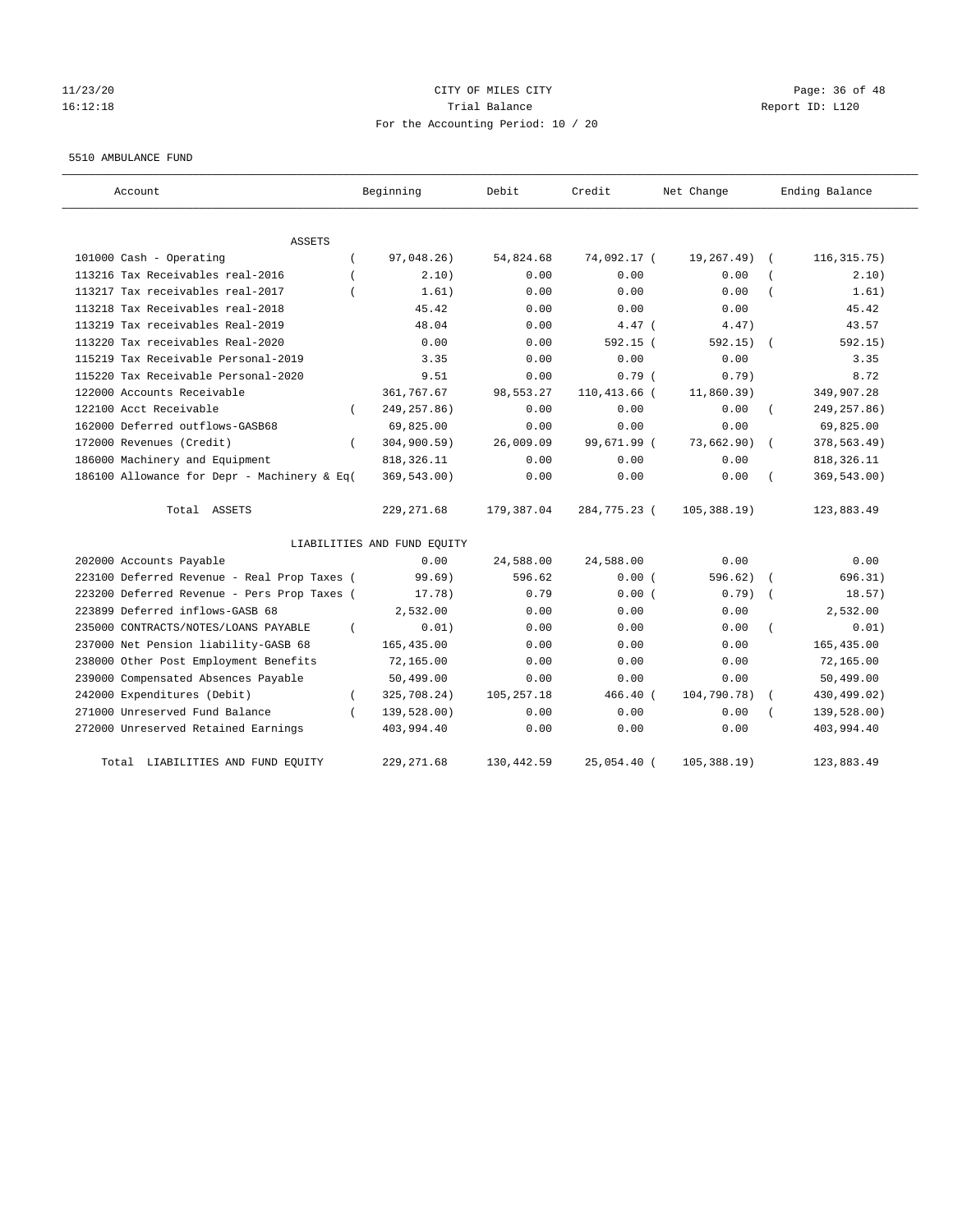CITY OF MILES CITY
Trial Balance
For the Accounting Period: 10 / 20

11/23/20
16:12:18

Report ID: L120

5510 AMBULANCE FUND

| Account | Beginning | Debit | Credit | Net Change | Ending Balance |
|---|---|---|---|---|---|
| ASSETS | | | | | |
| 101000 Cash - Operating | ( 97,048.26) | 54,824.68 | 74,092.17 | ( 19,267.49) | ( 116,315.75) |
| 113216 Tax Receivables real-2016 | ( 2.10) | 0.00 | 0.00 | 0.00 | ( 2.10) |
| 113217 Tax receivables real-2017 | ( 1.61) | 0.00 | 0.00 | 0.00 | ( 1.61) |
| 113218 Tax Receivables real-2018 | 45.42 | 0.00 | 0.00 | 0.00 | 45.42 |
| 113219 Tax receivables Real-2019 | 48.04 | 0.00 | 4.47 | ( 4.47) | 43.57 |
| 113220 Tax receivables Real-2020 | 0.00 | 0.00 | 592.15 | ( 592.15) | ( 592.15) |
| 115219 Tax Receivable Personal-2019 | 3.35 | 0.00 | 0.00 | 0.00 | 3.35 |
| 115220 Tax Receivable Personal-2020 | 9.51 | 0.00 | 0.79 | ( 0.79) | 8.72 |
| 122000 Accounts Receivable | 361,767.67 | 98,553.27 | 110,413.66 | ( 11,860.39) | 349,907.28 |
| 122100 Acct Receivable | ( 249,257.86) | 0.00 | 0.00 | 0.00 | ( 249,257.86) |
| 162000 Deferred outflows-GASB68 | 69,825.00 | 0.00 | 0.00 | 0.00 | 69,825.00 |
| 172000 Revenues (Credit) | ( 304,900.59) | 26,009.09 | 99,671.99 | ( 73,662.90) | ( 378,563.49) |
| 186000 Machinery and Equipment | 818,326.11 | 0.00 | 0.00 | 0.00 | 818,326.11 |
| 186100 Allowance for Depr - Machinery & Eq( | 369,543.00) | 0.00 | 0.00 | 0.00 | ( 369,543.00) |
| Total ASSETS | 229,271.68 | 179,387.04 | 284,775.23 | ( 105,388.19) | 123,883.49 |
| LIABILITIES AND FUND EQUITY | | | | | |
| 202000 Accounts Payable | 0.00 | 24,588.00 | 24,588.00 | 0.00 | 0.00 |
| 223100 Deferred Revenue - Real Prop Taxes ( | 99.69) | 596.62 | 0.00 | ( 596.62) | ( 696.31) |
| 223200 Deferred Revenue - Pers Prop Taxes ( | 17.78) | 0.79 | 0.00 | ( 0.79) | ( 18.57) |
| 223899 Deferred inflows-GASB 68 | 2,532.00 | 0.00 | 0.00 | 0.00 | 2,532.00 |
| 235000 CONTRACTS/NOTES/LOANS PAYABLE | ( 0.01) | 0.00 | 0.00 | 0.00 | ( 0.01) |
| 237000 Net Pension liability-GASB 68 | 165,435.00 | 0.00 | 0.00 | 0.00 | 165,435.00 |
| 238000 Other Post Employment Benefits | 72,165.00 | 0.00 | 0.00 | 0.00 | 72,165.00 |
| 239000 Compensated Absences Payable | 50,499.00 | 0.00 | 0.00 | 0.00 | 50,499.00 |
| 242000 Expenditures (Debit) | ( 325,708.24) | 105,257.18 | 466.40 | ( 104,790.78) | ( 430,499.02) |
| 271000 Unreserved Fund Balance | ( 139,528.00) | 0.00 | 0.00 | 0.00 | ( 139,528.00) |
| 272000 Unreserved Retained Earnings | 403,994.40 | 0.00 | 0.00 | 0.00 | 403,994.40 |
| Total LIABILITIES AND FUND EQUITY | 229,271.68 | 130,442.59 | 25,054.40 | ( 105,388.19) | 123,883.49 |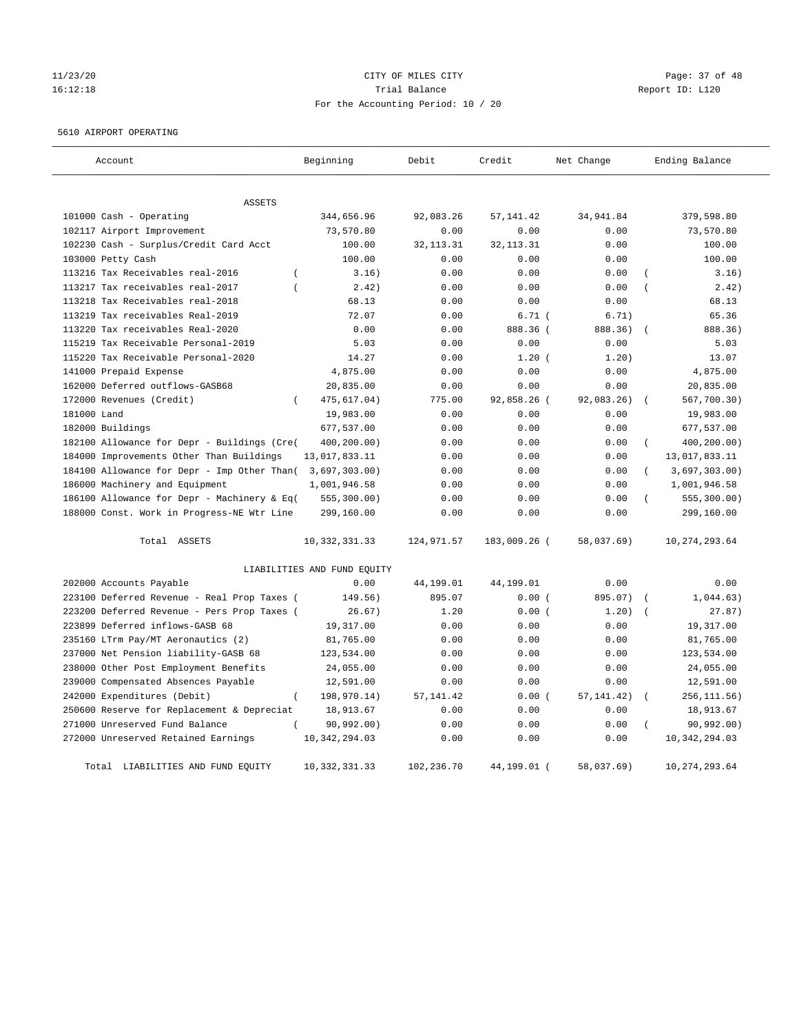11/23/20 CITY OF MILES CITY
16:12:18 Trial Balance Report ID: L120
For the Accounting Period: 10 / 20

5610 AIRPORT OPERATING

| Account | Beginning | Debit | Credit | Net Change | Ending Balance |
|---|---|---|---|---|---|
| ASSETS | | | | | |
| 101000 Cash - Operating | 344,656.96 | 92,083.26 | 57,141.42 | 34,941.84 | 379,598.80 |
| 102117 Airport Improvement | 73,570.80 | 0.00 | 0.00 | 0.00 | 73,570.80 |
| 102230 Cash - Surplus/Credit Card Acct | 100.00 | 32,113.31 | 32,113.31 | 0.00 | 100.00 |
| 103000 Petty Cash | 100.00 | 0.00 | 0.00 | 0.00 | 100.00 |
| 113216 Tax Receivables real-2016 | ( 3.16) | 0.00 | 0.00 | 0.00 | ( 3.16) |
| 113217 Tax receivables real-2017 | ( 2.42) | 0.00 | 0.00 | 0.00 | ( 2.42) |
| 113218 Tax Receivables real-2018 | 68.13 | 0.00 | 0.00 | 0.00 | 68.13 |
| 113219 Tax receivables Real-2019 | 72.07 | 0.00 | 6.71 | ( 6.71) | 65.36 |
| 113220 Tax receivables Real-2020 | 0.00 | 0.00 | 888.36 | ( 888.36) | ( 888.36) |
| 115219 Tax Receivable Personal-2019 | 5.03 | 0.00 | 0.00 | 0.00 | 5.03 |
| 115220 Tax Receivable Personal-2020 | 14.27 | 0.00 | 1.20 | ( 1.20) | 13.07 |
| 141000 Prepaid Expense | 4,875.00 | 0.00 | 0.00 | 0.00 | 4,875.00 |
| 162000 Deferred outflows-GASB68 | 20,835.00 | 0.00 | 0.00 | 0.00 | 20,835.00 |
| 172000 Revenues (Credit) | ( 475,617.04) | 775.00 | 92,858.26 | ( 92,083.26) | ( 567,700.30) |
| 181000 Land | 19,983.00 | 0.00 | 0.00 | 0.00 | 19,983.00 |
| 182000 Buildings | 677,537.00 | 0.00 | 0.00 | 0.00 | 677,537.00 |
| 182100 Allowance for Depr - Buildings (Cre( | 400,200.00) | 0.00 | 0.00 | 0.00 | ( 400,200.00) |
| 184000 Improvements Other Than Buildings | 13,017,833.11 | 0.00 | 0.00 | 0.00 | 13,017,833.11 |
| 184100 Allowance for Depr - Imp Other Than( | 3,697,303.00) | 0.00 | 0.00 | 0.00 | ( 3,697,303.00) |
| 186000 Machinery and Equipment | 1,001,946.58 | 0.00 | 0.00 | 0.00 | 1,001,946.58 |
| 186100 Allowance for Depr - Machinery & Eq( | 555,300.00) | 0.00 | 0.00 | 0.00 | ( 555,300.00) |
| 188000 Const. Work in Progress-NE Wtr Line | 299,160.00 | 0.00 | 0.00 | 0.00 | 299,160.00 |
| Total ASSETS | 10,332,331.33 | 124,971.57 | 183,009.26 | ( 58,037.69) | 10,274,293.64 |
| LIABILITIES AND FUND EQUITY | | | | | |
| 202000 Accounts Payable | 0.00 | 44,199.01 | 44,199.01 | 0.00 | 0.00 |
| 223100 Deferred Revenue - Real Prop Taxes ( | 149.56) | 895.07 | 0.00 | ( 895.07) | ( 1,044.63) |
| 223200 Deferred Revenue - Pers Prop Taxes ( | 26.67) | 1.20 | 0.00 | ( 1.20) | ( 27.87) |
| 223899 Deferred inflows-GASB 68 | 19,317.00 | 0.00 | 0.00 | 0.00 | 19,317.00 |
| 235160 LTrm Pay/MT Aeronautics (2) | 81,765.00 | 0.00 | 0.00 | 0.00 | 81,765.00 |
| 237000 Net Pension liability-GASB 68 | 123,534.00 | 0.00 | 0.00 | 0.00 | 123,534.00 |
| 238000 Other Post Employment Benefits | 24,055.00 | 0.00 | 0.00 | 0.00 | 24,055.00 |
| 239000 Compensated Absences Payable | 12,591.00 | 0.00 | 0.00 | 0.00 | 12,591.00 |
| 242000 Expenditures (Debit) | ( 198,970.14) | 57,141.42 | 0.00 | ( 57,141.42) | ( 256,111.56) |
| 250600 Reserve for Replacement & Depreciat | 18,913.67 | 0.00 | 0.00 | 0.00 | 18,913.67 |
| 271000 Unreserved Fund Balance | ( 90,992.00) | 0.00 | 0.00 | 0.00 | ( 90,992.00) |
| 272000 Unreserved Retained Earnings | 10,342,294.03 | 0.00 | 0.00 | 0.00 | 10,342,294.03 |
| Total LIABILITIES AND FUND EQUITY | 10,332,331.33 | 102,236.70 | 44,199.01 | ( 58,037.69) | 10,274,293.64 |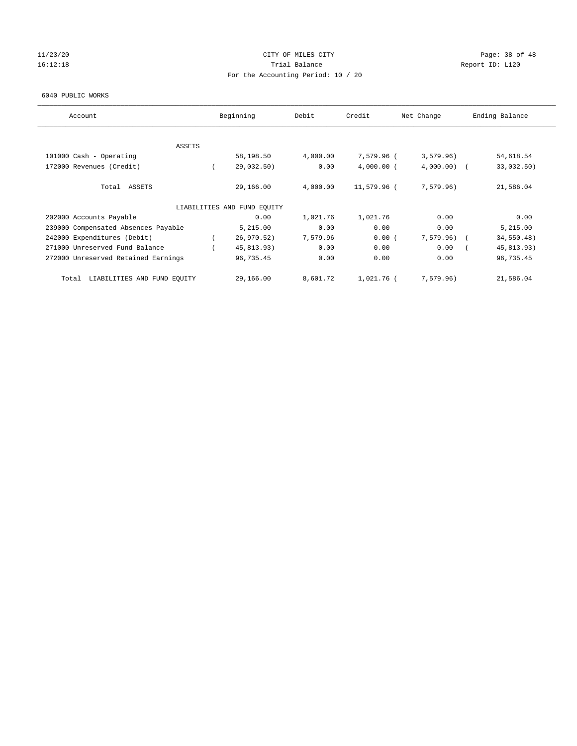CITY OF MILES CITY

Trial Balance

For the Accounting Period: 10 / 20

11/23/20 16:12:18 — Report ID: L120

6040 PUBLIC WORKS

| Account | Beginning | Debit | Credit | Net Change | Ending Balance |
|---|---|---|---|---|---|
| ASSETS | | | | | |
| 101000 Cash - Operating | 58,198.50 | 4,000.00 | 7,579.96 | (3,579.96) | 54,618.54 |
| 172000 Revenues (Credit) | (29,032.50) | 0.00 | 4,000.00 | (4,000.00) | (33,032.50) |
| Total ASSETS | 29,166.00 | 4,000.00 | 11,579.96 | (7,579.96) | 21,586.04 |
| LIABILITIES AND FUND EQUITY | | | | | |
| 202000 Accounts Payable | 0.00 | 1,021.76 | 1,021.76 | 0.00 | 0.00 |
| 239000 Compensated Absences Payable | 5,215.00 | 0.00 | 0.00 | 0.00 | 5,215.00 |
| 242000 Expenditures (Debit) | (26,970.52) | 7,579.96 | 0.00 | (7,579.96) | (34,550.48) |
| 271000 Unreserved Fund Balance | (45,813.93) | 0.00 | 0.00 | 0.00 | (45,813.93) |
| 272000 Unreserved Retained Earnings | 96,735.45 | 0.00 | 0.00 | 0.00 | 96,735.45 |
| Total LIABILITIES AND FUND EQUITY | 29,166.00 | 8,601.72 | 1,021.76 | (7,579.96) | 21,586.04 |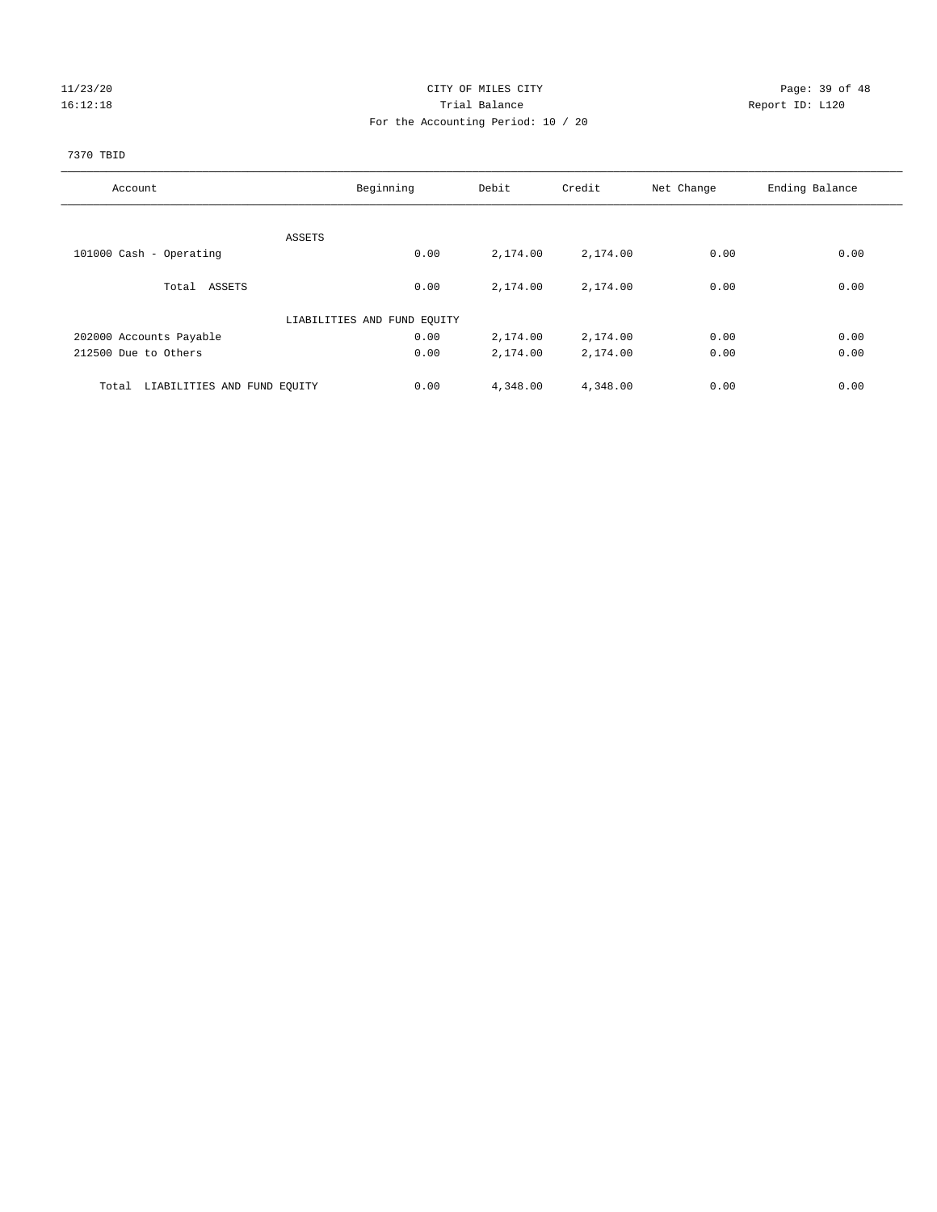# CITY OF MILES CITY

## Trial Balance

### For the Accounting Period: 10 / 20

7370 TBID

| Account | Beginning | Debit | Credit | Net Change | Ending Balance |
|---|---|---|---|---|---|
| ASSETS | | | | | |
| 101000 Cash - Operating | 0.00 | 2,174.00 | 2,174.00 | 0.00 | 0.00 |
| Total ASSETS | 0.00 | 2,174.00 | 2,174.00 | 0.00 | 0.00 |
| LIABILITIES AND FUND EQUITY | | | | | |
| 202000 Accounts Payable | 0.00 | 2,174.00 | 2,174.00 | 0.00 | 0.00 |
| 212500 Due to Others | 0.00 | 2,174.00 | 2,174.00 | 0.00 | 0.00 |
| Total LIABILITIES AND FUND EQUITY | 0.00 | 4,348.00 | 4,348.00 | 0.00 | 0.00 |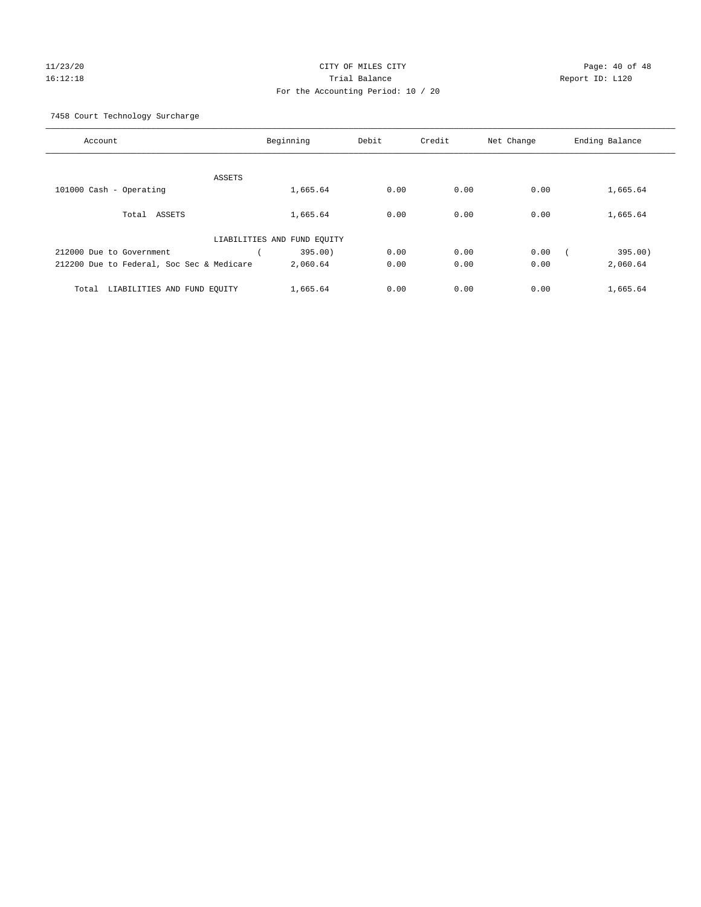CITY OF MILES CITY
Trial Balance
For the Accounting Period: 10 / 20

7458 Court Technology Surcharge

| Account | Beginning | Debit | Credit | Net Change | Ending Balance |
|---|---|---|---|---|---|
| ASSETS | | | | | |
| 101000 Cash - Operating | 1,665.64 | 0.00 | 0.00 | 0.00 | 1,665.64 |
| Total ASSETS | 1,665.64 | 0.00 | 0.00 | 0.00 | 1,665.64 |
| LIABILITIES AND FUND EQUITY | | | | | |
| 212000 Due to Government | ( 395.00) | 0.00 | 0.00 | 0.00 | ( 395.00) |
| 212200 Due to Federal, Soc Sec & Medicare | 2,060.64 | 0.00 | 0.00 | 0.00 | 2,060.64 |
| Total LIABILITIES AND FUND EQUITY | 1,665.64 | 0.00 | 0.00 | 0.00 | 1,665.64 |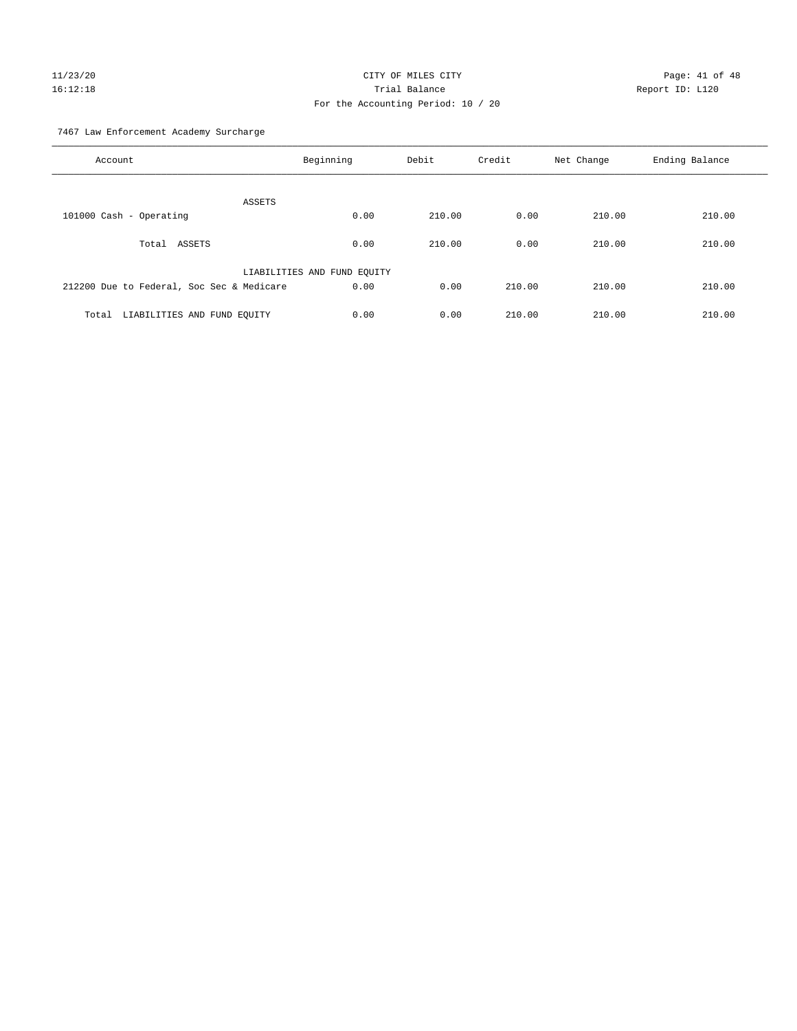CITY OF MILES CITY
Trial Balance
For the Accounting Period: 10 / 20

11/23/20
16:12:18

Report ID: L120

7467 Law Enforcement Academy Surcharge

| Account | Beginning | Debit | Credit | Net Change | Ending Balance |
|---|---|---|---|---|---|
| ASSETS | | | | | |
| 101000 Cash - Operating | 0.00 | 210.00 | 0.00 | 210.00 | 210.00 |
| Total ASSETS | 0.00 | 210.00 | 0.00 | 210.00 | 210.00 |
| LIABILITIES AND FUND EQUITY | | | | | |
| 212200 Due to Federal, Soc Sec & Medicare | 0.00 | 0.00 | 210.00 | 210.00 | 210.00 |
| Total LIABILITIES AND FUND EQUITY | 0.00 | 0.00 | 210.00 | 210.00 | 210.00 |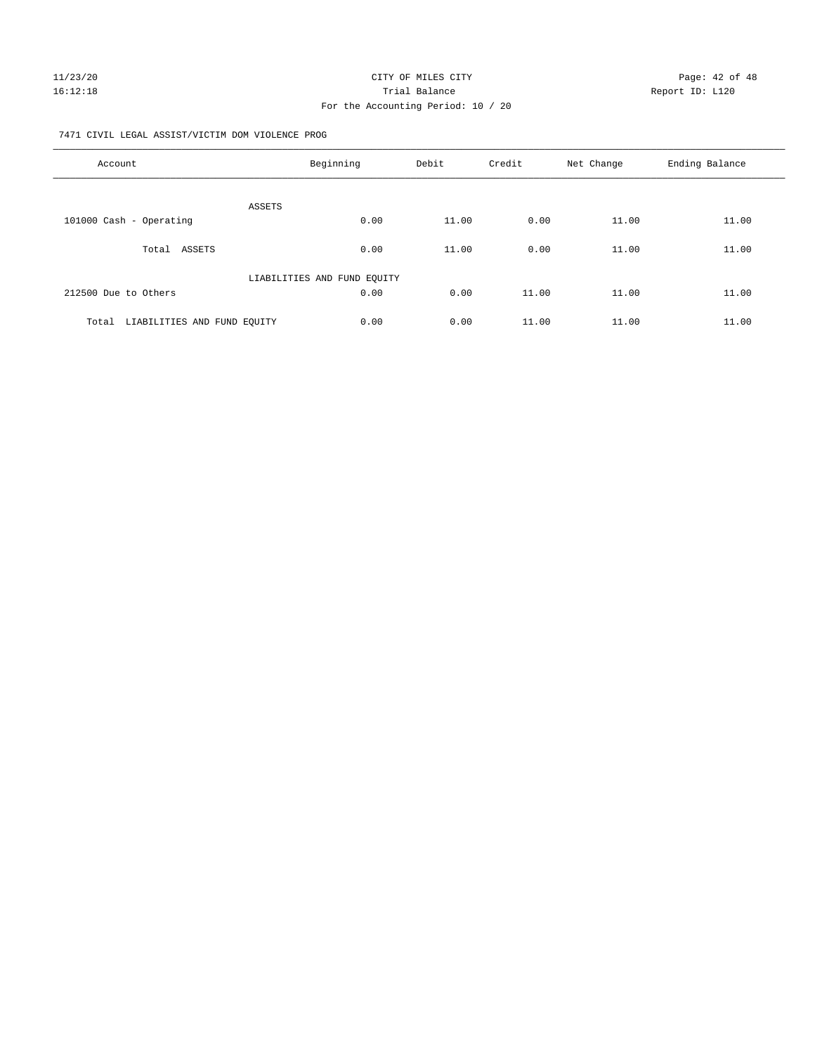CITY OF MILES CITY

Trial Balance

For the Accounting Period: 10 / 20

7471 CIVIL LEGAL ASSIST/VICTIM DOM VIOLENCE PROG

| Account | Beginning | Debit | Credit | Net Change | Ending Balance |
|---|---|---|---|---|---|
| ASSETS | | | | | |
| 101000 Cash - Operating | 0.00 | 11.00 | 0.00 | 11.00 | 11.00 |
| Total ASSETS | 0.00 | 11.00 | 0.00 | 11.00 | 11.00 |
| LIABILITIES AND FUND EQUITY | | | | | |
| 212500 Due to Others | 0.00 | 0.00 | 11.00 | 11.00 | 11.00 |
| Total LIABILITIES AND FUND EQUITY | 0.00 | 0.00 | 11.00 | 11.00 | 11.00 |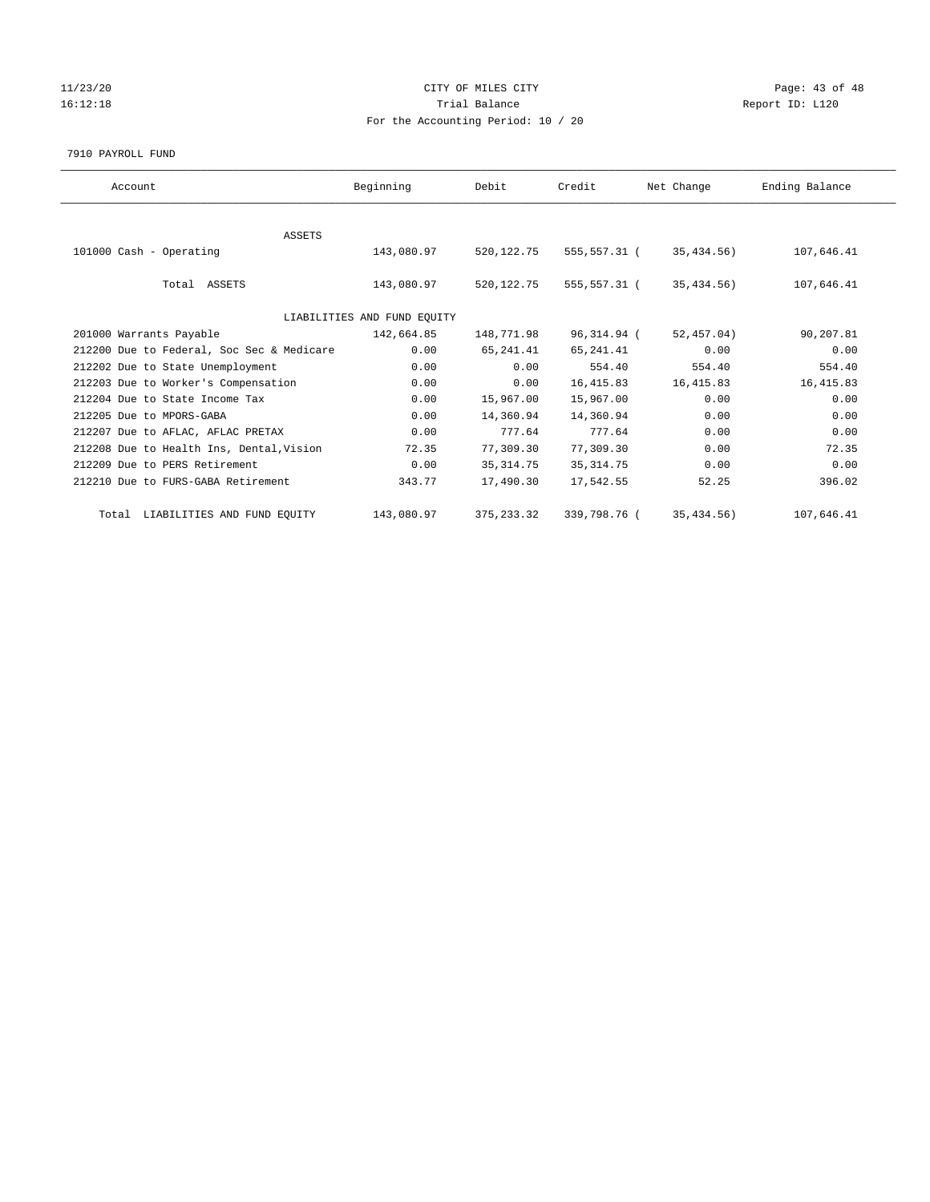CITY OF MILES CITY
Trial Balance
For the Accounting Period: 10 / 20

11/23/20
16:12:18

Report ID: L120

7910 PAYROLL FUND

| Account | Beginning | Debit | Credit | Net Change | Ending Balance |
|---|---|---|---|---|---|
| ASSETS | | | | | |
| 101000 Cash - Operating | 143,080.97 | 520,122.75 | 555,557.31 ( | 35,434.56) | 107,646.41 |
| Total ASSETS | 143,080.97 | 520,122.75 | 555,557.31 ( | 35,434.56) | 107,646.41 |
| LIABILITIES AND FUND EQUITY | | | | | |
| 201000 Warrants Payable | 142,664.85 | 148,771.98 | 96,314.94 ( | 52,457.04) | 90,207.81 |
| 212200 Due to Federal, Soc Sec & Medicare | 0.00 | 65,241.41 | 65,241.41 | 0.00 | 0.00 |
| 212202 Due to State Unemployment | 0.00 | 0.00 | 554.40 | 554.40 | 554.40 |
| 212203 Due to Worker's Compensation | 0.00 | 0.00 | 16,415.83 | 16,415.83 | 16,415.83 |
| 212204 Due to State Income Tax | 0.00 | 15,967.00 | 15,967.00 | 0.00 | 0.00 |
| 212205 Due to MPORS-GABA | 0.00 | 14,360.94 | 14,360.94 | 0.00 | 0.00 |
| 212207 Due to AFLAC, AFLAC PRETAX | 0.00 | 777.64 | 777.64 | 0.00 | 0.00 |
| 212208 Due to Health Ins, Dental,Vision | 72.35 | 77,309.30 | 77,309.30 | 0.00 | 72.35 |
| 212209 Due to PERS Retirement | 0.00 | 35,314.75 | 35,314.75 | 0.00 | 0.00 |
| 212210 Due to FURS-GABA Retirement | 343.77 | 17,490.30 | 17,542.55 | 52.25 | 396.02 |
| Total LIABILITIES AND FUND EQUITY | 143,080.97 | 375,233.32 | 339,798.76 ( | 35,434.56) | 107,646.41 |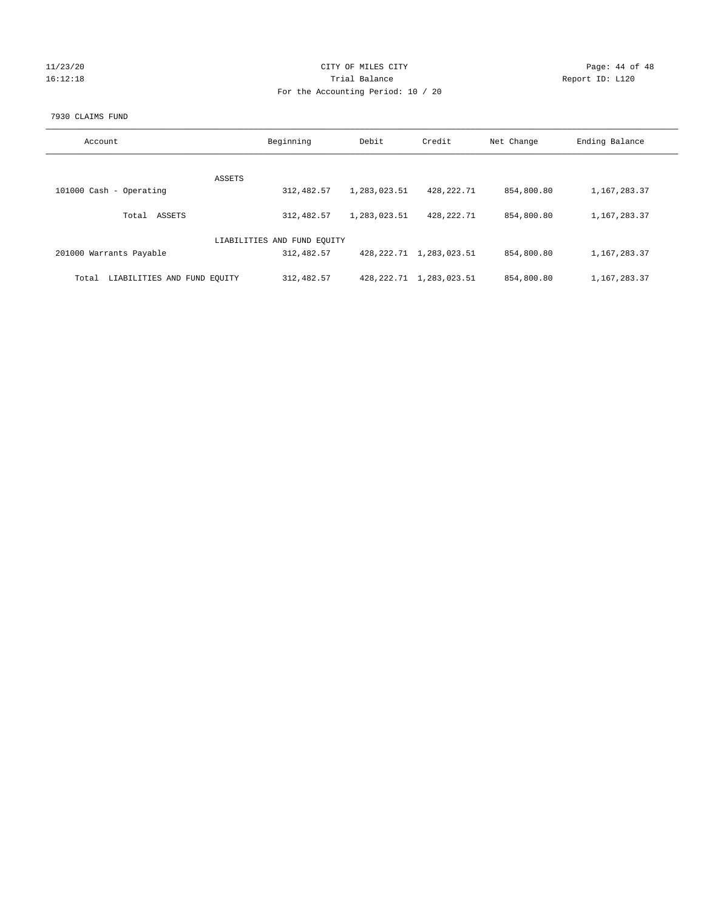CITY OF MILES CITY

Trial Balance

For the Accounting Period: 10 / 20

11/23/20
16:12:18

Report ID: L120

7930 CLAIMS FUND

| Account | Beginning | Debit | Credit | Net Change | Ending Balance |
|---|---|---|---|---|---|
| ASSETS | | | | | |
| 101000 Cash - Operating | 312,482.57 | 1,283,023.51 | 428,222.71 | 854,800.80 | 1,167,283.37 |
| Total ASSETS | 312,482.57 | 1,283,023.51 | 428,222.71 | 854,800.80 | 1,167,283.37 |
| LIABILITIES AND FUND EQUITY | | | | | |
| 201000 Warrants Payable | 312,482.57 | 428,222.71 | 1,283,023.51 | 854,800.80 | 1,167,283.37 |
| Total LIABILITIES AND FUND EQUITY | 312,482.57 | 428,222.71 | 1,283,023.51 | 854,800.80 | 1,167,283.37 |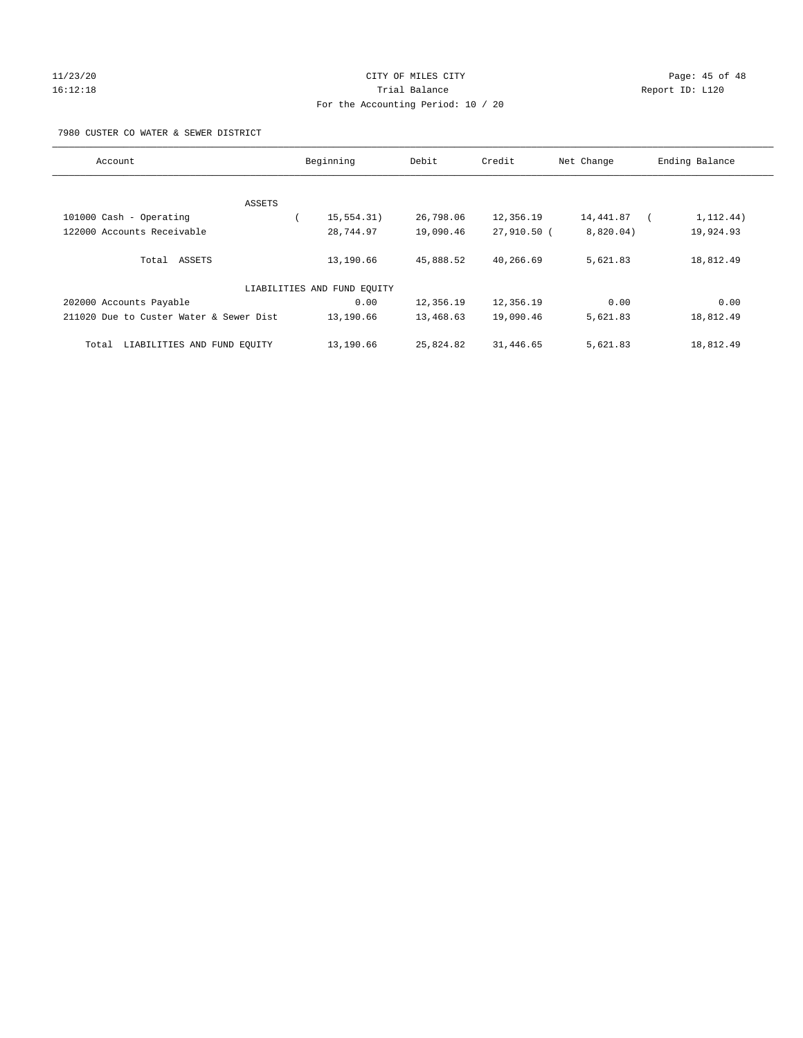CITY OF MILES CITY
Trial Balance
For the Accounting Period: 10 / 20

11/23/20
16:12:18

Report ID: L120

7980 CUSTER CO WATER & SEWER DISTRICT

| Account | Beginning | Debit | Credit | Net Change | Ending Balance |
|---|---|---|---|---|---|
| ASSETS | | | | | |
| 101000 Cash - Operating | ( 15,554.31) | 26,798.06 | 12,356.19 | 14,441.87 | ( 1,112.44) |
| 122000 Accounts Receivable | 28,744.97 | 19,090.46 | 27,910.50 | ( 8,820.04) | 19,924.93 |
| Total ASSETS | 13,190.66 | 45,888.52 | 40,266.69 | 5,621.83 | 18,812.49 |
| LIABILITIES AND FUND EQUITY | | | | | |
| 202000 Accounts Payable | 0.00 | 12,356.19 | 12,356.19 | 0.00 | 0.00 |
| 211020 Due to Custer Water & Sewer Dist | 13,190.66 | 13,468.63 | 19,090.46 | 5,621.83 | 18,812.49 |
| Total LIABILITIES AND FUND EQUITY | 13,190.66 | 25,824.82 | 31,446.65 | 5,621.83 | 18,812.49 |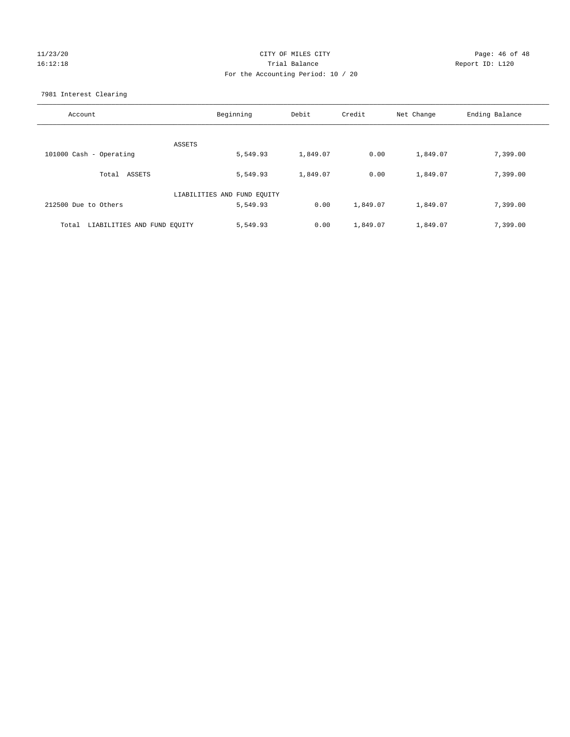CITY OF MILES CITY
Trial Balance
For the Accounting Period: 10 / 20

7981 Interest Clearing

| Account | Beginning | Debit | Credit | Net Change | Ending Balance |
|---|---|---|---|---|---|
| ASSETS | | | | | |
| 101000 Cash - Operating | 5,549.93 | 1,849.07 | 0.00 | 1,849.07 | 7,399.00 |
| Total ASSETS | 5,549.93 | 1,849.07 | 0.00 | 1,849.07 | 7,399.00 |
| LIABILITIES AND FUND EQUITY | | | | | |
| 212500 Due to Others | 5,549.93 | 0.00 | 1,849.07 | 1,849.07 | 7,399.00 |
| Total LIABILITIES AND FUND EQUITY | 5,549.93 | 0.00 | 1,849.07 | 1,849.07 | 7,399.00 |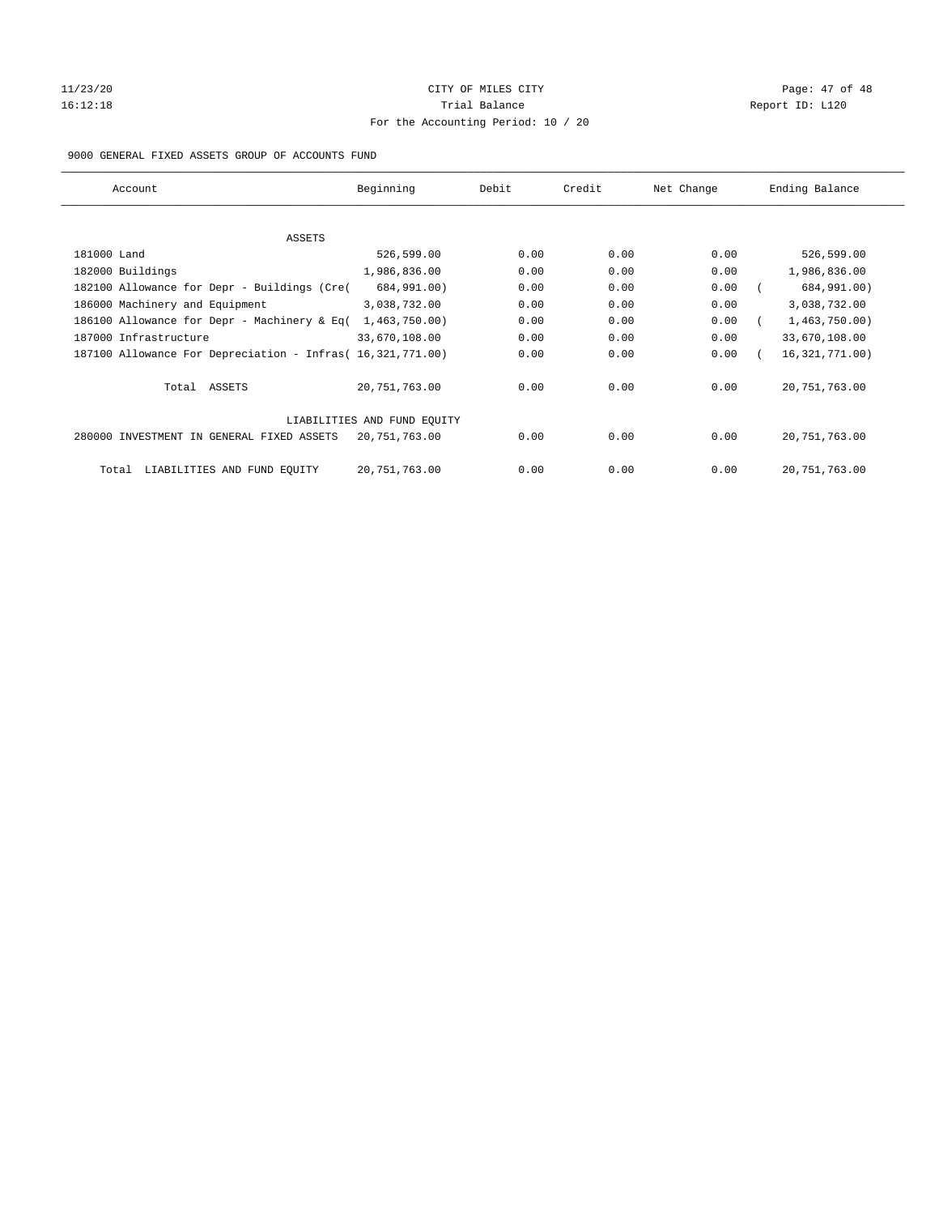# CITY OF MILES CITY

## Trial Balance

### For the Accounting Period: 10 / 20

9000 GENERAL FIXED ASSETS GROUP OF ACCOUNTS FUND

| Account | Beginning | Debit | Credit | Net Change | Ending Balance |
|---|---|---|---|---|---|
| ASSETS | | | | | |
| 181000 Land | 526,599.00 | 0.00 | 0.00 | 0.00 | 526,599.00 |
| 182000 Buildings | 1,986,836.00 | 0.00 | 0.00 | 0.00 | 1,986,836.00 |
| 182100 Allowance for Depr - Buildings (Cre( | 684,991.00) | 0.00 | 0.00 | 0.00 | ( 684,991.00) |
| 186000 Machinery and Equipment | 3,038,732.00 | 0.00 | 0.00 | 0.00 | 3,038,732.00 |
| 186100 Allowance for Depr - Machinery & Eq( | 1,463,750.00) | 0.00 | 0.00 | 0.00 | ( 1,463,750.00) |
| 187000 Infrastructure | 33,670,108.00 | 0.00 | 0.00 | 0.00 | 33,670,108.00 |
| 187100 Allowance For Depreciation - Infras( | 16,321,771.00) | 0.00 | 0.00 | 0.00 | ( 16,321,771.00) |
| Total ASSETS | 20,751,763.00 | 0.00 | 0.00 | 0.00 | 20,751,763.00 |
| LIABILITIES AND FUND EQUITY | | | | | |
| 280000 INVESTMENT IN GENERAL FIXED ASSETS | 20,751,763.00 | 0.00 | 0.00 | 0.00 | 20,751,763.00 |
| Total LIABILITIES AND FUND EQUITY | 20,751,763.00 | 0.00 | 0.00 | 0.00 | 20,751,763.00 |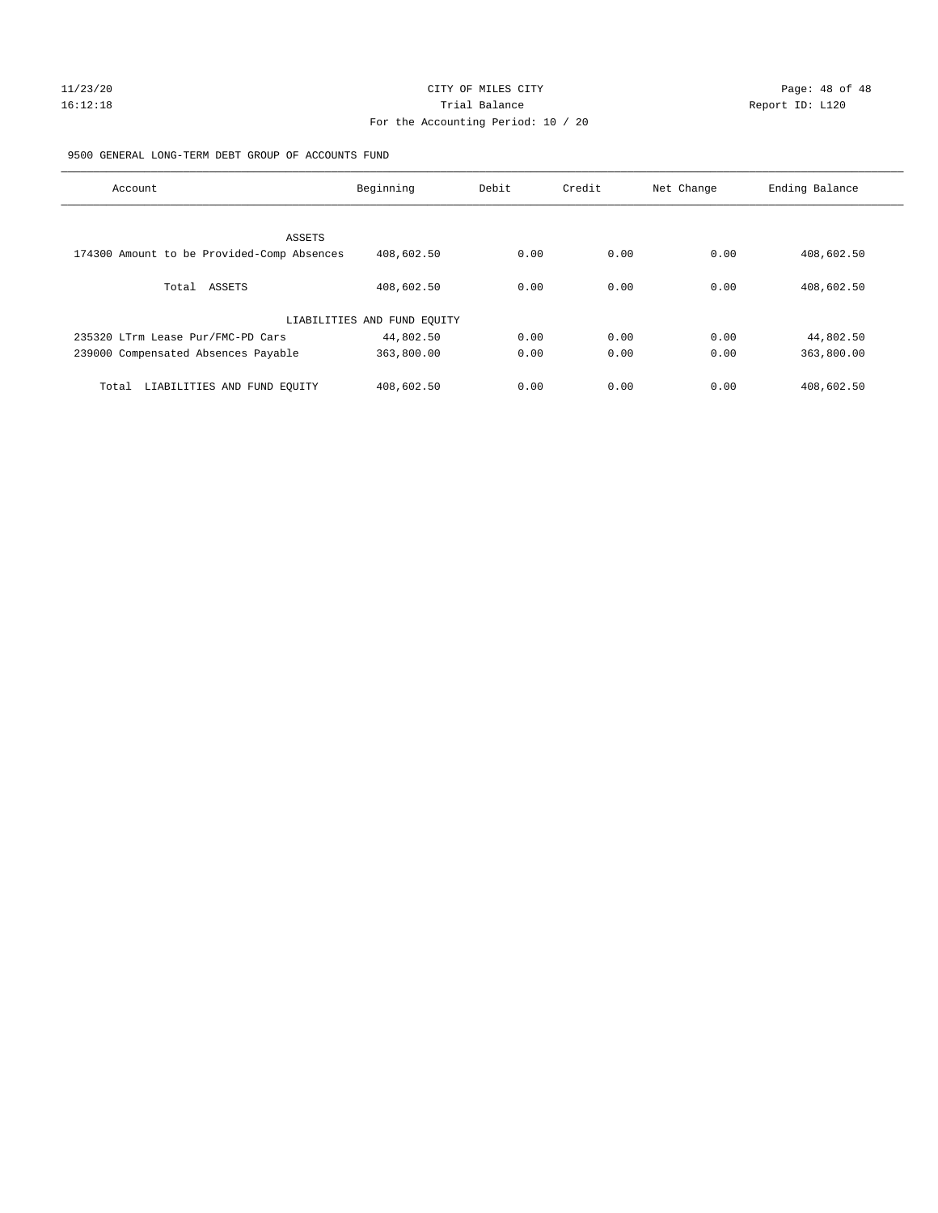CITY OF MILES CITY

Trial Balance

For the Accounting Period: 10 / 20

11/23/20
16:12:18

Report ID: L120

9500 GENERAL LONG-TERM DEBT GROUP OF ACCOUNTS FUND

| Account | Beginning | Debit | Credit | Net Change | Ending Balance |
|---|---|---|---|---|---|
| ASSETS | | | | | |
| 174300 Amount to be Provided-Comp Absences | 408,602.50 | 0.00 | 0.00 | 0.00 | 408,602.50 |
| Total ASSETS | 408,602.50 | 0.00 | 0.00 | 0.00 | 408,602.50 |
| LIABILITIES AND FUND EQUITY | | | | | |
| 235320 LTrm Lease Pur/FMC-PD Cars | 44,802.50 | 0.00 | 0.00 | 0.00 | 44,802.50 |
| 239000 Compensated Absences Payable | 363,800.00 | 0.00 | 0.00 | 0.00 | 363,800.00 |
| Total LIABILITIES AND FUND EQUITY | 408,602.50 | 0.00 | 0.00 | 0.00 | 408,602.50 |